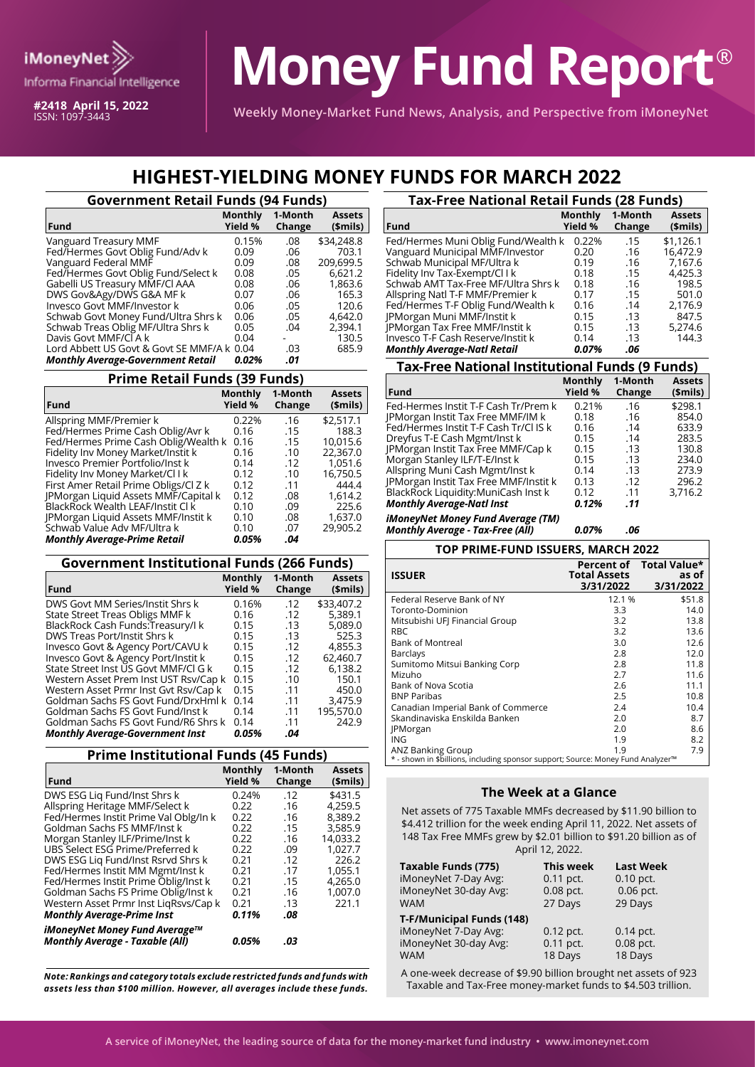iMoneyNet
Informa Financial Intelligence

**#2418 April 15, 2022**
ISSN: 1097-3443

# Money Fund Report®

**Weekly Money-Market Fund News, Analysis, and Perspective from iMoneyNet**

## HIGHEST-YIELDING MONEY FUNDS FOR MARCH 2022

### Government Retail Funds (94 Funds)

| Fund | Monthly Yield % | 1-Month Change | Assets ($mils) |
|---|---|---|---|
| Vanguard Treasury MMF | 0.15% | .08 | $34,248.8 |
| Fed/Hermes Govt Oblig Fund/Adv k | 0.09 | .06 | 703.1 |
| Vanguard Federal MMF | 0.09 | .08 | 209,699.5 |
| Fed/Hermes Govt Oblig Fund/Select k | 0.08 | .05 | 6,621.2 |
| Gabelli US Treasury MMF/Cl AAA | 0.08 | .06 | 1,863.6 |
| DWS Gov&Agy/DWS G&A MF k | 0.07 | .06 | 165.3 |
| Invesco Govt MMF/Investor k | 0.06 | .05 | 120.6 |
| Schwab Govt Money Fund/Ultra Shrs k | 0.06 | .05 | 4,642.0 |
| Schwab Treas Oblig MF/Ultra Shrs k | 0.05 | .04 | 2,394.1 |
| Davis Govt MMF/Cl A k | 0.04 | - | 130.5 |
| Lord Abbett US Govt & Govt SE MMF/A k | 0.04 | .03 | 685.9 |
| ***Monthly Average-Government Retail*** | ***0.02%*** | ***.01*** | |

### Prime Retail Funds (39 Funds)

| Fund | Monthly Yield % | 1-Month Change | Assets ($mils) |
|---|---|---|---|
| Allspring MMF/Premier k | 0.22% | .16 | $2,517.1 |
| Fed/Hermes Prime Cash Oblig/Avr k | 0.16 | .15 | 188.3 |
| Fed/Hermes Prime Cash Oblig/Wealth k | 0.16 | .15 | 10,015.6 |
| Fidelity Inv Money Market/Instit k | 0.16 | .10 | 22,367.0 |
| Invesco Premier Portfolio/Inst k | 0.14 | .12 | 1,051.6 |
| Fidelity Inv Money Market/Cl I k | 0.12 | .10 | 16,750.5 |
| First Amer Retail Prime Obligs/Cl Z k | 0.12 | .11 | 444.4 |
| JPMorgan Liquid Assets MMF/Capital k | 0.12 | .08 | 1,614.2 |
| BlackRock Wealth LEAF/Instit Cl k | 0.10 | .09 | 225.6 |
| JPMorgan Liquid Assets MMF/Instit k | 0.10 | .08 | 1,637.0 |
| Schwab Value Adv MF/Ultra k | 0.10 | .07 | 29,905.2 |
| ***Monthly Average-Prime Retail*** | ***0.05%*** | ***.04*** | |

### Government Institutional Funds (266 Funds)

| Fund | Monthly Yield % | 1-Month Change | Assets ($mils) |
|---|---|---|---|
| DWS Govt MM Series/Instit Shrs k | 0.16% | .12 | $33,407.2 |
| State Street Treas Obligs MMF k | 0.16 | .12 | 5,389.1 |
| BlackRock Cash Funds:Treasury/I k | 0.15 | .13 | 5,089.0 |
| DWS Treas Port/Instit Shrs k | 0.15 | .13 | 525.3 |
| Invesco Govt & Agency Port/CAVU k | 0.15 | .12 | 4,855.3 |
| Invesco Govt & Agency Port/Instit k | 0.15 | .12 | 62,460.7 |
| State Street Inst US Govt MMF/Cl G k | 0.15 | .12 | 6,138.2 |
| Western Asset Prem Inst UST Rsv/Cap k | 0.15 | .10 | 150.1 |
| Western Asset Prmr Inst Gvt Rsv/Cap k | 0.15 | .11 | 450.0 |
| Goldman Sachs FS Govt Fund/DrxHml k | 0.14 | .11 | 3,475.9 |
| Goldman Sachs FS Govt Fund/Inst k | 0.14 | .11 | 195,570.0 |
| Goldman Sachs FS Govt Fund/R6 Shrs k | 0.14 | .11 | 242.9 |
| ***Monthly Average-Government Inst*** | ***0.05%*** | ***.04*** | |

### Prime Institutional Funds (45 Funds)

| Fund | Monthly Yield % | 1-Month Change | Assets ($mils) |
|---|---|---|---|
| DWS ESG Liq Fund/Inst Shrs k | 0.24% | .12 | $431.5 |
| Allspring Heritage MMF/Select k | 0.22 | .16 | 4,259.5 |
| Fed/Hermes Instit Prime Val Oblg/In k | 0.22 | .16 | 8,389.2 |
| Goldman Sachs FS MMF/Inst k | 0.22 | .15 | 3,585.9 |
| Morgan Stanley ILF/Prime/Inst k | 0.22 | .16 | 14,033.2 |
| UBS Select ESG Prime/Preferred k | 0.22 | .09 | 1,027.7 |
| DWS ESG Liq Fund/Inst Rsrvd Shrs k | 0.21 | .12 | 226.2 |
| Fed/Hermes Instit MM Mgmt/Inst k | 0.21 | .17 | 1,055.1 |
| Fed/Hermes Instit Prime Oblig/Inst k | 0.21 | .15 | 4,265.0 |
| Goldman Sachs FS Prime Oblig/Inst k | 0.21 | .16 | 1,007.0 |
| Western Asset Prmr Inst LiqRsvs/Cap k | 0.21 | .13 | 221.1 |
| ***Monthly Average-Prime Inst*** | ***0.11%*** | ***.08*** | |
| ***iMoneyNet Money Fund Average™ Monthly Average - Taxable (All)*** | ***0.05%*** | ***.03*** | |

***Note: Rankings and category totals exclude restricted funds and funds with assets less than $100 million. However, all averages include these funds.***

### Tax-Free National Retail Funds (28 Funds)

| Fund | Monthly Yield % | 1-Month Change | Assets ($mils) |
|---|---|---|---|
| Fed/Hermes Muni Oblig Fund/Wealth k | 0.22% | .15 | $1,126.1 |
| Vanguard Municipal MMF/Investor | 0.20 | .16 | 16,472.9 |
| Schwab Municipal MF/Ultra k | 0.19 | .16 | 7,167.6 |
| Fidelity Inv Tax-Exempt/Cl I k | 0.18 | .15 | 4,425.3 |
| Schwab AMT Tax-Free MF/Ultra Shrs k | 0.18 | .16 | 198.5 |
| Allspring Natl T-F MMF/Premier k | 0.17 | .15 | 501.0 |
| Fed/Hermes T-F Oblig Fund/Wealth k | 0.16 | .14 | 2,176.9 |
| JPMorgan Muni MMF/Instit k | 0.15 | .13 | 847.5 |
| JPMorgan Tax Free MMF/Instit k | 0.15 | .13 | 5,274.6 |
| Invesco T-F Cash Reserve/Instit k | 0.14 | .13 | 144.3 |
| ***Monthly Average-Natl Retail*** | ***0.07%*** | ***.06*** | |

### Tax-Free National Institutional Funds (9 Funds)

| Fund | Monthly Yield % | 1-Month Change | Assets ($mils) |
|---|---|---|---|
| Fed-Hermes Instit T-F Cash Tr/Prem k | 0.21% | .16 | $298.1 |
| JPMorgan Instit Tax Free MMF/IM k | 0.18 | .16 | 854.0 |
| Fed/Hermes Instit T-F Cash Tr/Cl IS k | 0.16 | .14 | 633.9 |
| Dreyfus T-E Cash Mgmt/Inst k | 0.15 | .14 | 283.5 |
| JPMorgan Instit Tax Free MMF/Cap k | 0.15 | .13 | 130.8 |
| Morgan Stanley ILF/T-E/Inst k | 0.15 | .13 | 234.0 |
| Allspring Muni Cash Mgmt/Inst k | 0.14 | .13 | 273.9 |
| JPMorgan Instit Tax Free MMF/Instit k | 0.13 | .12 | 296.2 |
| BlackRock Liquidity:MuniCash Inst k | 0.12 | .11 | 3,716.2 |
| ***Monthly Average-Natl Inst*** | ***0.12%*** | ***.11*** | |
| ***iMoneyNet Money Fund Average (TM) Monthly Average - Tax-Free (All)*** | ***0.07%*** | ***.06*** | |

### TOP PRIME-FUND ISSUERS, MARCH 2022

| ISSUER | Percent of Total Assets 3/31/2022 | Total Value* as of 3/31/2022 |
|---|---|---|
| Federal Reserve Bank of NY | 12.1 % | $51.8 |
| Toronto-Dominion | 3.3 | 14.0 |
| Mitsubishi UFJ Financial Group | 3.2 | 13.8 |
| RBC | 3.2 | 13.6 |
| Bank of Montreal | 3.0 | 12.6 |
| Barclays | 2.8 | 12.0 |
| Sumitomo Mitsui Banking Corp | 2.8 | 11.8 |
| Mizuho | 2.7 | 11.6 |
| Bank of Nova Scotia | 2.6 | 11.1 |
| BNP Paribas | 2.5 | 10.8 |
| Canadian Imperial Bank of Commerce | 2.4 | 10.4 |
| Skandinaviska Enskilda Banken | 2.0 | 8.7 |
| JPMorgan | 2.0 | 8.6 |
| ING | 1.9 | 8.2 |
| ANZ Banking Group | 1.9 | 7.9 |

\* - shown in $billions, including sponsor support; Source: Money Fund Analyzer™

### The Week at a Glance

Net assets of 775 Taxable MMFs decreased by $11.90 billion to $4.412 trillion for the week ending April 11, 2022. Net assets of 148 Tax Free MMFs grew by $2.01 billion to $91.20 billion as of April 12, 2022.

| Taxable Funds (775) | This week | Last Week |
|---|---|---|
| iMoneyNet 7-Day Avg: | 0.11 pct. | 0.10 pct. |
| iMoneyNet 30-day Avg: | 0.08 pct. | 0.06 pct. |
| WAM | 27 Days | 29 Days |
| **T-F/Municipal Funds (148)** | | |
| iMoneyNet 7-Day Avg: | 0.12 pct. | 0.14 pct. |
| iMoneyNet 30-day Avg: | 0.11 pct. | 0.08 pct. |
| WAM | 18 Days | 18 Days |

A one-week decrease of $9.90 billion brought net assets of 923 Taxable and Tax-Free money-market funds to $4.503 trillion.

A service of iMoneyNet, the leading source of data for the money-market fund industry • www.imoneynet.com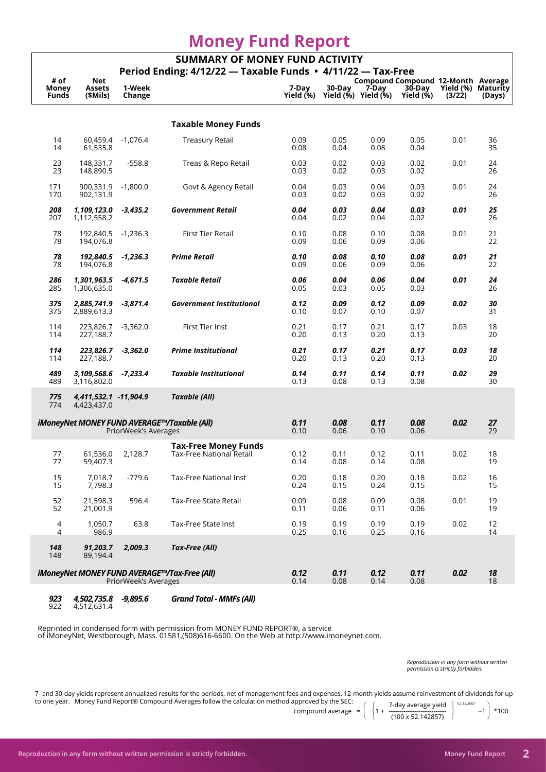# Money Fund Report

## SUMMARY OF MONEY FUND ACTIVITY

### Period Ending: 4/12/22 — Taxable Funds • 4/11/22 — Tax-Free

| # of Money Funds | Net Assets ($Mils) | 1-Week Change | | 7-Day Yield (%) | 30-Day Yield (%) | Compound 7-Day Yield (%) | Compound 30-Day Yield (%) | 12-Month Yield (%) (3/22) | Average Maturity (Days) |
|---|---|---|---|---|---|---|---|---|---|
| | | | **Taxable Money Funds** | | | | | | |
| 14<br>14 | 60,459.4<br>61,535.8 | -1,076.4 | Treasury Retail | 0.09<br>0.08 | 0.05<br>0.04 | 0.09<br>0.08 | 0.05<br>0.04 | 0.01 | 36<br>35 |
| 23<br>23 | 148,331.7<br>148,890.5 | -558.8 | Treas & Repo Retail | 0.03<br>0.03 | 0.02<br>0.02 | 0.03<br>0.03 | 0.02<br>0.02 | 0.01 | 24<br>26 |
| 171<br>170 | 900,331.9<br>902,131.9 | -1,800.0 | Govt & Agency Retail | 0.04<br>0.03 | 0.03<br>0.02 | 0.04<br>0.03 | 0.03<br>0.02 | 0.01 | 24<br>26 |
| ***208***<br>207 | ***1,109,123.0***<br>1,112,558.2 | ***-3,435.2*** | ***Government Retail*** | ***0.04***<br>0.04 | ***0.03***<br>0.02 | ***0.04***<br>0.04 | ***0.03***<br>0.02 | ***0.01*** | ***25***<br>26 |
| 78<br>78 | 192,840.5<br>194,076.8 | -1,236.3 | First Tier Retail | 0.10<br>0.09 | 0.08<br>0.06 | 0.10<br>0.09 | 0.08<br>0.06 | 0.01 | 21<br>22 |
| ***78***<br>78 | ***192,840.5***<br>194,076.8 | ***-1,236.3*** | ***Prime Retail*** | ***0.10***<br>0.09 | ***0.08***<br>0.06 | ***0.10***<br>0.09 | ***0.08***<br>0.06 | ***0.01*** | ***21***<br>22 |
| ***286***<br>285 | ***1,301,963.5***<br>1,306,635.0 | ***-4,671.5*** | ***Taxable Retail*** | ***0.06***<br>0.05 | ***0.04***<br>0.03 | ***0.06***<br>0.05 | ***0.04***<br>0.03 | ***0.01*** | ***24***<br>26 |
| ***375***<br>375 | ***2,885,741.9***<br>2,889,613.3 | ***-3,871.4*** | ***Government Institutional*** | ***0.12***<br>0.10 | ***0.09***<br>0.07 | ***0.12***<br>0.10 | ***0.09***<br>0.07 | ***0.02*** | ***30***<br>31 |
| 114<br>114 | 223,826.7<br>227,188.7 | -3,362.0 | First Tier Inst | 0.21<br>0.20 | 0.17<br>0.13 | 0.21<br>0.20 | 0.17<br>0.13 | 0.03 | 18<br>20 |
| ***114***<br>114 | ***223,826.7***<br>227,188.7 | ***-3,362.0*** | ***Prime Institutional*** | ***0.21***<br>0.20 | ***0.17***<br>0.13 | ***0.21***<br>0.20 | ***0.17***<br>0.13 | ***0.03*** | ***18***<br>20 |
| ***489***<br>489 | ***3,109,568.6***<br>3,116,802.0 | ***-7,233.4*** | ***Taxable Institutional*** | ***0.14***<br>0.13 | ***0.11***<br>0.08 | ***0.14***<br>0.13 | ***0.11***<br>0.08 | ***0.02*** | ***29***<br>30 |
| ***775***<br>774 | ***4,411,532.1***<br>4,423,437.0 | ***-11,904.9*** | ***Taxable (All)*** | | | | | | |
| ***iMoneyNet MONEY FUND AVERAGE™/Taxable (All)*** | | PriorWeek's Averages | | ***0.11***<br>0.10 | ***0.08***<br>0.06 | ***0.11***<br>0.10 | ***0.08***<br>0.06 | ***0.02*** | ***27***<br>29 |
| | | | **Tax-Free Money Funds** | | | | | | |
| 77<br>77 | 61,536.0<br>59,407.3 | 2,128.7 | Tax-Free National Retail | 0.12<br>0.14 | 0.11<br>0.08 | 0.12<br>0.14 | 0.11<br>0.08 | 0.02 | 18<br>19 |
| 15<br>15 | 7,018.7<br>7,798.3 | -779.6 | Tax-Free National Inst | 0.20<br>0.24 | 0.18<br>0.15 | 0.20<br>0.24 | 0.18<br>0.15 | 0.02 | 16<br>15 |
| 52<br>52 | 21,598.3<br>21,001.9 | 596.4 | Tax-Free State Retail | 0.09<br>0.11 | 0.08<br>0.06 | 0.09<br>0.11 | 0.08<br>0.06 | 0.01 | 19<br>19 |
| 4<br>4 | 1,050.7<br>986.9 | 63.8 | Tax-Free State Inst | 0.19<br>0.25 | 0.19<br>0.16 | 0.19<br>0.25 | 0.19<br>0.16 | 0.02 | 12<br>14 |
| ***148***<br>148 | ***91,203.7***<br>89,194.4 | ***2,009.3*** | ***Tax-Free (All)*** | | | | | | |
| ***iMoneyNet MONEY FUND AVERAGE™/Tax-Free (All)*** | | PriorWeek's Averages | | ***0.12***<br>0.14 | ***0.11***<br>0.08 | ***0.12***<br>0.14 | ***0.11***<br>0.08 | ***0.02*** | ***18***<br>18 |
| ***923***<br>922 | ***4,502,735.8***<br>4,512,631.4 | ***-9,895.6*** | ***Grand Total - MMFs (All)*** | | | | | | |

Reprinted in condensed form with permission from MONEY FUND REPORT®, a service of iMoneyNet, Westborough, Mass. 01581,(508)616-6600. On the Web at http://www.imoneynet.com.

*Reproduction in any form without written permission is strictly forbidden.*

7- and 30-day yields represent annualized results for the periods, net of management fees and expenses. 12-month yields assume reinvestment of dividends for up to one year. Money Fund Report® Compound Averages follow the calculation method approved by the SEC:

$$\text{compound average} = \left( \left\{ 1 + \frac{\text{7-day average yield}}{(100 \times 52.142857)} \right\}^{52.142857} - 1 \right) * 100$$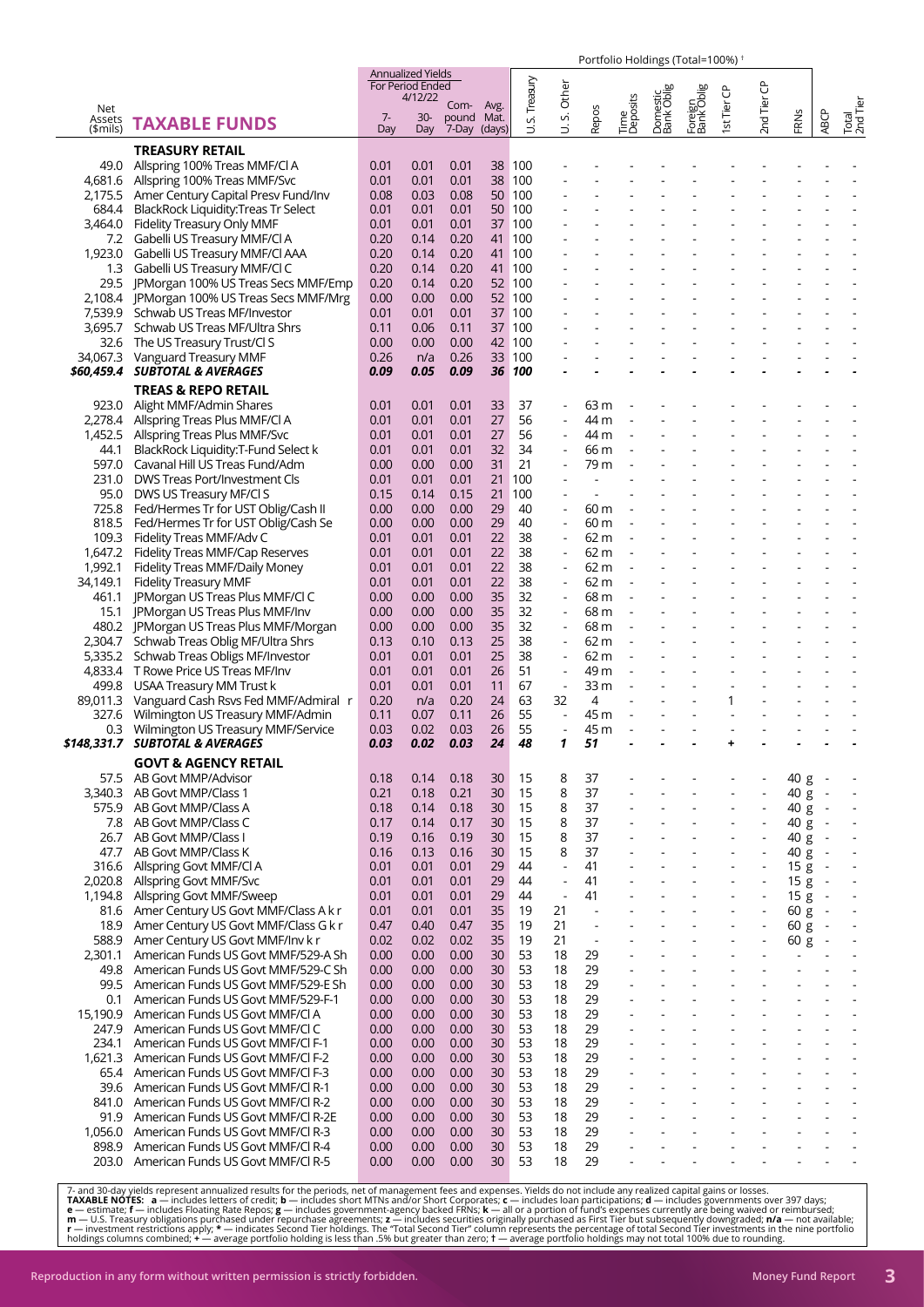| Net Assets ($mils) | TAXABLE FUNDS | Annualized Yields For Period Ended 4/12/22 7-Day | 30-Day | Com-pound 7-Day | Avg. Mat. (days) | Portfolio Holdings (Total=100%) † U.S. Treasury | U. S. Other | Repos | Time Deposits | Domestic Bank Oblig | Foreign Bank Oblig | 1st Tier CP | 2nd Tier CP | FRNs | ABCP | Total 2nd Tier |
|---|---|---|---|---|---|---|---|---|---|---|---|---|---|---|---|---|
| | **TREASURY RETAIL** | | | | | | | | | | | | | | | |
| 49.0 | Allspring 100% Treas MMF/Cl A | 0.01 | 0.01 | 0.01 | 38 | 100 | - | - | - | - | - | - | - | - | - | - |
| 4,681.6 | Allspring 100% Treas MMF/Svc | 0.01 | 0.01 | 0.01 | 38 | 100 | - | - | - | - | - | - | - | - | - | - |
| 2,175.5 | Amer Century Capital Presv Fund/Inv | 0.08 | 0.03 | 0.08 | 50 | 100 | - | - | - | - | - | - | - | - | - | - |
| 684.4 | BlackRock Liquidity:Treas Tr Select | 0.01 | 0.01 | 0.01 | 50 | 100 | - | - | - | - | - | - | - | - | - | - |
| 3,464.0 | Fidelity Treasury Only MMF | 0.01 | 0.01 | 0.01 | 37 | 100 | - | - | - | - | - | - | - | - | - | - |
| 7.2 | Gabelli US Treasury MMF/Cl A | 0.20 | 0.14 | 0.20 | 41 | 100 | - | - | - | - | - | - | - | - | - | - |
| 1,923.0 | Gabelli US Treasury MMF/Cl AAA | 0.20 | 0.14 | 0.20 | 41 | 100 | - | - | - | - | - | - | - | - | - | - |
| 1.3 | Gabelli US Treasury MMF/Cl C | 0.20 | 0.14 | 0.20 | 41 | 100 | - | - | - | - | - | - | - | - | - | - |
| 29.5 | JPMorgan 100% US Treas Secs MMF/Emp | 0.20 | 0.14 | 0.20 | 52 | 100 | - | - | - | - | - | - | - | - | - | - |
| 2,108.4 | JPMorgan 100% US Treas Secs MMF/Mrg | 0.00 | 0.00 | 0.00 | 52 | 100 | - | - | - | - | - | - | - | - | - | - |
| 7,539.9 | Schwab US Treas MF/Investor | 0.01 | 0.01 | 0.01 | 37 | 100 | - | - | - | - | - | - | - | - | - | - |
| 3,695.7 | Schwab US Treas MF/Ultra Shrs | 0.11 | 0.06 | 0.11 | 37 | 100 | - | - | - | - | - | - | - | - | - | - |
| 32.6 | The US Treasury Trust/Cl S | 0.00 | 0.00 | 0.00 | 42 | 100 | - | - | - | - | - | - | - | - | - | - |
| 34,067.3 | Vanguard Treasury MMF | 0.26 | n/a | 0.26 | 33 | 100 | - | - | - | - | - | - | - | - | - | - |
| ***$60,459.4*** | ***SUBTOTAL & AVERAGES*** | ***0.09*** | ***0.05*** | ***0.09*** | ***36*** | ***100*** | ***-*** | ***-*** | ***-*** | ***-*** | ***-*** | ***-*** | ***-*** | ***-*** | ***-*** | ***-*** |
| | **TREAS & REPO RETAIL** | | | | | | | | | | | | | | | |
| 923.0 | Alight MMF/Admin Shares | 0.01 | 0.01 | 0.01 | 33 | 37 | - | 63 m | - | - | - | - | - | - | - | - |
| 2,278.4 | Allspring Treas Plus MMF/Cl A | 0.01 | 0.01 | 0.01 | 27 | 56 | - | 44 m | - | - | - | - | - | - | - | - |
| 1,452.5 | Allspring Treas Plus MMF/Svc | 0.01 | 0.01 | 0.01 | 27 | 56 | - | 44 m | - | - | - | - | - | - | - | - |
| 44.1 | BlackRock Liquidity:T-Fund Select k | 0.01 | 0.01 | 0.01 | 32 | 34 | - | 66 m | - | - | - | - | - | - | - | - |
| 597.0 | Cavanal Hill US Treas Fund/Adm | 0.00 | 0.00 | 0.00 | 31 | 21 | - | 79 m | - | - | - | - | - | - | - | - |
| 231.0 | DWS Treas Port/Investment Cls | 0.01 | 0.01 | 0.01 | 21 | 100 | - | - | - | - | - | - | - | - | - | - |
| 95.0 | DWS US Treasury MF/Cl S | 0.15 | 0.14 | 0.15 | 21 | 100 | - | - | - | - | - | - | - | - | - | - |
| 725.8 | Fed/Hermes Tr for UST Oblig/Cash II | 0.00 | 0.00 | 0.00 | 29 | 40 | - | 60 m | - | - | - | - | - | - | - | - |
| 818.5 | Fed/Hermes Tr for UST Oblig/Cash Se | 0.00 | 0.00 | 0.00 | 29 | 40 | - | 60 m | - | - | - | - | - | - | - | - |
| 109.3 | Fidelity Treas MMF/Adv C | 0.01 | 0.01 | 0.01 | 22 | 38 | - | 62 m | - | - | - | - | - | - | - | - |
| 1,647.2 | Fidelity Treas MMF/Cap Reserves | 0.01 | 0.01 | 0.01 | 22 | 38 | - | 62 m | - | - | - | - | - | - | - | - |
| 1,992.1 | Fidelity Treas MMF/Daily Money | 0.01 | 0.01 | 0.01 | 22 | 38 | - | 62 m | - | - | - | - | - | - | - | - |
| 34,149.1 | Fidelity Treasury MMF | 0.01 | 0.01 | 0.01 | 22 | 38 | - | 62 m | - | - | - | - | - | - | - | - |
| 461.1 | JPMorgan US Treas Plus MMF/Cl C | 0.00 | 0.00 | 0.00 | 35 | 32 | - | 68 m | - | - | - | - | - | - | - | - |
| 15.1 | JPMorgan US Treas Plus MMF/Inv | 0.00 | 0.00 | 0.00 | 35 | 32 | - | 68 m | - | - | - | - | - | - | - | - |
| 480.2 | JPMorgan US Treas Plus MMF/Morgan | 0.00 | 0.00 | 0.00 | 35 | 32 | - | 68 m | - | - | - | - | - | - | - | - |
| 2,304.7 | Schwab Treas Oblig MF/Ultra Shrs | 0.13 | 0.10 | 0.13 | 25 | 38 | - | 62 m | - | - | - | - | - | - | - | - |
| 5,335.2 | Schwab Treas Obligs MF/Investor | 0.01 | 0.01 | 0.01 | 25 | 38 | - | 62 m | - | - | - | - | - | - | - | - |
| 4,833.4 | T Rowe Price US Treas MF/Inv | 0.01 | 0.01 | 0.01 | 26 | 51 | - | 49 m | - | - | - | - | - | - | - | - |
| 499.8 | USAA Treasury MM Trust k | 0.01 | 0.01 | 0.01 | 11 | 67 | - | 33 m | - | - | - | - | - | - | - | - |
| 89,011.3 | Vanguard Cash Rsvs Fed MMF/Admiral r | 0.20 | n/a | 0.20 | 24 | 63 | 32 | 4 | - | - | - | 1 | - | - | - | - |
| 327.6 | Wilmington US Treasury MMF/Admin | 0.11 | 0.07 | 0.11 | 26 | 55 | - | 45 m | - | - | - | - | - | - | - | - |
| 0.3 | Wilmington US Treasury MMF/Service | 0.03 | 0.02 | 0.03 | 26 | 55 | - | 45 m | - | - | - | - | - | - | - | - |
| ***$148,331.7*** | ***SUBTOTAL & AVERAGES*** | ***0.03*** | ***0.02*** | ***0.03*** | ***24*** | ***48*** | ***1*** | ***51*** | ***-*** | ***-*** | ***-*** | ***+*** | ***-*** | ***-*** | ***-*** | ***-*** |
| | **GOVT & AGENCY RETAIL** | | | | | | | | | | | | | | | |
| 57.5 | AB Govt MMP/Advisor | 0.18 | 0.14 | 0.18 | 30 | 15 | 8 | 37 | - | - | - | - | - | 40 g | - | - |
| 3,340.3 | AB Govt MMP/Class 1 | 0.21 | 0.18 | 0.21 | 30 | 15 | 8 | 37 | - | - | - | - | - | 40 g | - | - |
| 575.9 | AB Govt MMP/Class A | 0.18 | 0.14 | 0.18 | 30 | 15 | 8 | 37 | - | - | - | - | - | 40 g | - | - |
| 7.8 | AB Govt MMP/Class C | 0.17 | 0.14 | 0.17 | 30 | 15 | 8 | 37 | - | - | - | - | - | 40 g | - | - |
| 26.7 | AB Govt MMP/Class I | 0.19 | 0.16 | 0.19 | 30 | 15 | 8 | 37 | - | - | - | - | - | 40 g | - | - |
| 47.7 | AB Govt MMP/Class K | 0.16 | 0.13 | 0.16 | 30 | 15 | 8 | 37 | - | - | - | - | - | 40 g | - | - |
| 316.6 | Allspring Govt MMF/Cl A | 0.01 | 0.01 | 0.01 | 29 | 44 | - | 41 | - | - | - | - | - | 15 g | - | - |
| 2,020.8 | Allspring Govt MMF/Svc | 0.01 | 0.01 | 0.01 | 29 | 44 | - | 41 | - | - | - | - | - | 15 g | - | - |
| 1,194.8 | Allspring Govt MMF/Sweep | 0.01 | 0.01 | 0.01 | 29 | 44 | - | 41 | - | - | - | - | - | 15 g | - | - |
| 81.6 | Amer Century US Govt MMF/Class A k r | 0.01 | 0.01 | 0.01 | 35 | 19 | 21 | - | - | - | - | - | - | 60 g | - | - |
| 18.9 | Amer Century US Govt MMF/Class G k r | 0.47 | 0.40 | 0.47 | 35 | 19 | 21 | - | - | - | - | - | - | 60 g | - | - |
| 588.9 | Amer Century US Govt MMF/Inv k r | 0.02 | 0.02 | 0.02 | 35 | 19 | 21 | - | - | - | - | - | - | 60 g | - | - |
| 2,301.1 | American Funds US Govt MMF/529-A Sh | 0.00 | 0.00 | 0.00 | 30 | 53 | 18 | 29 | - | - | - | - | - | - | - | - |
| 49.8 | American Funds US Govt MMF/529-C Sh | 0.00 | 0.00 | 0.00 | 30 | 53 | 18 | 29 | - | - | - | - | - | - | - | - |
| 99.5 | American Funds US Govt MMF/529-E Sh | 0.00 | 0.00 | 0.00 | 30 | 53 | 18 | 29 | - | - | - | - | - | - | - | - |
| 0.1 | American Funds US Govt MMF/529-F-1 | 0.00 | 0.00 | 0.00 | 30 | 53 | 18 | 29 | - | - | - | - | - | - | - | - |
| 15,190.9 | American Funds US Govt MMF/Cl A | 0.00 | 0.00 | 0.00 | 30 | 53 | 18 | 29 | - | - | - | - | - | - | - | - |
| 247.9 | American Funds US Govt MMF/Cl C | 0.00 | 0.00 | 0.00 | 30 | 53 | 18 | 29 | - | - | - | - | - | - | - | - |
| 234.1 | American Funds US Govt MMF/Cl F-1 | 0.00 | 0.00 | 0.00 | 30 | 53 | 18 | 29 | - | - | - | - | - | - | - | - |
| 1,621.3 | American Funds US Govt MMF/Cl F-2 | 0.00 | 0.00 | 0.00 | 30 | 53 | 18 | 29 | - | - | - | - | - | - | - | - |
| 65.4 | American Funds US Govt MMF/Cl F-3 | 0.00 | 0.00 | 0.00 | 30 | 53 | 18 | 29 | - | - | - | - | - | - | - | - |
| 39.6 | American Funds US Govt MMF/Cl R-1 | 0.00 | 0.00 | 0.00 | 30 | 53 | 18 | 29 | - | - | - | - | - | - | - | - |
| 841.0 | American Funds US Govt MMF/Cl R-2 | 0.00 | 0.00 | 0.00 | 30 | 53 | 18 | 29 | - | - | - | - | - | - | - | - |
| 91.9 | American Funds US Govt MMF/Cl R-2E | 0.00 | 0.00 | 0.00 | 30 | 53 | 18 | 29 | - | - | - | - | - | - | - | - |
| 1,056.0 | American Funds US Govt MMF/Cl R-3 | 0.00 | 0.00 | 0.00 | 30 | 53 | 18 | 29 | - | - | - | - | - | - | - | - |
| 898.9 | American Funds US Govt MMF/Cl R-4 | 0.00 | 0.00 | 0.00 | 30 | 53 | 18 | 29 | - | - | - | - | - | - | - | - |
| 203.0 | American Funds US Govt MMF/Cl R-5 | 0.00 | 0.00 | 0.00 | 30 | 53 | 18 | 29 | - | - | - | - | - | - | - | - |

7- and 30-day yields represent annualized results for the periods, net of management fees and expenses. Yields do not include any realized capital gains or losses.
**TAXABLE NOTES:** **a** — includes letters of credit; **b** — includes short MTNs and/or Short Corporates; **c** — includes loan participations; **d** — includes governments over 397 days; **e** — estimate; **f** — includes Floating Rate Repos; **g** — includes government-agency backed FRNs; **k** — all or a portion of fund's expenses currently are being waived or reimbursed; **m** — U.S. Treasury obligations purchased under repurchase agreements; **z** — includes securities originally purchased as First Tier but subsequently downgraded; **n/a** — not available; **r** — investment restrictions apply; **\*** — indicates Second Tier holdings. The "Total Second Tier" column represents the percentage of total Second Tier investments in the nine portfolio holdings columns combined; **+** — average portfolio holding is less than .5% but greater than zero; **†** — average portfolio holdings may not total 100% due to rounding.

Reproduction in any form without written permission is strictly forbidden.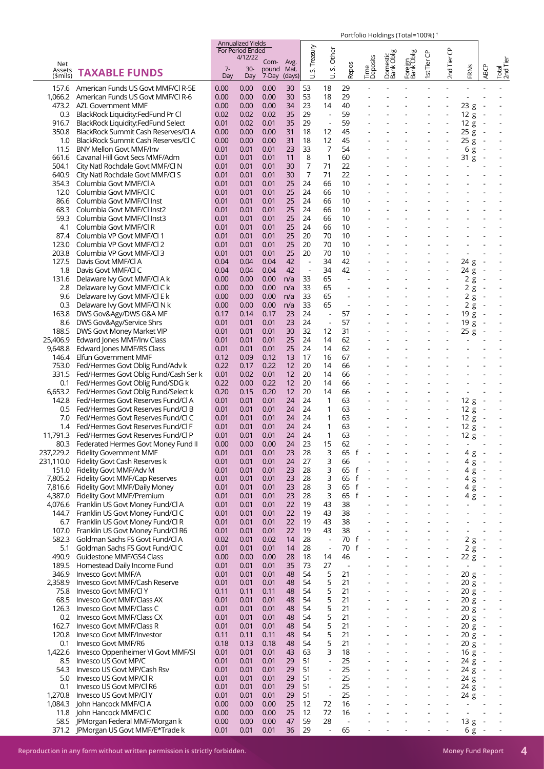| Net Assets ($mils) | TAXABLE FUNDS | Annualized Yields For Period Ended 4/12/22 7-Day | 30-Day | Compound 7-Day | Avg. Mat. (days) | U.S. Treasury | U. S. Other | Repos | Time Deposits | Domestic Bank Oblig | Foreign Bank Oblig | 1st Tier CP | 2nd Tier CP | FRNs | ABCP | Total 2nd Tier |
|---|---|---|---|---|---|---|---|---|---|---|---|---|---|---|---|---|
| 157.6 | American Funds US Govt MMF/Cl R-5E | 0.00 | 0.00 | 0.00 | 30 | 53 | 18 | 29 | - | - | - | - | - | - | - | - |
| 1,066.2 | American Funds US Govt MMF/Cl R-6 | 0.00 | 0.00 | 0.00 | 30 | 53 | 18 | 29 | - | - | - | - | - | - | - | - |
| 473.2 | AZL Government MMF | 0.00 | 0.00 | 0.00 | 34 | 23 | 14 | 40 | - | - | - | - | - | 23 g | - | - |
| 0.3 | BlackRock Liquidity:FedFund Pr Cl | 0.02 | 0.02 | 0.02 | 35 | 29 | - | 59 | - | - | - | - | - | 12 g | - | - |
| 916.7 | BlackRock Liquidity:FedFund Select | 0.01 | 0.02 | 0.01 | 35 | 29 | - | 59 | - | - | - | - | - | 12 g | - | - |
| 350.8 | BlackRock Summit Cash Reserves/Cl A | 0.00 | 0.00 | 0.00 | 31 | 18 | 12 | 45 | - | - | - | - | - | 25 g | - | - |
| 1.0 | BlackRock Summit Cash Reserves/Cl C | 0.00 | 0.00 | 0.00 | 31 | 18 | 12 | 45 | - | - | - | - | - | 25 g | - | - |
| 11.5 | BNY Mellon Govt MMF/Inv | 0.01 | 0.01 | 0.01 | 23 | 33 | 7 | 54 | - | - | - | - | - | 6 g | - | - |
| 661.6 | Cavanal Hill Govt Secs MMF/Adm | 0.01 | 0.01 | 0.01 | 11 | 8 | 1 | 60 | - | - | - | - | - | 31 g | - | - |
| 504.1 | City Natl Rochdale Govt MMF/Cl N | 0.01 | 0.01 | 0.01 | 30 | 7 | 71 | 22 | - | - | - | - | - | - | - | - |
| 640.9 | City Natl Rochdale Govt MMF/Cl S | 0.01 | 0.01 | 0.01 | 30 | 7 | 71 | 22 | - | - | - | - | - | - | - | - |
| 354.3 | Columbia Govt MMF/Cl A | 0.01 | 0.01 | 0.01 | 25 | 24 | 66 | 10 | - | - | - | - | - | - | - | - |
| 12.0 | Columbia Govt MMF/Cl C | 0.01 | 0.01 | 0.01 | 25 | 24 | 66 | 10 | - | - | - | - | - | - | - | - |
| 86.6 | Columbia Govt MMF/Cl Inst | 0.01 | 0.01 | 0.01 | 25 | 24 | 66 | 10 | - | - | - | - | - | - | - | - |
| 68.3 | Columbia Govt MMF/Cl Inst2 | 0.01 | 0.01 | 0.01 | 25 | 24 | 66 | 10 | - | - | - | - | - | - | - | - |
| 59.3 | Columbia Govt MMF/Cl Inst3 | 0.01 | 0.01 | 0.01 | 25 | 24 | 66 | 10 | - | - | - | - | - | - | - | - |
| 4.1 | Columbia Govt MMF/Cl R | 0.01 | 0.01 | 0.01 | 25 | 24 | 66 | 10 | - | - | - | - | - | - | - | - |
| 87.4 | Columbia VP Govt MMF/Cl 1 | 0.01 | 0.01 | 0.01 | 25 | 20 | 70 | 10 | - | - | - | - | - | - | - | - |
| 123.0 | Columbia VP Govt MMF/Cl 2 | 0.01 | 0.01 | 0.01 | 25 | 20 | 70 | 10 | - | - | - | - | - | - | - | - |
| 203.8 | Columbia VP Govt MMF/Cl 3 | 0.01 | 0.01 | 0.01 | 25 | 20 | 70 | 10 | - | - | - | - | - | - | - | - |
| 127.5 | Davis Govt MMF/Cl A | 0.04 | 0.04 | 0.04 | 42 | - | 34 | 42 | - | - | - | - | - | 24 g | - | - |
| 1.8 | Davis Govt MMF/Cl C | 0.04 | 0.04 | 0.04 | 42 | - | 34 | 42 | - | - | - | - | - | 24 g | - | - |
| 131.6 | Delaware Ivy Govt MMF/Cl A k | 0.00 | 0.00 | 0.00 | n/a | 33 | 65 | - | - | - | - | - | - | 2 g | - | - |
| 2.8 | Delaware Ivy Govt MMF/Cl C k | 0.00 | 0.00 | 0.00 | n/a | 33 | 65 | - | - | - | - | - | - | 2 g | - | - |
| 9.6 | Delaware Ivy Govt MMF/Cl E k | 0.00 | 0.00 | 0.00 | n/a | 33 | 65 | - | - | - | - | - | - | 2 g | - | - |
| 0.3 | Delaware Ivy Govt MMF/Cl N k | 0.00 | 0.00 | 0.00 | n/a | 33 | 65 | - | - | - | - | - | - | 2 g | - | - |
| 163.8 | DWS Gov&Agy/DWS G&A MF | 0.17 | 0.14 | 0.17 | 23 | 24 | - | 57 | - | - | - | - | - | 19 g | - | - |
| 8.6 | DWS Gov&Agy/Service Shrs | 0.01 | 0.01 | 0.01 | 23 | 24 | - | 57 | - | - | - | - | - | 19 g | - | - |
| 188.5 | DWS Govt Money Market VIP | 0.01 | 0.01 | 0.01 | 30 | 32 | 12 | 31 | - | - | - | - | - | 25 g | - | - |
| 25,406.9 | Edward Jones MMF/Inv Class | 0.01 | 0.01 | 0.01 | 25 | 24 | 14 | 62 | - | - | - | - | - | - | - | - |
| 9,648.8 | Edward Jones MMF/RS Class | 0.01 | 0.01 | 0.01 | 25 | 24 | 14 | 62 | - | - | - | - | - | - | - | - |
| 146.4 | Elfun Government MMF | 0.12 | 0.09 | 0.12 | 13 | 17 | 16 | 67 | - | - | - | - | - | - | - | - |
| 753.0 | Fed/Hermes Govt Oblig Fund/Adv k | 0.22 | 0.17 | 0.22 | 12 | 20 | 14 | 66 | - | - | - | - | - | - | - | - |
| 331.5 | Fed/Hermes Govt Oblig Fund/Cash Ser k | 0.01 | 0.02 | 0.01 | 12 | 20 | 14 | 66 | - | - | - | - | - | - | - | - |
| 0.1 | Fed/Hermes Govt Oblig Fund/SDG k | 0.22 | 0.00 | 0.22 | 12 | 20 | 14 | 66 | - | - | - | - | - | - | - | - |
| 6,653.2 | Fed/Hermes Govt Oblig Fund/Select k | 0.20 | 0.15 | 0.20 | 12 | 20 | 14 | 66 | - | - | - | - | - | - | - | - |
| 142.8 | Fed/Hermes Govt Reserves Fund/Cl A | 0.01 | 0.01 | 0.01 | 24 | 24 | 1 | 63 | - | - | - | - | - | 12 g | - | - |
| 0.5 | Fed/Hermes Govt Reserves Fund/Cl B | 0.01 | 0.01 | 0.01 | 24 | 24 | 1 | 63 | - | - | - | - | - | 12 g | - | - |
| 7.0 | Fed/Hermes Govt Reserves Fund/Cl C | 0.01 | 0.01 | 0.01 | 24 | 24 | 1 | 63 | - | - | - | - | - | 12 g | - | - |
| 1.4 | Fed/Hermes Govt Reserves Fund/Cl F | 0.01 | 0.01 | 0.01 | 24 | 24 | 1 | 63 | - | - | - | - | - | 12 g | - | - |
| 11,791.3 | Fed/Hermes Govt Reserves Fund/Cl P | 0.01 | 0.01 | 0.01 | 24 | 24 | 1 | 63 | - | - | - | - | - | 12 g | - | - |
| 80.3 | Federated Hermes Govt Money Fund II | 0.00 | 0.00 | 0.00 | 24 | 23 | 15 | 62 | - | - | - | - | - | - | - | - |
| 237,229.2 | Fidelity Government MMF | 0.01 | 0.01 | 0.01 | 23 | 28 | 3 | 65 f | - | - | - | - | - | 4 g | - | - |
| 231,110.0 | Fidelity Govt Cash Reserves k | 0.01 | 0.01 | 0.01 | 24 | 27 | 3 | 66 | - | - | - | - | - | 4 g | - | - |
| 151.0 | Fidelity Govt MMF/Adv M | 0.01 | 0.01 | 0.01 | 23 | 28 | 3 | 65 f | - | - | - | - | - | 4 g | - | - |
| 7,805.2 | Fidelity Govt MMF/Cap Reserves | 0.01 | 0.01 | 0.01 | 23 | 28 | 3 | 65 f | - | - | - | - | - | 4 g | - | - |
| 7,816.6 | Fidelity Govt MMF/Daily Money | 0.01 | 0.01 | 0.01 | 23 | 28 | 3 | 65 f | - | - | - | - | - | 4 g | - | - |
| 4,387.0 | Fidelity Govt MMF/Premium | 0.01 | 0.01 | 0.01 | 23 | 28 | 3 | 65 f | - | - | - | - | - | 4 g | - | - |
| 4,076.6 | Franklin US Govt Money Fund/Cl A | 0.01 | 0.01 | 0.01 | 22 | 19 | 43 | 38 | - | - | - | - | - | - | - | - |
| 144.7 | Franklin US Govt Money Fund/Cl C | 0.01 | 0.01 | 0.01 | 22 | 19 | 43 | 38 | - | - | - | - | - | - | - | - |
| 6.7 | Franklin US Govt Money Fund/Cl R | 0.01 | 0.01 | 0.01 | 22 | 19 | 43 | 38 | - | - | - | - | - | - | - | - |
| 107.0 | Franklin US Govt Money Fund/Cl R6 | 0.01 | 0.01 | 0.01 | 22 | 19 | 43 | 38 | - | - | - | - | - | - | - | - |
| 582.3 | Goldman Sachs FS Govt Fund/Cl A | 0.02 | 0.01 | 0.02 | 14 | 28 | - | 70 f | - | - | - | - | - | 2 g | - | - |
| 5.1 | Goldman Sachs FS Govt Fund/Cl C | 0.01 | 0.01 | 0.01 | 14 | 28 | - | 70 f | - | - | - | - | - | 2 g | - | - |
| 490.9 | Guidestone MMF/GS4 Class | 0.00 | 0.00 | 0.00 | 28 | 18 | 14 | 46 | - | - | - | - | - | 22 g | - | - |
| 189.5 | Homestead Daily Income Fund | 0.01 | 0.01 | 0.01 | 35 | 73 | 27 | - | - | - | - | - | - | - | - | - |
| 346.9 | Invesco Govt MMF/A | 0.01 | 0.01 | 0.01 | 48 | 54 | 5 | 21 | - | - | - | - | - | 20 g | - | - |
| 2,358.9 | Invesco Govt MMF/Cash Reserve | 0.01 | 0.01 | 0.01 | 48 | 54 | 5 | 21 | - | - | - | - | - | 20 g | - | - |
| 75.8 | Invesco Govt MMF/Cl Y | 0.11 | 0.11 | 0.11 | 48 | 54 | 5 | 21 | - | - | - | - | - | 20 g | - | - |
| 68.5 | Invesco Govt MMF/Class AX | 0.01 | 0.01 | 0.01 | 48 | 54 | 5 | 21 | - | - | - | - | - | 20 g | - | - |
| 126.3 | Invesco Govt MMF/Class C | 0.01 | 0.01 | 0.01 | 48 | 54 | 5 | 21 | - | - | - | - | - | 20 g | - | - |
| 0.2 | Invesco Govt MMF/Class CX | 0.01 | 0.01 | 0.01 | 48 | 54 | 5 | 21 | - | - | - | - | - | 20 g | - | - |
| 162.7 | Invesco Govt MMF/Class R | 0.01 | 0.01 | 0.01 | 48 | 54 | 5 | 21 | - | - | - | - | - | 20 g | - | - |
| 120.8 | Invesco Govt MMF/Investor | 0.11 | 0.11 | 0.11 | 48 | 54 | 5 | 21 | - | - | - | - | - | 20 g | - | - |
| 0.1 | Invesco Govt MMF/R6 | 0.18 | 0.13 | 0.18 | 48 | 54 | 5 | 21 | - | - | - | - | - | 20 g | - | - |
| 1,422.6 | Invesco Oppenheimer VI Govt MMF/SI | 0.01 | 0.01 | 0.01 | 43 | 63 | 3 | 18 | - | - | - | - | - | 16 g | - | - |
| 8.5 | Invesco US Govt MP/C | 0.01 | 0.01 | 0.01 | 29 | 51 | - | 25 | - | - | - | - | - | 24 g | - | - |
| 54.3 | Invesco US Govt MP/Cash Rsv | 0.01 | 0.01 | 0.01 | 29 | 51 | - | 25 | - | - | - | - | - | 24 g | - | - |
| 5.0 | Invesco US Govt MP/Cl R | 0.01 | 0.01 | 0.01 | 29 | 51 | - | 25 | - | - | - | - | - | 24 g | - | - |
| 0.1 | Invesco US Govt MP/Cl R6 | 0.01 | 0.01 | 0.01 | 29 | 51 | - | 25 | - | - | - | - | - | 24 g | - | - |
| 1,270.8 | Invesco US Govt MP/Cl Y | 0.01 | 0.01 | 0.01 | 29 | 51 | - | 25 | - | - | - | - | - | 24 g | - | - |
| 1,084.3 | John Hancock MMF/Cl A | 0.00 | 0.00 | 0.00 | 25 | 12 | 72 | 16 | - | - | - | - | - | - | - | - |
| 11.8 | John Hancock MMF/Cl C | 0.00 | 0.00 | 0.00 | 25 | 12 | 72 | 16 | - | - | - | - | - | - | - | - |
| 58.5 | JPMorgan Federal MMF/Morgan k | 0.00 | 0.00 | 0.00 | 47 | 59 | 28 | - | - | - | - | - | - | 13 g | - | - |
| 371.2 | JPMorgan US Govt MMF/E*Trade k | 0.01 | 0.01 | 0.01 | 36 | 29 | - | 65 | - | - | - | - | - | 6 g | - | - |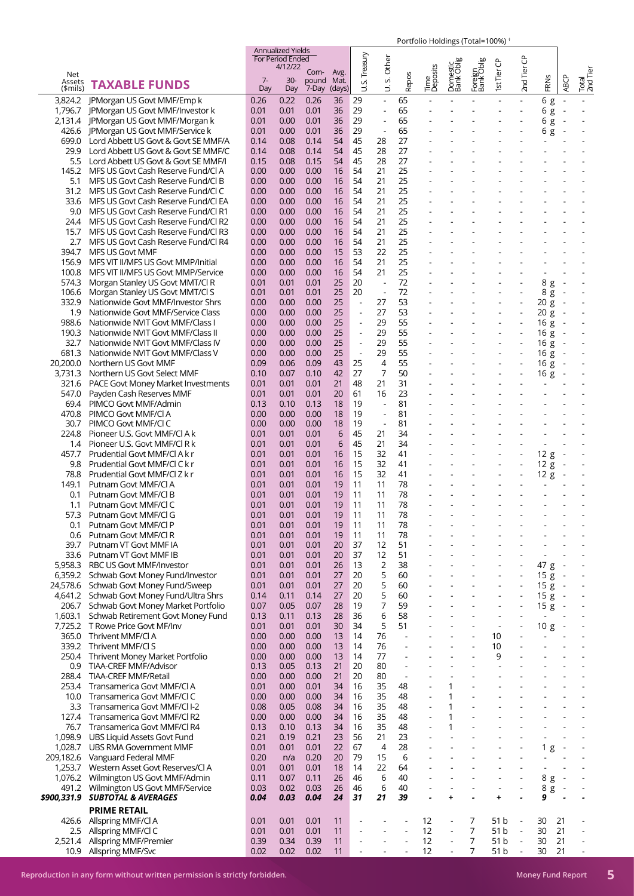| Net Assets ($mils) | TAXABLE FUNDS | Annualized Yields For Period Ended 4/12/22 7-Day | 30-Day | Com-pound 7-Day | Avg. Mat. (days) | Portfolio Holdings (Total=100%) † U.S. Treasury | U. S. Other | Repos | Time Deposits | Domestic Bank Oblig | Foreign Bank Oblig | 1st Tier CP | 2nd Tier CP | FRNs | ABCP | Total 2nd Tier |
|---|---|---|---|---|---|---|---|---|---|---|---|---|---|---|---|---|
| 3,824.2 | JPMorgan US Govt MMF/Emp k | 0.26 | 0.22 | 0.26 | 36 | 29 | - | 65 | - | - | - | - | - | 6 g | - | - |
| 1,796.7 | JPMorgan US Govt MMF/Investor k | 0.01 | 0.01 | 0.01 | 36 | 29 | - | 65 | - | - | - | - | - | 6 g | - | - |
| 2,131.4 | JPMorgan US Govt MMF/Morgan k | 0.01 | 0.00 | 0.01 | 36 | 29 | - | 65 | - | - | - | - | - | 6 g | - | - |
| 426.6 | JPMorgan US Govt MMF/Service k | 0.01 | 0.00 | 0.01 | 36 | 29 | - | 65 | - | - | - | - | - | 6 g | - | - |
| 699.0 | Lord Abbett US Govt & Govt SE MMF/A | 0.14 | 0.08 | 0.14 | 54 | 45 | 28 | 27 | - | - | - | - | - | - | - | - |
| 29.9 | Lord Abbett US Govt & Govt SE MMF/C | 0.14 | 0.08 | 0.14 | 54 | 45 | 28 | 27 | - | - | - | - | - | - | - | - |
| 5.5 | Lord Abbett US Govt & Govt SE MMF/I | 0.15 | 0.08 | 0.15 | 54 | 45 | 28 | 27 | - | - | - | - | - | - | - | - |
| 145.2 | MFS US Govt Cash Reserve Fund/Cl A | 0.00 | 0.00 | 0.00 | 16 | 54 | 21 | 25 | - | - | - | - | - | - | - | - |
| 5.1 | MFS US Govt Cash Reserve Fund/Cl B | 0.00 | 0.00 | 0.00 | 16 | 54 | 21 | 25 | - | - | - | - | - | - | - | - |
| 31.2 | MFS US Govt Cash Reserve Fund/Cl C | 0.00 | 0.00 | 0.00 | 16 | 54 | 21 | 25 | - | - | - | - | - | - | - | - |
| 33.6 | MFS US Govt Cash Reserve Fund/Cl EA | 0.00 | 0.00 | 0.00 | 16 | 54 | 21 | 25 | - | - | - | - | - | - | - | - |
| 9.0 | MFS US Govt Cash Reserve Fund/Cl R1 | 0.00 | 0.00 | 0.00 | 16 | 54 | 21 | 25 | - | - | - | - | - | - | - | - |
| 24.4 | MFS US Govt Cash Reserve Fund/Cl R2 | 0.00 | 0.00 | 0.00 | 16 | 54 | 21 | 25 | - | - | - | - | - | - | - | - |
| 15.7 | MFS US Govt Cash Reserve Fund/Cl R3 | 0.00 | 0.00 | 0.00 | 16 | 54 | 21 | 25 | - | - | - | - | - | - | - | - |
| 2.7 | MFS US Govt Cash Reserve Fund/Cl R4 | 0.00 | 0.00 | 0.00 | 16 | 54 | 21 | 25 | - | - | - | - | - | - | - | - |
| 394.7 | MFS US Govt MMF | 0.00 | 0.00 | 0.00 | 15 | 53 | 22 | 25 | - | - | - | - | - | - | - | - |
| 156.9 | MFS VIT II/MFS US Govt MMP/Initial | 0.00 | 0.00 | 0.00 | 16 | 54 | 21 | 25 | - | - | - | - | - | - | - | - |
| 100.8 | MFS VIT II/MFS US Govt MMP/Service | 0.00 | 0.00 | 0.00 | 16 | 54 | 21 | 25 | - | - | - | - | - | - | - | - |
| 574.3 | Morgan Stanley US Govt MMT/Cl R | 0.01 | 0.01 | 0.01 | 25 | 20 | - | 72 | - | - | - | - | - | 8 g | - | - |
| 106.6 | Morgan Stanley US Govt MMT/Cl S | 0.01 | 0.01 | 0.01 | 25 | 20 | - | 72 | - | - | - | - | - | 8 g | - | - |
| 332.9 | Nationwide Govt MMF/Investor Shrs | 0.00 | 0.00 | 0.00 | 25 | - | 27 | 53 | - | - | - | - | - | 20 g | - | - |
| 1.9 | Nationwide Govt MMF/Service Class | 0.00 | 0.00 | 0.00 | 25 | - | 27 | 53 | - | - | - | - | - | 20 g | - | - |
| 988.6 | Nationwide NVIT Govt MMF/Class I | 0.00 | 0.00 | 0.00 | 25 | - | 29 | 55 | - | - | - | - | - | 16 g | - | - |
| 190.3 | Nationwide NVIT Govt MMF/Class II | 0.00 | 0.00 | 0.00 | 25 | - | 29 | 55 | - | - | - | - | - | 16 g | - | - |
| 32.7 | Nationwide NVIT Govt MMF/Class IV | 0.00 | 0.00 | 0.00 | 25 | - | 29 | 55 | - | - | - | - | - | 16 g | - | - |
| 681.3 | Nationwide NVIT Govt MMF/Class V | 0.00 | 0.00 | 0.00 | 25 | - | 29 | 55 | - | - | - | - | - | 16 g | - | - |
| 20,200.0 | Northern US Govt MMF | 0.09 | 0.06 | 0.09 | 43 | 25 | 4 | 55 | - | - | - | - | - | 16 g | - | - |
| 3,731.3 | Northern US Govt Select MMF | 0.10 | 0.07 | 0.10 | 42 | 27 | 7 | 50 | - | - | - | - | - | 16 g | - | - |
| 321.6 | PACE Govt Money Market Investments | 0.01 | 0.01 | 0.01 | 21 | 48 | 21 | 31 | - | - | - | - | - | - | - | - |
| 547.0 | Payden Cash Reserves MMF | 0.01 | 0.01 | 0.01 | 20 | 61 | 16 | 23 | - | - | - | - | - | - | - | - |
| 69.4 | PIMCO Govt MMF/Admin | 0.13 | 0.10 | 0.13 | 18 | 19 | - | 81 | - | - | - | - | - | - | - | - |
| 470.8 | PIMCO Govt MMF/Cl A | 0.00 | 0.00 | 0.00 | 18 | 19 | - | 81 | - | - | - | - | - | - | - | - |
| 30.7 | PIMCO Govt MMF/Cl C | 0.00 | 0.00 | 0.00 | 18 | 19 | - | 81 | - | - | - | - | - | - | - | - |
| 224.8 | Pioneer U.S. Govt MMF/Cl A k | 0.01 | 0.01 | 0.01 | 6 | 45 | 21 | 34 | - | - | - | - | - | - | - | - |
| 1.4 | Pioneer U.S. Govt MMF/Cl R k | 0.01 | 0.01 | 0.01 | 6 | 45 | 21 | 34 | - | - | - | - | - | - | - | - |
| 457.7 | Prudential Govt MMF/Cl A k r | 0.01 | 0.01 | 0.01 | 16 | 15 | 32 | 41 | - | - | - | - | - | 12 g | - | - |
| 9.8 | Prudential Govt MMF/Cl C k r | 0.01 | 0.01 | 0.01 | 16 | 15 | 32 | 41 | - | - | - | - | - | 12 g | - | - |
| 78.8 | Prudential Govt MMF/Cl Z k r | 0.01 | 0.01 | 0.01 | 16 | 15 | 32 | 41 | - | - | - | - | - | 12 g | - | - |
| 149.1 | Putnam Govt MMF/Cl A | 0.01 | 0.01 | 0.01 | 19 | 11 | 11 | 78 | - | - | - | - | - | - | - | - |
| 0.1 | Putnam Govt MMF/Cl B | 0.01 | 0.01 | 0.01 | 19 | 11 | 11 | 78 | - | - | - | - | - | - | - | - |
| 1.1 | Putnam Govt MMF/Cl C | 0.01 | 0.01 | 0.01 | 19 | 11 | 11 | 78 | - | - | - | - | - | - | - | - |
| 57.3 | Putnam Govt MMF/Cl G | 0.01 | 0.01 | 0.01 | 19 | 11 | 11 | 78 | - | - | - | - | - | - | - | - |
| 0.1 | Putnam Govt MMF/Cl P | 0.01 | 0.01 | 0.01 | 19 | 11 | 11 | 78 | - | - | - | - | - | - | - | - |
| 0.6 | Putnam Govt MMF/Cl R | 0.01 | 0.01 | 0.01 | 19 | 11 | 11 | 78 | - | - | - | - | - | - | - | - |
| 39.7 | Putnam VT Govt MMF IA | 0.01 | 0.01 | 0.01 | 20 | 37 | 12 | 51 | - | - | - | - | - | - | - | - |
| 33.6 | Putnam VT Govt MMF IB | 0.01 | 0.01 | 0.01 | 20 | 37 | 12 | 51 | - | - | - | - | - | - | - | - |
| 5,958.3 | RBC US Govt MMF/Investor | 0.01 | 0.01 | 0.01 | 26 | 13 | 2 | 38 | - | - | - | - | - | 47 g | - | - |
| 6,359.2 | Schwab Govt Money Fund/Investor | 0.01 | 0.01 | 0.01 | 27 | 20 | 5 | 60 | - | - | - | - | - | 15 g | - | - |
| 24,578.6 | Schwab Govt Money Fund/Sweep | 0.01 | 0.01 | 0.01 | 27 | 20 | 5 | 60 | - | - | - | - | - | 15 g | - | - |
| 4,641.2 | Schwab Govt Money Fund/Ultra Shrs | 0.14 | 0.11 | 0.14 | 27 | 20 | 5 | 60 | - | - | - | - | - | 15 g | - | - |
| 206.7 | Schwab Govt Money Market Portfolio | 0.07 | 0.05 | 0.07 | 28 | 19 | 7 | 59 | - | - | - | - | - | 15 g | - | - |
| 1,603.1 | Schwab Retirement Govt Money Fund | 0.13 | 0.11 | 0.13 | 28 | 36 | 6 | 58 | - | - | - | - | - | - | - | - |
| 7,725.2 | T Rowe Price Govt MF/Inv | 0.01 | 0.01 | 0.01 | 30 | 34 | 5 | 51 | - | - | - | - | - | 10 g | - | - |
| 365.0 | Thrivent MMF/Cl A | 0.00 | 0.00 | 0.00 | 13 | 14 | 76 | - | - | - | - | 10 | - | - | - | - |
| 339.2 | Thrivent MMF/Cl S | 0.00 | 0.00 | 0.00 | 13 | 14 | 76 | - | - | - | - | 10 | - | - | - | - |
| 250.4 | Thrivent Money Market Portfolio | 0.00 | 0.00 | 0.00 | 13 | 14 | 77 | - | - | - | - | 9 | - | - | - | - |
| 0.9 | TIAA-CREF MMF/Advisor | 0.13 | 0.05 | 0.13 | 21 | 20 | 80 | - | - | - | - | - | - | - | - | - |
| 288.4 | TIAA-CREF MMF/Retail | 0.00 | 0.00 | 0.00 | 21 | 20 | 80 | - | - | - | - | - | - | - | - | - |
| 253.4 | Transamerica Govt MMF/Cl A | 0.01 | 0.00 | 0.01 | 34 | 16 | 35 | 48 | - | 1 | - | - | - | - | - | - |
| 10.0 | Transamerica Govt MMF/Cl C | 0.00 | 0.00 | 0.00 | 34 | 16 | 35 | 48 | - | 1 | - | - | - | - | - | - |
| 3.3 | Transamerica Govt MMF/Cl I-2 | 0.08 | 0.05 | 0.08 | 34 | 16 | 35 | 48 | - | 1 | - | - | - | - | - | - |
| 127.4 | Transamerica Govt MMF/Cl R2 | 0.00 | 0.00 | 0.00 | 34 | 16 | 35 | 48 | - | 1 | - | - | - | - | - | - |
| 76.7 | Transamerica Govt MMF/Cl R4 | 0.13 | 0.10 | 0.13 | 34 | 16 | 35 | 48 | - | 1 | - | - | - | - | - | - |
| 1,098.9 | UBS Liquid Assets Govt Fund | 0.21 | 0.19 | 0.21 | 23 | 56 | 21 | 23 | - | - | - | - | - | - | - | - |
| 1,028.7 | UBS RMA Government MMF | 0.01 | 0.01 | 0.01 | 22 | 67 | 4 | 28 | - | - | - | - | - | 1 g | - | - |
| 209,182.6 | Vanguard Federal MMF | 0.20 | n/a | 0.20 | 20 | 79 | 15 | 6 | - | - | - | - | - | - | - | - |
| 1,253.7 | Western Asset Govt Reserves/Cl A | 0.01 | 0.01 | 0.01 | 18 | 14 | 22 | 64 | - | - | - | - | - | - | - | - |
| 1,076.2 | Wilmington US Govt MMF/Admin | 0.11 | 0.07 | 0.11 | 26 | 46 | 6 | 40 | - | - | - | - | - | 8 g | - | - |
| 491.2 | Wilmington US Govt MMF/Service | 0.03 | 0.02 | 0.03 | 26 | 46 | 6 | 40 | - | - | - | - | - | 8 g | - | - |
| ***$900,331.9*** | ***SUBTOTAL & AVERAGES*** | ***0.04*** | ***0.03*** | ***0.04*** | ***24*** | ***31*** | ***21*** | ***39*** | ***-*** | ***+*** | ***-*** | ***+*** | ***-*** | ***9*** | ***-*** | ***-*** |
| | **PRIME RETAIL** | | | | | | | | | | | | | | | |
| 426.6 | Allspring MMF/Cl A | 0.01 | 0.01 | 0.01 | 11 | - | - | - | 12 | - | 7 | 51 b | - | 30 | 21 | - |
| 2.5 | Allspring MMF/Cl C | 0.01 | 0.01 | 0.01 | 11 | - | - | - | 12 | - | 7 | 51 b | - | 30 | 21 | - |
| 2,521.4 | Allspring MMF/Premier | 0.39 | 0.34 | 0.39 | 11 | - | - | - | 12 | - | 7 | 51 b | - | 30 | 21 | - |
| 10.9 | Allspring MMF/Svc | 0.02 | 0.02 | 0.02 | 11 | - | - | - | 12 | - | 7 | 51 b | - | 30 | 21 | - |

Reproduction in any form without written permission is strictly forbidden.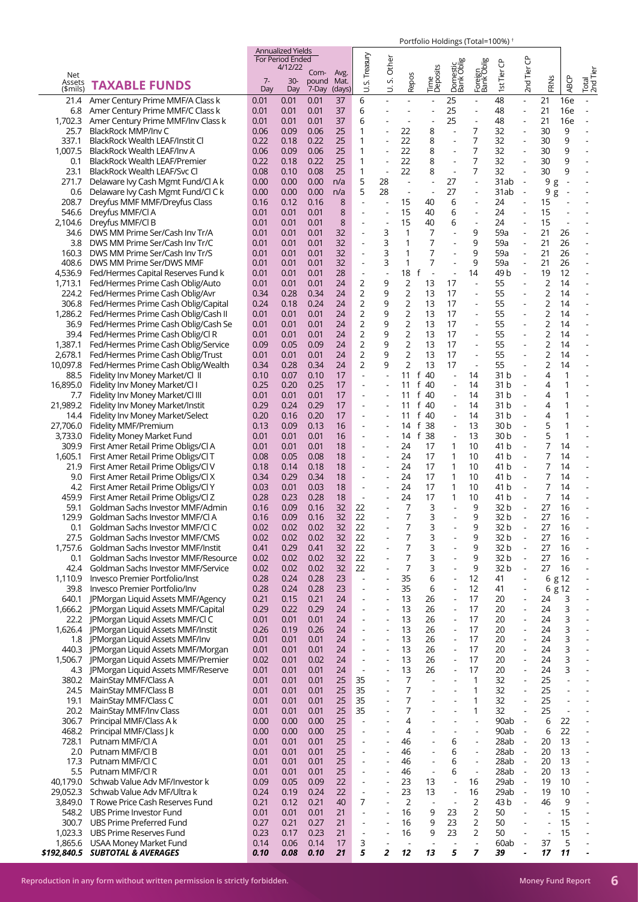| Net Assets ($mils) | TAXABLE FUNDS | Annualized Yields For Period Ended 4/12/22 7-Day | 30-Day | Com-pound 7-Day | Avg. Mat. (days) | Portfolio Holdings (Total=100%) [†] U.S. Treasury | U.S. Other | Repos | Time Deposits | Domestic Bank Oblig | Foreign Bank Oblig | 1st Tier CP | 2nd Tier CP | FRNs | ABCP | Total 2nd Tier |
|---|---|---|---|---|---|---|---|---|---|---|---|---|---|---|---|---|
| 21.4 | Amer Century Prime MMF/A Class k | 0.01 | 0.01 | 0.01 | 37 | 6 | - | - | - | 25 | - | 48 | - | 21 | 16e | - |
| 6.8 | Amer Century Prime MMF/C Class k | 0.01 | 0.01 | 0.01 | 37 | 6 | - | - | - | 25 | - | 48 | - | 21 | 16e | - |
| 1,702.3 | Amer Century Prime MMF/Inv Class k | 0.01 | 0.01 | 0.01 | 37 | 6 | - | - | - | 25 | - | 48 | - | 21 | 16e | - |
| 25.7 | BlackRock MMP/Inv C | 0.06 | 0.09 | 0.06 | 25 | 1 | - | 22 | 8 | - | 7 | 32 | - | 30 | 9 | - |
| 337.1 | BlackRock Wealth LEAF/Instit Cl | 0.22 | 0.18 | 0.22 | 25 | 1 | - | 22 | 8 | - | 7 | 32 | - | 30 | 9 | - |
| 1,007.5 | BlackRock Wealth LEAF/Inv A | 0.06 | 0.09 | 0.06 | 25 | 1 | - | 22 | 8 | - | 7 | 32 | - | 30 | 9 | - |
| 0.1 | BlackRock Wealth LEAF/Premier | 0.22 | 0.18 | 0.22 | 25 | 1 | - | 22 | 8 | - | 7 | 32 | - | 30 | 9 | - |
| 23.1 | BlackRock Wealth LEAF/Svc Cl | 0.08 | 0.10 | 0.08 | 25 | 1 | - | 22 | 8 | - | 7 | 32 | - | 30 | 9 | - |
| 271.7 | Delaware Ivy Cash Mgmt Fund/Cl A k | 0.00 | 0.00 | 0.00 | n/a | 5 | 28 | - | - | 27 | - | 31ab | - | 9 g | - | - |
| 0.6 | Delaware Ivy Cash Mgmt Fund/Cl C k | 0.00 | 0.00 | 0.00 | n/a | 5 | 28 | - | - | 27 | - | 31ab | - | 9 g | - | - |
| 208.7 | Dreyfus MMF MMF/Dreyfus Class | 0.16 | 0.12 | 0.16 | 8 | - | - | 15 | 40 | 6 | - | 24 | - | 15 | - | - |
| 546.6 | Dreyfus MMF/Cl A | 0.01 | 0.01 | 0.01 | 8 | - | - | 15 | 40 | 6 | - | 24 | - | 15 | - | - |
| 2,104.6 | Dreyfus MMF/Cl B | 0.01 | 0.01 | 0.01 | 8 | - | - | 15 | 40 | 6 | - | 24 | - | 15 | - | - |
| 34.6 | DWS MM Prime Ser/Cash Inv Tr/A | 0.01 | 0.01 | 0.01 | 32 | - | 3 | 1 | 7 | - | 9 | 59a | - | 21 | 26 | - |
| 3.8 | DWS MM Prime Ser/Cash Inv Tr/C | 0.01 | 0.01 | 0.01 | 32 | - | 3 | 1 | 7 | - | 9 | 59a | - | 21 | 26 | - |
| 160.3 | DWS MM Prime Ser/Cash Inv Tr/S | 0.01 | 0.01 | 0.01 | 32 | - | 3 | 1 | 7 | - | 9 | 59a | - | 21 | 26 | - |
| 408.6 | DWS MM Prime Ser/DWS MMF | 0.01 | 0.01 | 0.01 | 32 | - | 3 | 1 | 7 | - | 9 | 59a | - | 21 | 26 | - |
| 4,536.9 | Fed/Hermes Capital Reserves Fund k | 0.01 | 0.01 | 0.01 | 28 | - | - | 18 f | - | - | 14 | 49 b | - | 19 | 12 | - |
| 1,713.1 | Fed/Hermes Prime Cash Oblig/Auto | 0.01 | 0.01 | 0.01 | 24 | 2 | 9 | 2 | 13 | 17 | - | 55 | - | 2 | 14 | - |
| 224.2 | Fed/Hermes Prime Cash Oblig/Avr | 0.34 | 0.28 | 0.34 | 24 | 2 | 9 | 2 | 13 | 17 | - | 55 | - | 2 | 14 | - |
| 306.8 | Fed/Hermes Prime Cash Oblig/Capital | 0.24 | 0.18 | 0.24 | 24 | 2 | 9 | 2 | 13 | 17 | - | 55 | - | 2 | 14 | - |
| 1,286.2 | Fed/Hermes Prime Cash Oblig/Cash II | 0.01 | 0.01 | 0.01 | 24 | 2 | 9 | 2 | 13 | 17 | - | 55 | - | 2 | 14 | - |
| 36.9 | Fed/Hermes Prime Cash Oblig/Cash Se | 0.01 | 0.01 | 0.01 | 24 | 2 | 9 | 2 | 13 | 17 | - | 55 | - | 2 | 14 | - |
| 39.4 | Fed/Hermes Prime Cash Oblig/Cl R | 0.01 | 0.01 | 0.01 | 24 | 2 | 9 | 2 | 13 | 17 | - | 55 | - | 2 | 14 | - |
| 1,387.1 | Fed/Hermes Prime Cash Oblig/Service | 0.09 | 0.05 | 0.09 | 24 | 2 | 9 | 2 | 13 | 17 | - | 55 | - | 2 | 14 | - |
| 2,678.1 | Fed/Hermes Prime Cash Oblig/Trust | 0.01 | 0.01 | 0.01 | 24 | 2 | 9 | 2 | 13 | 17 | - | 55 | - | 2 | 14 | - |
| 10,097.8 | Fed/Hermes Prime Cash Oblig/Wealth | 0.34 | 0.28 | 0.34 | 24 | 2 | 9 | 2 | 13 | 17 | - | 55 | - | 2 | 14 | - |
| 88.5 | Fidelity Inv Money Market/Cl II | 0.10 | 0.07 | 0.10 | 17 | - | - | 11 f | 40 | - | 14 | 31 b | - | 4 | 1 | - |
| 16,895.0 | Fidelity Inv Money Market/Cl I | 0.25 | 0.20 | 0.25 | 17 | - | - | 11 f | 40 | - | 14 | 31 b | - | 4 | 1 | - |
| 7.7 | Fidelity Inv Money Market/Cl III | 0.01 | 0.01 | 0.01 | 17 | - | - | 11 f | 40 | - | 14 | 31 b | - | 4 | 1 | - |
| 21,989.2 | Fidelity Inv Money Market/Instit | 0.29 | 0.24 | 0.29 | 17 | - | - | 11 f | 40 | - | 14 | 31 b | - | 4 | 1 | - |
| 14.4 | Fidelity Inv Money Market/Select | 0.20 | 0.16 | 0.20 | 17 | - | - | 11 f | 40 | - | 14 | 31 b | - | 4 | 1 | - |
| 27,706.0 | Fidelity MMF/Premium | 0.13 | 0.09 | 0.13 | 16 | - | - | 14 f | 38 | - | 13 | 30 b | - | 5 | 1 | - |
| 3,733.0 | Fidelity Money Market Fund | 0.01 | 0.01 | 0.01 | 16 | - | - | 14 f | 38 | - | 13 | 30 b | - | 5 | 1 | - |
| 309.9 | First Amer Retail Prime Obligs/Cl A | 0.01 | 0.01 | 0.01 | 18 | - | - | 24 | 17 | 1 | 10 | 41 b | - | 7 | 14 | - |
| 1,605.1 | First Amer Retail Prime Obligs/Cl T | 0.08 | 0.05 | 0.08 | 18 | - | - | 24 | 17 | 1 | 10 | 41 b | - | 7 | 14 | - |
| 21.9 | First Amer Retail Prime Obligs/Cl V | 0.18 | 0.14 | 0.18 | 18 | - | - | 24 | 17 | 1 | 10 | 41 b | - | 7 | 14 | - |
| 9.0 | First Amer Retail Prime Obligs/Cl X | 0.34 | 0.29 | 0.34 | 18 | - | - | 24 | 17 | 1 | 10 | 41 b | - | 7 | 14 | - |
| 4.2 | First Amer Retail Prime Obligs/Cl Y | 0.03 | 0.01 | 0.03 | 18 | - | - | 24 | 17 | 1 | 10 | 41 b | - | 7 | 14 | - |
| 459.9 | First Amer Retail Prime Obligs/Cl Z | 0.28 | 0.23 | 0.28 | 18 | - | - | 24 | 17 | 1 | 10 | 41 b | - | 7 | 14 | - |
| 59.1 | Goldman Sachs Investor MMF/Admin | 0.16 | 0.09 | 0.16 | 32 | 22 | - | 7 | 3 | - | 9 | 32 b | - | 27 | 16 | - |
| 129.9 | Goldman Sachs Investor MMF/Cl A | 0.16 | 0.09 | 0.16 | 32 | 22 | - | 7 | 3 | - | 9 | 32 b | - | 27 | 16 | - |
| 0.1 | Goldman Sachs Investor MMF/Cl C | 0.02 | 0.02 | 0.02 | 32 | 22 | - | 7 | 3 | - | 9 | 32 b | - | 27 | 16 | - |
| 27.5 | Goldman Sachs Investor MMF/CMS | 0.02 | 0.02 | 0.02 | 32 | 22 | - | 7 | 3 | - | 9 | 32 b | - | 27 | 16 | - |
| 1,757.6 | Goldman Sachs Investor MMF/Instit | 0.41 | 0.29 | 0.41 | 32 | 22 | - | 7 | 3 | - | 9 | 32 b | - | 27 | 16 | - |
| 0.1 | Goldman Sachs Investor MMF/Resource | 0.02 | 0.02 | 0.02 | 32 | 22 | - | 7 | 3 | - | 9 | 32 b | - | 27 | 16 | - |
| 42.4 | Goldman Sachs Investor MMF/Service | 0.02 | 0.02 | 0.02 | 32 | 22 | - | 7 | 3 | - | 9 | 32 b | - | 27 | 16 | - |
| 1,110.9 | Invesco Premier Portfolio/Inst | 0.28 | 0.24 | 0.28 | 23 | - | - | 35 | 6 | - | 12 | 41 | - | 6 g | 12 | - |
| 39.8 | Invesco Premier Portfolio/Inv | 0.28 | 0.24 | 0.28 | 23 | - | - | 35 | 6 | - | 12 | 41 | - | 6 g | 12 | - |
| 640.1 | JPMorgan Liquid Assets MMF/Agency | 0.21 | 0.15 | 0.21 | 24 | - | - | 13 | 26 | - | 17 | 20 | - | 24 | 3 | - |
| 1,666.2 | JPMorgan Liquid Assets MMF/Capital | 0.29 | 0.22 | 0.29 | 24 | - | - | 13 | 26 | - | 17 | 20 | - | 24 | 3 | - |
| 22.2 | JPMorgan Liquid Assets MMF/Cl C | 0.01 | 0.01 | 0.01 | 24 | - | - | 13 | 26 | - | 17 | 20 | - | 24 | 3 | - |
| 1,626.4 | JPMorgan Liquid Assets MMF/Instit | 0.26 | 0.19 | 0.26 | 24 | - | - | 13 | 26 | - | 17 | 20 | - | 24 | 3 | - |
| 1.8 | JPMorgan Liquid Assets MMF/Inv | 0.01 | 0.01 | 0.01 | 24 | - | - | 13 | 26 | - | 17 | 20 | - | 24 | 3 | - |
| 440.3 | JPMorgan Liquid Assets MMF/Morgan | 0.01 | 0.01 | 0.01 | 24 | - | - | 13 | 26 | - | 17 | 20 | - | 24 | 3 | - |
| 1,506.7 | JPMorgan Liquid Assets MMF/Premier | 0.02 | 0.01 | 0.02 | 24 | - | - | 13 | 26 | - | 17 | 20 | - | 24 | 3 | - |
| 4.3 | JPMorgan Liquid Assets MMF/Reserve | 0.01 | 0.01 | 0.01 | 24 | - | - | 13 | 26 | - | 17 | 20 | - | 24 | 3 | - |
| 380.2 | MainStay MMF/Class A | 0.01 | 0.01 | 0.01 | 25 | 35 | - | 7 | - | - | 1 | 32 | - | 25 | - | - |
| 24.5 | MainStay MMF/Class B | 0.01 | 0.01 | 0.01 | 25 | 35 | - | 7 | - | - | 1 | 32 | - | 25 | - | - |
| 19.1 | MainStay MMF/Class C | 0.01 | 0.01 | 0.01 | 25 | 35 | - | 7 | - | - | 1 | 32 | - | 25 | - | - |
| 20.2 | MainStay MMF/Inv Class | 0.01 | 0.01 | 0.01 | 25 | 35 | - | 7 | - | - | 1 | 32 | - | 25 | - | - |
| 306.7 | Principal MMF/Class A k | 0.00 | 0.00 | 0.00 | 25 | - | - | 4 | - | - | - | 90ab | - | 6 | 22 | - |
| 468.2 | Principal MMF/Class J k | 0.00 | 0.00 | 0.00 | 25 | - | - | 4 | - | - | - | 90ab | - | 6 | 22 | - |
| 728.1 | Putnam MMF/Cl A | 0.01 | 0.01 | 0.01 | 25 | - | - | 46 | - | 6 | - | 28ab | - | 20 | 13 | - |
| 2.0 | Putnam MMF/Cl B | 0.01 | 0.01 | 0.01 | 25 | - | - | 46 | - | 6 | - | 28ab | - | 20 | 13 | - |
| 17.3 | Putnam MMF/Cl C | 0.01 | 0.01 | 0.01 | 25 | - | - | 46 | - | 6 | - | 28ab | - | 20 | 13 | - |
| 5.5 | Putnam MMF/Cl R | 0.01 | 0.01 | 0.01 | 25 | - | - | 46 | - | 6 | - | 28ab | - | 20 | 13 | - |
| 40,179.0 | Schwab Value Adv MF/Investor k | 0.09 | 0.05 | 0.09 | 22 | - | - | 23 | 13 | - | 16 | 29ab | - | 19 | 10 | - |
| 29,052.3 | Schwab Value Adv MF/Ultra k | 0.24 | 0.19 | 0.24 | 22 | - | - | 23 | 13 | - | 16 | 29ab | - | 19 | 10 | - |
| 3,849.0 | T Rowe Price Cash Reserves Fund | 0.21 | 0.12 | 0.21 | 40 | 7 | - | 2 | - | - | 2 | 43 b | - | 46 | 9 | - |
| 548.2 | UBS Prime Investor Fund | 0.01 | 0.01 | 0.01 | 21 | - | - | 16 | 9 | 23 | 2 | 50 | - | - | 15 | - |
| 300.7 | UBS Prime Preferred Fund | 0.27 | 0.21 | 0.27 | 21 | - | - | 16 | 9 | 23 | 2 | 50 | - | - | 15 | - |
| 1,023.3 | UBS Prime Reserves Fund | 0.23 | 0.17 | 0.23 | 21 | - | - | 16 | 9 | 23 | 2 | 50 | - | - | 15 | - |
| 1,865.6 | USAA Money Market Fund | 0.14 | 0.06 | 0.14 | 17 | 3 | - | - | - | - | - | 60ab | - | 37 | 5 | - |
| ***$192,840.5*** | ***SUBTOTAL & AVERAGES*** | ***0.10*** | ***0.08*** | ***0.10*** | ***21*** | ***5*** | ***2*** | ***12*** | ***13*** | ***5*** | ***7*** | ***39*** | ***-*** | ***17*** | ***11*** | ***-*** |

Reproduction in any form without written permission is strictly forbidden.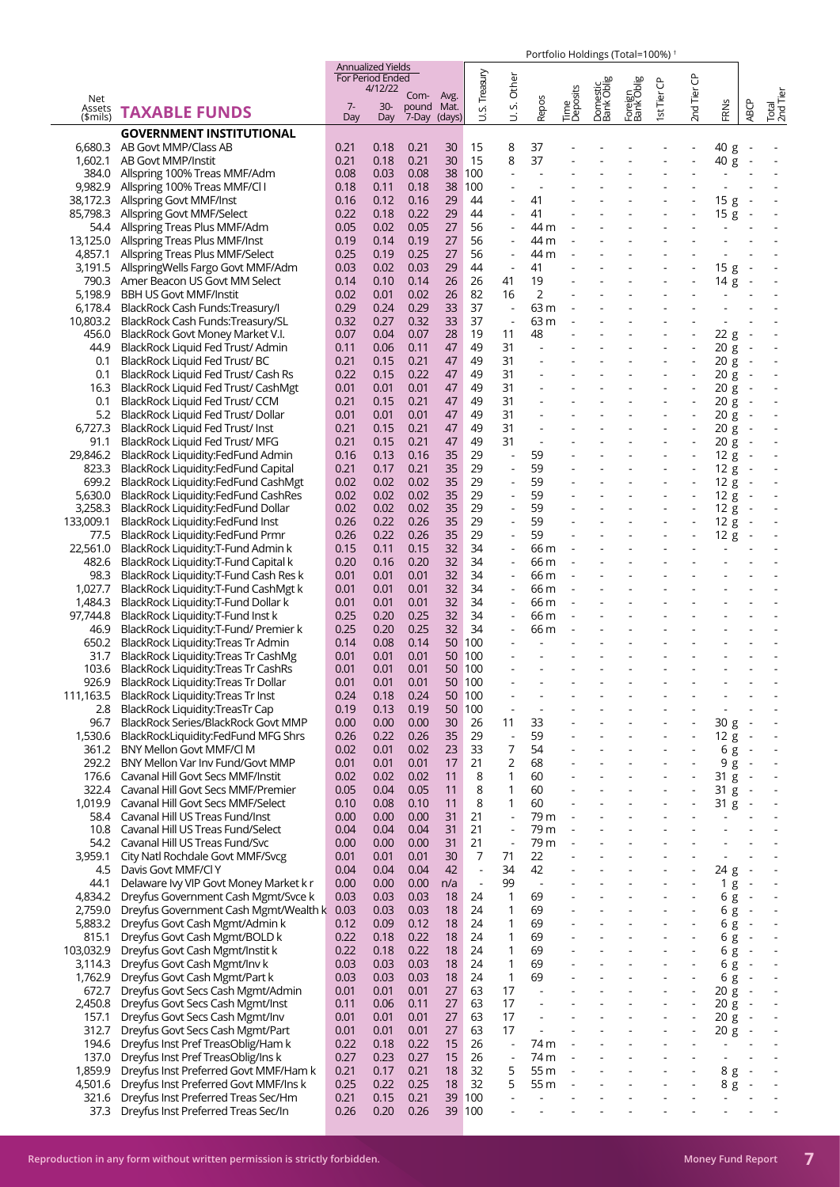| Net Assets ($mils) | TAXABLE FUNDS | Annualized Yields For Period Ended 4/12/22 | | | Avg. Mat. (days) | Portfolio Holdings (Total=100%) [1] | | | | | | | | | | | |
|---|---|---|---|---|---|---|---|---|---|---|---|---|---|---|---|---|---|
| | | 7-Day | 30-Day | Com-pound 7-Day | | U.S. Treasury | U. S. Other | Repos | Time Deposits | Domestic Bank Oblig | Foreign Bank Oblig | 1st Tier CP | 2nd Tier CP | FRNs | ABCP | Total 2nd Tier |
| | **GOVERNMENT INSTITUTIONAL** | | | | | | | | | | | | | | | |
| 6,680.3 | AB Govt MMP/Class AB | 0.21 | 0.18 | 0.21 | 30 | 15 | 8 | 37 | - | - | - | - | - | 40 g | - | - |
| 1,602.1 | AB Govt MMP/Instit | 0.21 | 0.18 | 0.21 | 30 | 15 | 8 | 37 | - | - | - | - | - | 40 g | - | - |
| 384.0 | Allspring 100% Treas MMF/Adm | 0.08 | 0.03 | 0.08 | 38 | 100 | - | - | - | - | - | - | - | - | - | - |
| 9,982.9 | Allspring 100% Treas MMF/Cl I | 0.18 | 0.11 | 0.18 | 38 | 100 | - | - | - | - | - | - | - | - | - | - |
| 38,172.3 | Allspring Govt MMF/Inst | 0.16 | 0.12 | 0.16 | 29 | 44 | - | 41 | - | - | - | - | - | 15 g | - | - |
| 85,798.3 | Allspring Govt MMF/Select | 0.22 | 0.18 | 0.22 | 29 | 44 | - | 41 | - | - | - | - | - | 15 g | - | - |
| 54.4 | Allspring Treas Plus MMF/Adm | 0.05 | 0.02 | 0.05 | 27 | 56 | - | 44 m | - | - | - | - | - | - | - | - |
| 13,125.0 | Allspring Treas Plus MMF/Inst | 0.19 | 0.14 | 0.19 | 27 | 56 | - | 44 m | - | - | - | - | - | - | - | - |
| 4,857.1 | Allspring Treas Plus MMF/Select | 0.25 | 0.19 | 0.25 | 27 | 56 | - | 44 m | - | - | - | - | - | - | - | - |
| 3,191.5 | AllspringWells Fargo Govt MMF/Adm | 0.03 | 0.02 | 0.03 | 29 | 44 | - | 41 | - | - | - | - | - | 15 g | - | - |
| 790.3 | Amer Beacon US Govt MM Select | 0.14 | 0.10 | 0.14 | 26 | 26 | 41 | 19 | - | - | - | - | - | 14 g | - | - |
| 5,198.9 | BBH US Govt MMF/Instit | 0.02 | 0.01 | 0.02 | 26 | 82 | 16 | 2 | - | - | - | - | - | - | - | - |
| 6,178.4 | BlackRock Cash Funds:Treasury/I | 0.29 | 0.24 | 0.29 | 33 | 37 | - | 63 m | - | - | - | - | - | - | - | - |
| 10,803.2 | BlackRock Cash Funds:Treasury/SL | 0.32 | 0.27 | 0.32 | 33 | 37 | - | 63 m | - | - | - | - | - | - | - | - |
| 456.0 | BlackRock Govt Money Market V.I. | 0.07 | 0.04 | 0.07 | 28 | 19 | 11 | 48 | - | - | - | - | - | 22 g | - | - |
| 44.9 | BlackRock Liquid Fed Trust/ Admin | 0.11 | 0.06 | 0.11 | 47 | 49 | 31 | - | - | - | - | - | - | 20 g | - | - |
| 0.1 | BlackRock Liquid Fed Trust/ BC | 0.21 | 0.15 | 0.21 | 47 | 49 | 31 | - | - | - | - | - | - | 20 g | - | - |
| 0.1 | BlackRock Liquid Fed Trust/ Cash Rs | 0.22 | 0.15 | 0.22 | 47 | 49 | 31 | - | - | - | - | - | - | 20 g | - | - |
| 16.3 | BlackRock Liquid Fed Trust/ CashMgt | 0.01 | 0.01 | 0.01 | 47 | 49 | 31 | - | - | - | - | - | - | 20 g | - | - |
| 0.1 | BlackRock Liquid Fed Trust/ CCM | 0.21 | 0.15 | 0.21 | 47 | 49 | 31 | - | - | - | - | - | - | 20 g | - | - |
| 5.2 | BlackRock Liquid Fed Trust/ Dollar | 0.01 | 0.01 | 0.01 | 47 | 49 | 31 | - | - | - | - | - | - | 20 g | - | - |
| 6,727.3 | BlackRock Liquid Fed Trust/ Inst | 0.21 | 0.15 | 0.21 | 47 | 49 | 31 | - | - | - | - | - | - | 20 g | - | - |
| 91.1 | BlackRock Liquid Fed Trust/ MFG | 0.21 | 0.15 | 0.21 | 47 | 49 | 31 | - | - | - | - | - | - | 20 g | - | - |
| 29,846.2 | BlackRock Liquidity:FedFund Admin | 0.16 | 0.13 | 0.16 | 35 | 29 | - | 59 | - | - | - | - | - | 12 g | - | - |
| 823.3 | BlackRock Liquidity:FedFund Capital | 0.21 | 0.17 | 0.21 | 35 | 29 | - | 59 | - | - | - | - | - | 12 g | - | - |
| 699.2 | BlackRock Liquidity:FedFund CashMgt | 0.02 | 0.02 | 0.02 | 35 | 29 | - | 59 | - | - | - | - | - | 12 g | - | - |
| 5,630.0 | BlackRock Liquidity:FedFund CashRes | 0.02 | 0.02 | 0.02 | 35 | 29 | - | 59 | - | - | - | - | - | 12 g | - | - |
| 3,258.3 | BlackRock Liquidity:FedFund Dollar | 0.02 | 0.02 | 0.02 | 35 | 29 | - | 59 | - | - | - | - | - | 12 g | - | - |
| 133,009.1 | BlackRock Liquidity:FedFund Inst | 0.26 | 0.22 | 0.26 | 35 | 29 | - | 59 | - | - | - | - | - | 12 g | - | - |
| 77.5 | BlackRock Liquidity:FedFund Prmr | 0.26 | 0.22 | 0.26 | 35 | 29 | - | 59 | - | - | - | - | - | 12 g | - | - |
| 22,561.0 | BlackRock Liquidity:T-Fund Admin k | 0.15 | 0.11 | 0.15 | 32 | 34 | - | 66 m | - | - | - | - | - | - | - | - |
| 482.6 | BlackRock Liquidity:T-Fund Capital k | 0.20 | 0.16 | 0.20 | 32 | 34 | - | 66 m | - | - | - | - | - | - | - | - |
| 98.3 | BlackRock Liquidity:T-Fund Cash Res k | 0.01 | 0.01 | 0.01 | 32 | 34 | - | 66 m | - | - | - | - | - | - | - | - |
| 1,027.7 | BlackRock Liquidity:T-Fund CashMgt k | 0.01 | 0.01 | 0.01 | 32 | 34 | - | 66 m | - | - | - | - | - | - | - | - |
| 1,484.3 | BlackRock Liquidity:T-Fund Dollar k | 0.01 | 0.01 | 0.01 | 32 | 34 | - | 66 m | - | - | - | - | - | - | - | - |
| 97,744.8 | BlackRock Liquidity:T-Fund Inst k | 0.25 | 0.20 | 0.25 | 32 | 34 | - | 66 m | - | - | - | - | - | - | - | - |
| 46.9 | BlackRock Liquidity:T-Fund/ Premier k | 0.25 | 0.20 | 0.25 | 32 | 34 | - | 66 m | - | - | - | - | - | - | - | - |
| 650.2 | BlackRock Liquidity:Treas Tr Admin | 0.14 | 0.08 | 0.14 | 50 | 100 | - | - | - | - | - | - | - | - | - | - |
| 31.7 | BlackRock Liquidity:Treas Tr CashMg | 0.01 | 0.01 | 0.01 | 50 | 100 | - | - | - | - | - | - | - | - | - | - |
| 103.6 | BlackRock Liquidity:Treas Tr CashRs | 0.01 | 0.01 | 0.01 | 50 | 100 | - | - | - | - | - | - | - | - | - | - |
| 926.9 | BlackRock Liquidity:Treas Tr Dollar | 0.01 | 0.01 | 0.01 | 50 | 100 | - | - | - | - | - | - | - | - | - | - |
| 111,163.5 | BlackRock Liquidity:Treas Tr Inst | 0.24 | 0.18 | 0.24 | 50 | 100 | - | - | - | - | - | - | - | - | - | - |
| 2.8 | BlackRock Liquidity:TreasTr Cap | 0.19 | 0.13 | 0.19 | 50 | 100 | - | - | - | - | - | - | - | - | - | - |
| 96.7 | BlackRock Series/BlackRock Govt MMP | 0.00 | 0.00 | 0.00 | 30 | 26 | 11 | 33 | - | - | - | - | - | 30 g | - | - |
| 1,530.6 | BlackRockLiquidity:FedFund MFG Shrs | 0.26 | 0.22 | 0.26 | 35 | 29 | - | 59 | - | - | - | - | - | 12 g | - | - |
| 361.2 | BNY Mellon Govt MMF/Cl M | 0.02 | 0.01 | 0.02 | 23 | 33 | 7 | 54 | - | - | - | - | - | 6 g | - | - |
| 292.2 | BNY Mellon Var Inv Fund/Govt MMP | 0.01 | 0.01 | 0.01 | 17 | 21 | 2 | 68 | - | - | - | - | - | 9 g | - | - |
| 176.6 | Cavanal Hill Govt Secs MMF/Instit | 0.02 | 0.02 | 0.02 | 11 | 8 | 1 | 60 | - | - | - | - | - | 31 g | - | - |
| 322.4 | Cavanal Hill Govt Secs MMF/Premier | 0.05 | 0.04 | 0.05 | 11 | 8 | 1 | 60 | - | - | - | - | - | 31 g | - | - |
| 1,019.9 | Cavanal Hill Govt Secs MMF/Select | 0.10 | 0.08 | 0.10 | 11 | 8 | 1 | 60 | - | - | - | - | - | 31 g | - | - |
| 58.4 | Cavanal Hill US Treas Fund/Inst | 0.00 | 0.00 | 0.00 | 31 | 21 | - | 79 m | - | - | - | - | - | - | - | - |
| 10.8 | Cavanal Hill US Treas Fund/Select | 0.04 | 0.04 | 0.04 | 31 | 21 | - | 79 m | - | - | - | - | - | - | - | - |
| 54.2 | Cavanal Hill US Treas Fund/Svc | 0.00 | 0.00 | 0.00 | 31 | 21 | - | 79 m | - | - | - | - | - | - | - | - |
| 3,959.1 | City Natl Rochdale Govt MMF/Svcg | 0.01 | 0.01 | 0.01 | 30 | 7 | 71 | 22 | - | - | - | - | - | - | - | - |
| 4.5 | Davis Govt MMF/Cl Y | 0.04 | 0.04 | 0.04 | 42 | - | 34 | 42 | - | - | - | - | - | 24 g | - | - |
| 44.1 | Delaware Ivy VIP Govt Money Market k r | 0.00 | 0.00 | 0.00 | n/a | - | 99 | - | - | - | - | - | - | 1 g | - | - |
| 4,834.2 | Dreyfus Government Cash Mgmt/Svce k | 0.03 | 0.03 | 0.03 | 18 | 24 | 1 | 69 | - | - | - | - | - | 6 g | - | - |
| 2,759.0 | Dreyfus Government Cash Mgmt/Wealth k | 0.03 | 0.03 | 0.03 | 18 | 24 | 1 | 69 | - | - | - | - | - | 6 g | - | - |
| 5,883.2 | Dreyfus Govt Cash Mgmt/Admin k | 0.12 | 0.09 | 0.12 | 18 | 24 | 1 | 69 | - | - | - | - | - | 6 g | - | - |
| 815.1 | Dreyfus Govt Cash Mgmt/BOLD k | 0.22 | 0.18 | 0.22 | 18 | 24 | 1 | 69 | - | - | - | - | - | 6 g | - | - |
| 103,032.9 | Dreyfus Govt Cash Mgmt/Instit k | 0.22 | 0.18 | 0.22 | 18 | 24 | 1 | 69 | - | - | - | - | - | 6 g | - | - |
| 3,114.3 | Dreyfus Govt Cash Mgmt/Inv k | 0.03 | 0.03 | 0.03 | 18 | 24 | 1 | 69 | - | - | - | - | - | 6 g | - | - |
| 1,762.9 | Dreyfus Govt Cash Mgmt/Part k | 0.03 | 0.03 | 0.03 | 18 | 24 | 1 | 69 | - | - | - | - | - | 6 g | - | - |
| 672.7 | Dreyfus Govt Secs Cash Mgmt/Admin | 0.01 | 0.01 | 0.01 | 27 | 63 | 17 | - | - | - | - | - | - | 20 g | - | - |
| 2,450.8 | Dreyfus Govt Secs Cash Mgmt/Inst | 0.11 | 0.06 | 0.11 | 27 | 63 | 17 | - | - | - | - | - | - | 20 g | - | - |
| 157.1 | Dreyfus Govt Secs Cash Mgmt/Inv | 0.01 | 0.01 | 0.01 | 27 | 63 | 17 | - | - | - | - | - | - | 20 g | - | - |
| 312.7 | Dreyfus Govt Secs Cash Mgmt/Part | 0.01 | 0.01 | 0.01 | 27 | 63 | 17 | - | - | - | - | - | - | 20 g | - | - |
| 194.6 | Dreyfus Inst Pref TreasOblig/Ham k | 0.22 | 0.18 | 0.22 | 15 | 26 | - | 74 m | - | - | - | - | - | - | - | - |
| 137.0 | Dreyfus Inst Pref TreasOblig/Ins k | 0.27 | 0.23 | 0.27 | 15 | 26 | - | 74 m | - | - | - | - | - | - | - | - |
| 1,859.9 | Dreyfus Inst Preferred Govt MMF/Ham k | 0.21 | 0.17 | 0.21 | 18 | 32 | 5 | 55 m | - | - | - | - | - | 8 g | - | - |
| 4,501.6 | Dreyfus Inst Preferred Govt MMF/Ins k | 0.25 | 0.22 | 0.25 | 18 | 32 | 5 | 55 m | - | - | - | - | - | 8 g | - | - |
| 321.6 | Dreyfus Inst Preferred Treas Sec/Hm | 0.21 | 0.15 | 0.21 | 39 | 100 | - | - | - | - | - | - | - | - | - | - |
| 37.3 | Dreyfus Inst Preferred Treas Sec/In | 0.26 | 0.20 | 0.26 | 39 | 100 | - | - | - | - | - | - | - | - | - | - |

Reproduction in any form without written permission is strictly forbidden.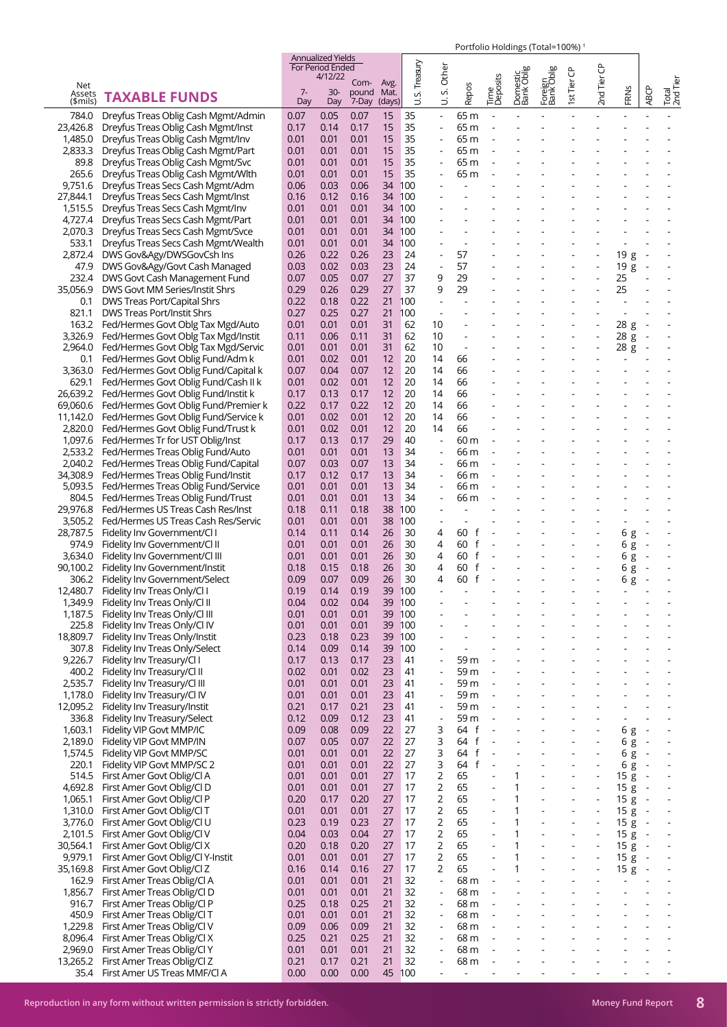| Net Assets ($mils) | TAXABLE FUNDS | Annualized Yields For Period Ended 4/12/22 7-Day | 30-Day | Compound 7-Day | Avg. Mat. (days) | U.S. Treasury | U. S. Other | Repos | Time Deposits | Domestic Bank Oblig | Foreign Bank Oblig | 1st Tier CP | 2nd Tier CP | FRNs | ABCP | Total 2nd Tier |
|---|---|---|---|---|---|---|---|---|---|---|---|---|---|---|---|---|
| 784.0 | Dreyfus Treas Oblig Cash Mgmt/Admin | 0.07 | 0.05 | 0.07 | 15 | 35 | - | 65 m | - | - | - | - | - | - | - | - |
| 23,426.8 | Dreyfus Treas Oblig Cash Mgmt/Inst | 0.17 | 0.14 | 0.17 | 15 | 35 | - | 65 m | - | - | - | - | - | - | - | - |
| 1,485.0 | Dreyfus Treas Oblig Cash Mgmt/Inv | 0.01 | 0.01 | 0.01 | 15 | 35 | - | 65 m | - | - | - | - | - | - | - | - |
| 2,833.3 | Dreyfus Treas Oblig Cash Mgmt/Part | 0.01 | 0.01 | 0.01 | 15 | 35 | - | 65 m | - | - | - | - | - | - | - | - |
| 89.8 | Dreyfus Treas Oblig Cash Mgmt/Svc | 0.01 | 0.01 | 0.01 | 15 | 35 | - | 65 m | - | - | - | - | - | - | - | - |
| 265.6 | Dreyfus Treas Oblig Cash Mgmt/Wlth | 0.01 | 0.01 | 0.01 | 15 | 35 | - | 65 m | - | - | - | - | - | - | - | - |
| 9,751.6 | Dreyfus Treas Secs Cash Mgmt/Adm | 0.06 | 0.03 | 0.06 | 34 | 100 | - | - | - | - | - | - | - | - | - | - |
| 27,844.1 | Dreyfus Treas Secs Cash Mgmt/Inst | 0.16 | 0.12 | 0.16 | 34 | 100 | - | - | - | - | - | - | - | - | - | - |
| 1,515.5 | Dreyfus Treas Secs Cash Mgmt/Inv | 0.01 | 0.01 | 0.01 | 34 | 100 | - | - | - | - | - | - | - | - | - | - |
| 4,727.4 | Dreyfus Treas Secs Cash Mgmt/Part | 0.01 | 0.01 | 0.01 | 34 | 100 | - | - | - | - | - | - | - | - | - | - |
| 2,070.3 | Dreyfus Treas Secs Cash Mgmt/Svce | 0.01 | 0.01 | 0.01 | 34 | 100 | - | - | - | - | - | - | - | - | - | - |
| 533.1 | Dreyfus Treas Secs Cash Mgmt/Wealth | 0.01 | 0.01 | 0.01 | 34 | 100 | - | - | - | - | - | - | - | - | - | - |
| 2,872.4 | DWS Gov&Agy/DWSGovCsh Ins | 0.26 | 0.22 | 0.26 | 23 | 24 | - | 57 | - | - | - | - | - | 19 g | - | - |
| 47.9 | DWS Gov&Agy/Govt Cash Managed | 0.03 | 0.02 | 0.03 | 23 | 24 | - | 57 | - | - | - | - | - | 19 g | - | - |
| 232.4 | DWS Govt Cash Management Fund | 0.07 | 0.05 | 0.07 | 27 | 37 | 9 | 29 | - | - | - | - | - | 25 | - | - |
| 35,056.9 | DWS Govt MM Series/Instit Shrs | 0.29 | 0.26 | 0.29 | 27 | 37 | 9 | 29 | - | - | - | - | - | 25 | - | - |
| 0.1 | DWS Treas Port/Capital Shrs | 0.22 | 0.18 | 0.22 | 21 | 100 | - | - | - | - | - | - | - | - | - | - |
| 821.1 | DWS Treas Port/Instit Shrs | 0.27 | 0.25 | 0.27 | 21 | 100 | - | - | - | - | - | - | - | - | - | - |
| 163.2 | Fed/Hermes Govt Oblg Tax Mgd/Auto | 0.01 | 0.01 | 0.01 | 31 | 62 | 10 | - | - | - | - | - | - | 28 g | - | - |
| 3,326.9 | Fed/Hermes Govt Oblg Tax Mgd/Instit | 0.11 | 0.06 | 0.11 | 31 | 62 | 10 | - | - | - | - | - | - | 28 g | - | - |
| 2,964.0 | Fed/Hermes Govt Oblg Tax Mgd/Servic | 0.01 | 0.01 | 0.01 | 31 | 62 | 10 | - | - | - | - | - | - | 28 g | - | - |
| 0.1 | Fed/Hermes Govt Oblig Fund/Adm k | 0.01 | 0.02 | 0.01 | 12 | 20 | 14 | 66 | - | - | - | - | - | - | - | - |
| 3,363.0 | Fed/Hermes Govt Oblig Fund/Capital k | 0.07 | 0.04 | 0.07 | 12 | 20 | 14 | 66 | - | - | - | - | - | - | - | - |
| 629.1 | Fed/Hermes Govt Oblig Fund/Cash II k | 0.01 | 0.02 | 0.01 | 12 | 20 | 14 | 66 | - | - | - | - | - | - | - | - |
| 26,639.2 | Fed/Hermes Govt Oblig Fund/Instit k | 0.17 | 0.13 | 0.17 | 12 | 20 | 14 | 66 | - | - | - | - | - | - | - | - |
| 69,060.6 | Fed/Hermes Govt Oblig Fund/Premier k | 0.22 | 0.17 | 0.22 | 12 | 20 | 14 | 66 | - | - | - | - | - | - | - | - |
| 11,142.0 | Fed/Hermes Govt Oblig Fund/Service k | 0.01 | 0.02 | 0.01 | 12 | 20 | 14 | 66 | - | - | - | - | - | - | - | - |
| 2,820.0 | Fed/Hermes Govt Oblig Fund/Trust k | 0.01 | 0.02 | 0.01 | 12 | 20 | 14 | 66 | - | - | - | - | - | - | - | - |
| 1,097.6 | Fed/Hermes Tr for UST Oblig/Inst | 0.17 | 0.13 | 0.17 | 29 | 40 | - | 60 m | - | - | - | - | - | - | - | - |
| 2,533.2 | Fed/Hermes Treas Oblig Fund/Auto | 0.01 | 0.01 | 0.01 | 13 | 34 | - | 66 m | - | - | - | - | - | - | - | - |
| 2,040.2 | Fed/Hermes Treas Oblig Fund/Capital | 0.07 | 0.03 | 0.07 | 13 | 34 | - | 66 m | - | - | - | - | - | - | - | - |
| 34,308.9 | Fed/Hermes Treas Oblig Fund/Instit | 0.17 | 0.12 | 0.17 | 13 | 34 | - | 66 m | - | - | - | - | - | - | - | - |
| 5,093.5 | Fed/Hermes Treas Oblig Fund/Service | 0.01 | 0.01 | 0.01 | 13 | 34 | - | 66 m | - | - | - | - | - | - | - | - |
| 804.5 | Fed/Hermes Treas Oblig Fund/Trust | 0.01 | 0.01 | 0.01 | 13 | 34 | - | 66 m | - | - | - | - | - | - | - | - |
| 29,976.8 | Fed/Hermes US Treas Cash Res/Inst | 0.18 | 0.11 | 0.18 | 38 | 100 | - | - | - | - | - | - | - | - | - | - |
| 3,505.2 | Fed/Hermes US Treas Cash Res/Servic | 0.01 | 0.01 | 0.01 | 38 | 100 | - | - | - | - | - | - | - | - | - | - |
| 28,787.5 | Fidelity Inv Government/Cl I | 0.14 | 0.11 | 0.14 | 26 | 30 | 4 | 60 f | - | - | - | - | - | 6 g | - | - |
| 974.9 | Fidelity Inv Government/Cl II | 0.01 | 0.01 | 0.01 | 26 | 30 | 4 | 60 f | - | - | - | - | - | 6 g | - | - |
| 3,634.0 | Fidelity Inv Government/Cl III | 0.01 | 0.01 | 0.01 | 26 | 30 | 4 | 60 f | - | - | - | - | - | 6 g | - | - |
| 90,100.2 | Fidelity Inv Government/Instit | 0.18 | 0.15 | 0.18 | 26 | 30 | 4 | 60 f | - | - | - | - | - | 6 g | - | - |
| 306.2 | Fidelity Inv Government/Select | 0.09 | 0.07 | 0.09 | 26 | 30 | 4 | 60 f | - | - | - | - | - | 6 g | - | - |
| 12,480.7 | Fidelity Inv Treas Only/Cl I | 0.19 | 0.14 | 0.19 | 39 | 100 | - | - | - | - | - | - | - | - | - | - |
| 1,349.9 | Fidelity Inv Treas Only/Cl II | 0.04 | 0.02 | 0.04 | 39 | 100 | - | - | - | - | - | - | - | - | - | - |
| 1,187.5 | Fidelity Inv Treas Only/Cl III | 0.01 | 0.01 | 0.01 | 39 | 100 | - | - | - | - | - | - | - | - | - | - |
| 225.8 | Fidelity Inv Treas Only/Cl IV | 0.01 | 0.01 | 0.01 | 39 | 100 | - | - | - | - | - | - | - | - | - | - |
| 18,809.7 | Fidelity Inv Treas Only/Instit | 0.23 | 0.18 | 0.23 | 39 | 100 | - | - | - | - | - | - | - | - | - | - |
| 307.8 | Fidelity Inv Treas Only/Select | 0.14 | 0.09 | 0.14 | 39 | 100 | - | - | - | - | - | - | - | - | - | - |
| 9,226.7 | Fidelity Inv Treasury/Cl I | 0.17 | 0.13 | 0.17 | 23 | 41 | - | 59 m | - | - | - | - | - | - | - | - |
| 400.2 | Fidelity Inv Treasury/Cl II | 0.02 | 0.01 | 0.02 | 23 | 41 | - | 59 m | - | - | - | - | - | - | - | - |
| 2,535.7 | Fidelity Inv Treasury/Cl III | 0.01 | 0.01 | 0.01 | 23 | 41 | - | 59 m | - | - | - | - | - | - | - | - |
| 1,178.0 | Fidelity Inv Treasury/Cl IV | 0.01 | 0.01 | 0.01 | 23 | 41 | - | 59 m | - | - | - | - | - | - | - | - |
| 12,095.2 | Fidelity Inv Treasury/Instit | 0.21 | 0.17 | 0.21 | 23 | 41 | - | 59 m | - | - | - | - | - | - | - | - |
| 336.8 | Fidelity Inv Treasury/Select | 0.12 | 0.09 | 0.12 | 23 | 41 | - | 59 m | - | - | - | - | - | - | - | - |
| 1,603.1 | Fidelity VIP Govt MMP/IC | 0.09 | 0.08 | 0.09 | 22 | 27 | 3 | 64 f | - | - | - | - | - | 6 g | - | - |
| 2,189.0 | Fidelity VIP Govt MMP/IN | 0.07 | 0.05 | 0.07 | 22 | 27 | 3 | 64 f | - | - | - | - | - | 6 g | - | - |
| 1,574.5 | Fidelity VIP Govt MMP/SC | 0.01 | 0.01 | 0.01 | 22 | 27 | 3 | 64 f | - | - | - | - | - | 6 g | - | - |
| 220.1 | Fidelity VIP Govt MMP/SC 2 | 0.01 | 0.01 | 0.01 | 22 | 27 | 3 | 64 f | - | - | - | - | - | 6 g | - | - |
| 514.5 | First Amer Govt Oblig/Cl A | 0.01 | 0.01 | 0.01 | 27 | 17 | 2 | 65 | - | 1 | - | - | - | 15 g | - | - |
| 4,692.8 | First Amer Govt Oblig/Cl D | 0.01 | 0.01 | 0.01 | 27 | 17 | 2 | 65 | - | 1 | - | - | - | 15 g | - | - |
| 1,065.1 | First Amer Govt Oblig/Cl P | 0.20 | 0.17 | 0.20 | 27 | 17 | 2 | 65 | - | 1 | - | - | - | 15 g | - | - |
| 1,310.0 | First Amer Govt Oblig/Cl T | 0.01 | 0.01 | 0.01 | 27 | 17 | 2 | 65 | - | 1 | - | - | - | 15 g | - | - |
| 3,776.0 | First Amer Govt Oblig/Cl U | 0.23 | 0.19 | 0.23 | 27 | 17 | 2 | 65 | - | 1 | - | - | - | 15 g | - | - |
| 2,101.5 | First Amer Govt Oblig/Cl V | 0.04 | 0.03 | 0.04 | 27 | 17 | 2 | 65 | - | 1 | - | - | - | 15 g | - | - |
| 30,564.1 | First Amer Govt Oblig/Cl X | 0.20 | 0.18 | 0.20 | 27 | 17 | 2 | 65 | - | 1 | - | - | - | 15 g | - | - |
| 9,979.1 | First Amer Govt Oblig/Cl Y-Instit | 0.01 | 0.01 | 0.01 | 27 | 17 | 2 | 65 | - | 1 | - | - | - | 15 g | - | - |
| 35,169.8 | First Amer Govt Oblig/Cl Z | 0.16 | 0.14 | 0.16 | 27 | 17 | 2 | 65 | - | 1 | - | - | - | 15 g | - | - |
| 162.9 | First Amer Treas Oblig/Cl A | 0.01 | 0.01 | 0.01 | 21 | 32 | - | 68 m | - | - | - | - | - | - | - | - |
| 1,856.7 | First Amer Treas Oblig/Cl D | 0.01 | 0.01 | 0.01 | 21 | 32 | - | 68 m | - | - | - | - | - | - | - | - |
| 916.7 | First Amer Treas Oblig/Cl P | 0.25 | 0.18 | 0.25 | 21 | 32 | - | 68 m | - | - | - | - | - | - | - | - |
| 450.9 | First Amer Treas Oblig/Cl T | 0.01 | 0.01 | 0.01 | 21 | 32 | - | 68 m | - | - | - | - | - | - | - | - |
| 1,229.8 | First Amer Treas Oblig/Cl V | 0.09 | 0.06 | 0.09 | 21 | 32 | - | 68 m | - | - | - | - | - | - | - | - |
| 8,096.4 | First Amer Treas Oblig/Cl X | 0.25 | 0.21 | 0.25 | 21 | 32 | - | 68 m | - | - | - | - | - | - | - | - |
| 2,969.0 | First Amer Treas Oblig/Cl Y | 0.01 | 0.01 | 0.01 | 21 | 32 | - | 68 m | - | - | - | - | - | - | - | - |
| 13,265.2 | First Amer Treas Oblig/Cl Z | 0.21 | 0.17 | 0.21 | 21 | 32 | - | 68 m | - | - | - | - | - | - | - | - |
| 35.4 | First Amer US Treas MMF/Cl A | 0.00 | 0.00 | 0.00 | 45 | 100 | - | - | - | - | - | - | - | - | - | - |

Portfolio Holdings (Total=100%) [1]

Reproduction in any form without written permission is strictly forbidden.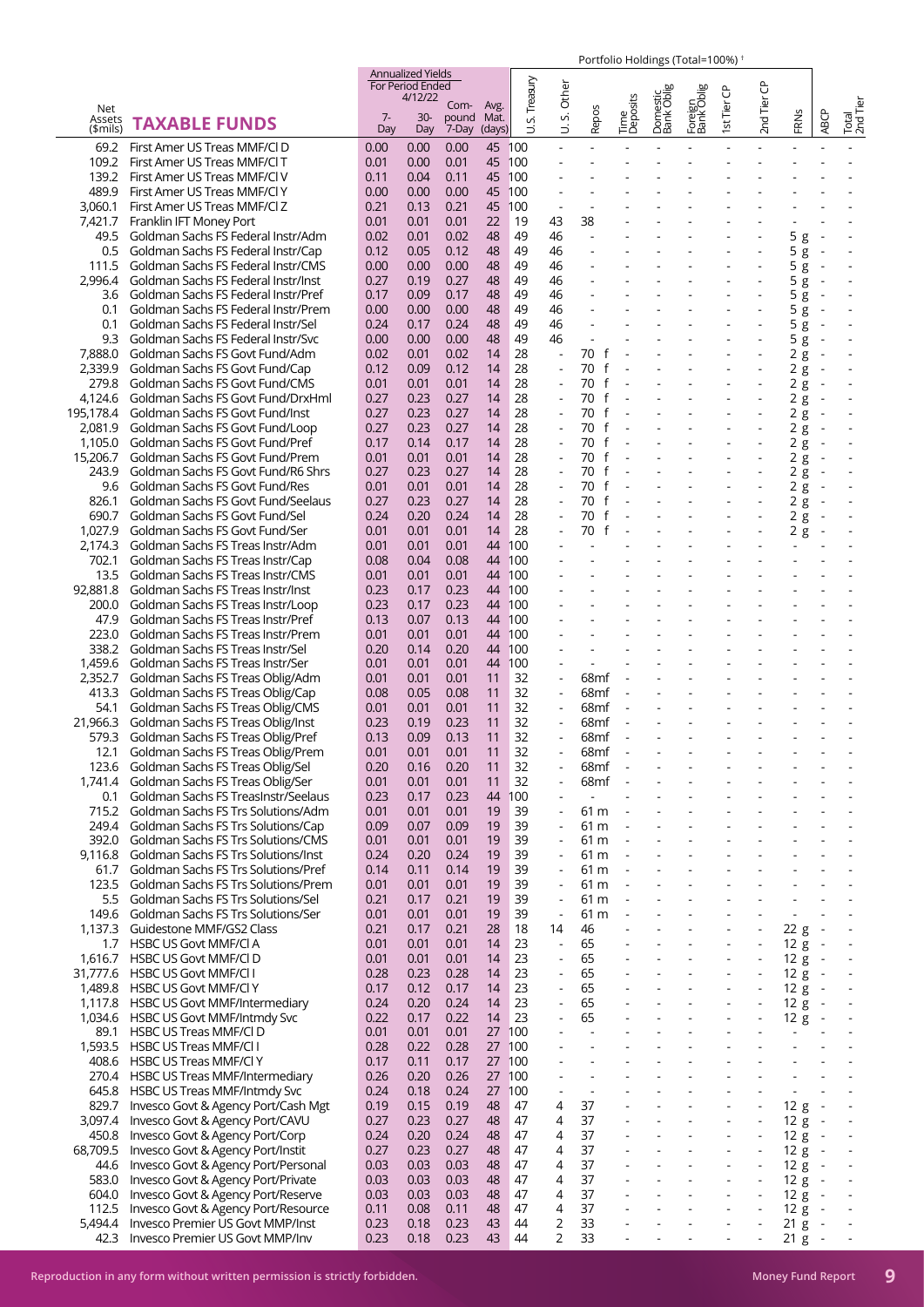| Net Assets ($mils) | TAXABLE FUNDS | Annualized Yields For Period Ended 4/12/22 7-Day | 30-Day | Com-pound 7-Day | Avg. Mat. (days) | U.S. Treasury | U. S. Other | Repos | Time Deposits | Domestic Bank Oblig | Foreign Bank Oblig | 1st Tier CP | 2nd Tier CP | FRNs | ABCP | Total 2nd Tier |
|---|---|---|---|---|---|---|---|---|---|---|---|---|---|---|---|---|
| | | | | | | Portfolio Holdings (Total=100%) [1] | | | | | | | | | | |
| 69.2 | First Amer US Treas MMF/Cl D | 0.00 | 0.00 | 0.00 | 45 | 100 | - | - | - | - | - | - | - | - | - | - |
| 109.2 | First Amer US Treas MMF/Cl T | 0.01 | 0.00 | 0.01 | 45 | 100 | - | - | - | - | - | - | - | - | - | - |
| 139.2 | First Amer US Treas MMF/Cl V | 0.11 | 0.04 | 0.11 | 45 | 100 | - | - | - | - | - | - | - | - | - | - |
| 489.9 | First Amer US Treas MMF/Cl Y | 0.00 | 0.00 | 0.00 | 45 | 100 | - | - | - | - | - | - | - | - | - | - |
| 3,060.1 | First Amer US Treas MMF/Cl Z | 0.21 | 0.13 | 0.21 | 45 | 100 | - | - | - | - | - | - | - | - | - | - |
| 7,421.7 | Franklin IFT Money Port | 0.01 | 0.01 | 0.01 | 22 | 19 | 43 | 38 | - | - | - | - | - | - | - | - |
| 49.5 | Goldman Sachs FS Federal Instr/Adm | 0.02 | 0.01 | 0.02 | 48 | 49 | 46 | - | - | - | - | - | - | 5 g | - | - |
| 0.5 | Goldman Sachs FS Federal Instr/Cap | 0.12 | 0.05 | 0.12 | 48 | 49 | 46 | - | - | - | - | - | - | 5 g | - | - |
| 111.5 | Goldman Sachs FS Federal Instr/CMS | 0.00 | 0.00 | 0.00 | 48 | 49 | 46 | - | - | - | - | - | - | 5 g | - | - |
| 2,996.4 | Goldman Sachs FS Federal Instr/Inst | 0.27 | 0.19 | 0.27 | 48 | 49 | 46 | - | - | - | - | - | - | 5 g | - | - |
| 3.6 | Goldman Sachs FS Federal Instr/Pref | 0.17 | 0.09 | 0.17 | 48 | 49 | 46 | - | - | - | - | - | - | 5 g | - | - |
| 0.1 | Goldman Sachs FS Federal Instr/Prem | 0.00 | 0.00 | 0.00 | 48 | 49 | 46 | - | - | - | - | - | - | 5 g | - | - |
| 0.1 | Goldman Sachs FS Federal Instr/Sel | 0.24 | 0.17 | 0.24 | 48 | 49 | 46 | - | - | - | - | - | - | 5 g | - | - |
| 9.3 | Goldman Sachs FS Federal Instr/Svc | 0.00 | 0.00 | 0.00 | 48 | 49 | 46 | - | - | - | - | - | - | 5 g | - | - |
| 7,888.0 | Goldman Sachs FS Govt Fund/Adm | 0.02 | 0.01 | 0.02 | 14 | 28 | - | 70 f | - | - | - | - | - | 2 g | - | - |
| 2,339.9 | Goldman Sachs FS Govt Fund/Cap | 0.12 | 0.09 | 0.12 | 14 | 28 | - | 70 f | - | - | - | - | - | 2 g | - | - |
| 279.8 | Goldman Sachs FS Govt Fund/CMS | 0.01 | 0.01 | 0.01 | 14 | 28 | - | 70 f | - | - | - | - | - | 2 g | - | - |
| 4,124.6 | Goldman Sachs FS Govt Fund/DrxHml | 0.27 | 0.23 | 0.27 | 14 | 28 | - | 70 f | - | - | - | - | - | 2 g | - | - |
| 195,178.4 | Goldman Sachs FS Govt Fund/Inst | 0.27 | 0.23 | 0.27 | 14 | 28 | - | 70 f | - | - | - | - | - | 2 g | - | - |
| 2,081.9 | Goldman Sachs FS Govt Fund/Loop | 0.27 | 0.23 | 0.27 | 14 | 28 | - | 70 f | - | - | - | - | - | 2 g | - | - |
| 1,105.0 | Goldman Sachs FS Govt Fund/Pref | 0.17 | 0.14 | 0.17 | 14 | 28 | - | 70 f | - | - | - | - | - | 2 g | - | - |
| 15,206.7 | Goldman Sachs FS Govt Fund/Prem | 0.01 | 0.01 | 0.01 | 14 | 28 | - | 70 f | - | - | - | - | - | 2 g | - | - |
| 243.9 | Goldman Sachs FS Govt Fund/R6 Shrs | 0.27 | 0.23 | 0.27 | 14 | 28 | - | 70 f | - | - | - | - | - | 2 g | - | - |
| 9.6 | Goldman Sachs FS Govt Fund/Res | 0.01 | 0.01 | 0.01 | 14 | 28 | - | 70 f | - | - | - | - | - | 2 g | - | - |
| 826.1 | Goldman Sachs FS Govt Fund/Seelaus | 0.27 | 0.23 | 0.27 | 14 | 28 | - | 70 f | - | - | - | - | - | 2 g | - | - |
| 690.7 | Goldman Sachs FS Govt Fund/Sel | 0.24 | 0.20 | 0.24 | 14 | 28 | - | 70 f | - | - | - | - | - | 2 g | - | - |
| 1,027.9 | Goldman Sachs FS Govt Fund/Ser | 0.01 | 0.01 | 0.01 | 14 | 28 | - | 70 f | - | - | - | - | - | 2 g | - | - |
| 2,174.3 | Goldman Sachs FS Treas Instr/Adm | 0.01 | 0.01 | 0.01 | 44 | 100 | - | - | - | - | - | - | - | - | - | - |
| 702.1 | Goldman Sachs FS Treas Instr/Cap | 0.08 | 0.04 | 0.08 | 44 | 100 | - | - | - | - | - | - | - | - | - | - |
| 13.5 | Goldman Sachs FS Treas Instr/CMS | 0.01 | 0.01 | 0.01 | 44 | 100 | - | - | - | - | - | - | - | - | - | - |
| 92,881.8 | Goldman Sachs FS Treas Instr/Inst | 0.23 | 0.17 | 0.23 | 44 | 100 | - | - | - | - | - | - | - | - | - | - |
| 200.0 | Goldman Sachs FS Treas Instr/Loop | 0.23 | 0.17 | 0.23 | 44 | 100 | - | - | - | - | - | - | - | - | - | - |
| 47.9 | Goldman Sachs FS Treas Instr/Pref | 0.13 | 0.07 | 0.13 | 44 | 100 | - | - | - | - | - | - | - | - | - | - |
| 223.0 | Goldman Sachs FS Treas Instr/Prem | 0.01 | 0.01 | 0.01 | 44 | 100 | - | - | - | - | - | - | - | - | - | - |
| 338.2 | Goldman Sachs FS Treas Instr/Sel | 0.20 | 0.14 | 0.20 | 44 | 100 | - | - | - | - | - | - | - | - | - | - |
| 1,459.6 | Goldman Sachs FS Treas Instr/Ser | 0.01 | 0.01 | 0.01 | 44 | 100 | - | - | - | - | - | - | - | - | - | - |
| 2,352.7 | Goldman Sachs FS Treas Oblig/Adm | 0.01 | 0.01 | 0.01 | 11 | 32 | - | 68mf | - | - | - | - | - | - | - | - |
| 413.3 | Goldman Sachs FS Treas Oblig/Cap | 0.08 | 0.05 | 0.08 | 11 | 32 | - | 68mf | - | - | - | - | - | - | - | - |
| 54.1 | Goldman Sachs FS Treas Oblig/CMS | 0.01 | 0.01 | 0.01 | 11 | 32 | - | 68mf | - | - | - | - | - | - | - | - |
| 21,966.3 | Goldman Sachs FS Treas Oblig/Inst | 0.23 | 0.19 | 0.23 | 11 | 32 | - | 68mf | - | - | - | - | - | - | - | - |
| 579.3 | Goldman Sachs FS Treas Oblig/Pref | 0.13 | 0.09 | 0.13 | 11 | 32 | - | 68mf | - | - | - | - | - | - | - | - |
| 12.1 | Goldman Sachs FS Treas Oblig/Prem | 0.01 | 0.01 | 0.01 | 11 | 32 | - | 68mf | - | - | - | - | - | - | - | - |
| 123.6 | Goldman Sachs FS Treas Oblig/Sel | 0.20 | 0.16 | 0.20 | 11 | 32 | - | 68mf | - | - | - | - | - | - | - | - |
| 1,741.4 | Goldman Sachs FS Treas Oblig/Ser | 0.01 | 0.01 | 0.01 | 11 | 32 | - | 68mf | - | - | - | - | - | - | - | - |
| 0.1 | Goldman Sachs FS TreasInstr/Seelaus | 0.23 | 0.17 | 0.23 | 44 | 100 | - | - | - | - | - | - | - | - | - | - |
| 715.2 | Goldman Sachs FS Trs Solutions/Adm | 0.01 | 0.01 | 0.01 | 19 | 39 | - | 61 m | - | - | - | - | - | - | - | - |
| 249.4 | Goldman Sachs FS Trs Solutions/Cap | 0.09 | 0.07 | 0.09 | 19 | 39 | - | 61 m | - | - | - | - | - | - | - | - |
| 392.0 | Goldman Sachs FS Trs Solutions/CMS | 0.01 | 0.01 | 0.01 | 19 | 39 | - | 61 m | - | - | - | - | - | - | - | - |
| 9,116.8 | Goldman Sachs FS Trs Solutions/Inst | 0.24 | 0.20 | 0.24 | 19 | 39 | - | 61 m | - | - | - | - | - | - | - | - |
| 61.7 | Goldman Sachs FS Trs Solutions/Pref | 0.14 | 0.11 | 0.14 | 19 | 39 | - | 61 m | - | - | - | - | - | - | - | - |
| 123.5 | Goldman Sachs FS Trs Solutions/Prem | 0.01 | 0.01 | 0.01 | 19 | 39 | - | 61 m | - | - | - | - | - | - | - | - |
| 5.5 | Goldman Sachs FS Trs Solutions/Sel | 0.21 | 0.17 | 0.21 | 19 | 39 | - | 61 m | - | - | - | - | - | - | - | - |
| 149.6 | Goldman Sachs FS Trs Solutions/Ser | 0.01 | 0.01 | 0.01 | 19 | 39 | - | 61 m | - | - | - | - | - | - | - | - |
| 1,137.3 | Guidestone MMF/GS2 Class | 0.21 | 0.17 | 0.21 | 28 | 18 | 14 | 46 | - | - | - | - | - | 22 g | - | - |
| 1.7 | HSBC US Govt MMF/Cl A | 0.01 | 0.01 | 0.01 | 14 | 23 | - | 65 | - | - | - | - | - | 12 g | - | - |
| 1,616.7 | HSBC US Govt MMF/Cl D | 0.01 | 0.01 | 0.01 | 14 | 23 | - | 65 | - | - | - | - | - | 12 g | - | - |
| 31,777.6 | HSBC US Govt MMF/Cl I | 0.28 | 0.23 | 0.28 | 14 | 23 | - | 65 | - | - | - | - | - | 12 g | - | - |
| 1,489.8 | HSBC US Govt MMF/Cl Y | 0.17 | 0.12 | 0.17 | 14 | 23 | - | 65 | - | - | - | - | - | 12 g | - | - |
| 1,117.8 | HSBC US Govt MMF/Intermediary | 0.24 | 0.20 | 0.24 | 14 | 23 | - | 65 | - | - | - | - | - | 12 g | - | - |
| 1,034.6 | HSBC US Govt MMF/Intmdy Svc | 0.22 | 0.17 | 0.22 | 14 | 23 | - | 65 | - | - | - | - | - | 12 g | - | - |
| 89.1 | HSBC US Treas MMF/Cl D | 0.01 | 0.01 | 0.01 | 27 | 100 | - | - | - | - | - | - | - | - | - | - |
| 1,593.5 | HSBC US Treas MMF/Cl I | 0.28 | 0.22 | 0.28 | 27 | 100 | - | - | - | - | - | - | - | - | - | - |
| 408.6 | HSBC US Treas MMF/Cl Y | 0.17 | 0.11 | 0.17 | 27 | 100 | - | - | - | - | - | - | - | - | - | - |
| 270.4 | HSBC US Treas MMF/Intermediary | 0.26 | 0.20 | 0.26 | 27 | 100 | - | - | - | - | - | - | - | - | - | - |
| 645.8 | HSBC US Treas MMF/Intmdy Svc | 0.24 | 0.18 | 0.24 | 27 | 100 | - | - | - | - | - | - | - | - | - | - |
| 829.7 | Invesco Govt & Agency Port/Cash Mgt | 0.19 | 0.15 | 0.19 | 48 | 47 | 4 | 37 | - | - | - | - | - | 12 g | - | - |
| 3,097.4 | Invesco Govt & Agency Port/CAVU | 0.27 | 0.23 | 0.27 | 48 | 47 | 4 | 37 | - | - | - | - | - | 12 g | - | - |
| 450.8 | Invesco Govt & Agency Port/Corp | 0.24 | 0.20 | 0.24 | 48 | 47 | 4 | 37 | - | - | - | - | - | 12 g | - | - |
| 68,709.5 | Invesco Govt & Agency Port/Instit | 0.27 | 0.23 | 0.27 | 48 | 47 | 4 | 37 | - | - | - | - | - | 12 g | - | - |
| 44.6 | Invesco Govt & Agency Port/Personal | 0.03 | 0.03 | 0.03 | 48 | 47 | 4 | 37 | - | - | - | - | - | 12 g | - | - |
| 583.0 | Invesco Govt & Agency Port/Private | 0.03 | 0.03 | 0.03 | 48 | 47 | 4 | 37 | - | - | - | - | - | 12 g | - | - |
| 604.0 | Invesco Govt & Agency Port/Reserve | 0.03 | 0.03 | 0.03 | 48 | 47 | 4 | 37 | - | - | - | - | - | 12 g | - | - |
| 112.5 | Invesco Govt & Agency Port/Resource | 0.11 | 0.08 | 0.11 | 48 | 47 | 4 | 37 | - | - | - | - | - | 12 g | - | - |
| 5,494.4 | Invesco Premier US Govt MMP/Inst | 0.23 | 0.18 | 0.23 | 43 | 44 | 2 | 33 | - | - | - | - | - | 21 g | - | - |
| 42.3 | Invesco Premier US Govt MMP/Inv | 0.23 | 0.18 | 0.23 | 43 | 44 | 2 | 33 | - | - | - | - | - | 21 g | - | - |

Reproduction in any form without written permission is strictly forbidden.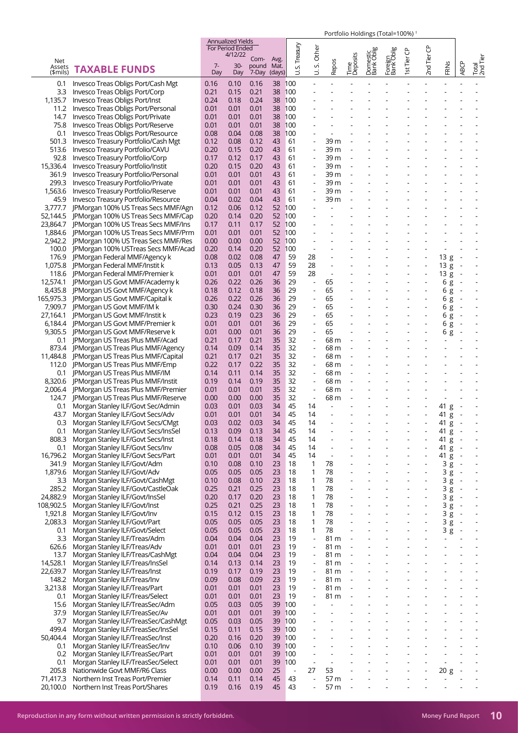| Net Assets ($mils) | TAXABLE FUNDS | Annualized Yields For Period Ended 4/12/22 7-Day | 30-Day | Compound 7-Day | Avg. Mat. (days) | U.S. Treasury | U. S. Other | Repos | Time Deposits | Domestic Bank Oblig | Foreign Bank Oblig | 1st Tier CP | 2nd Tier CP | FRNs | ABCP | Total 2nd Tier |
|---|---|---|---|---|---|---|---|---|---|---|---|---|---|---|---|---|
| | | | | | | Portfolio Holdings (Total=100%) [1] | | | | | | | | | | |
| 0.1 | Invesco Treas Obligs Port/Cash Mgt | 0.16 | 0.10 | 0.16 | 38 | 100 | - | - | - | - | - | - | - | - | - | - |
| 3.3 | Invesco Treas Obligs Port/Corp | 0.21 | 0.15 | 0.21 | 38 | 100 | - | - | - | - | - | - | - | - | - | - |
| 1,135.7 | Invesco Treas Obligs Port/Inst | 0.24 | 0.18 | 0.24 | 38 | 100 | - | - | - | - | - | - | - | - | - | - |
| 11.2 | Invesco Treas Obligs Port/Personal | 0.01 | 0.01 | 0.01 | 38 | 100 | - | - | - | - | - | - | - | - | - | - |
| 14.7 | Invesco Treas Obligs Port/Private | 0.01 | 0.01 | 0.01 | 38 | 100 | - | - | - | - | - | - | - | - | - | - |
| 75.8 | Invesco Treas Obligs Port/Reserve | 0.01 | 0.01 | 0.01 | 38 | 100 | - | - | - | - | - | - | - | - | - | - |
| 0.1 | Invesco Treas Obligs Port/Resource | 0.08 | 0.04 | 0.08 | 38 | 100 | - | - | - | - | - | - | - | - | - | - |
| 501.3 | Invesco Treasury Portfolio/Cash Mgt | 0.12 | 0.08 | 0.12 | 43 | 61 | - | 39 m | - | - | - | - | - | - | - | - |
| 513.6 | Invesco Treasury Portfolio/CAVU | 0.20 | 0.15 | 0.20 | 43 | 61 | - | 39 m | - | - | - | - | - | - | - | - |
| 92.8 | Invesco Treasury Portfolio/Corp | 0.17 | 0.12 | 0.17 | 43 | 61 | - | 39 m | - | - | - | - | - | - | - | - |
| 15,336.4 | Invesco Treasury Portfolio/Instit | 0.20 | 0.15 | 0.20 | 43 | 61 | - | 39 m | - | - | - | - | - | - | - | - |
| 361.9 | Invesco Treasury Portfolio/Personal | 0.01 | 0.01 | 0.01 | 43 | 61 | - | 39 m | - | - | - | - | - | - | - | - |
| 299.3 | Invesco Treasury Portfolio/Private | 0.01 | 0.01 | 0.01 | 43 | 61 | - | 39 m | - | - | - | - | - | - | - | - |
| 1,563.6 | Invesco Treasury Portfolio/Reserve | 0.01 | 0.01 | 0.01 | 43 | 61 | - | 39 m | - | - | - | - | - | - | - | - |
| 45.9 | Invesco Treasury Portfolio/Resource | 0.04 | 0.02 | 0.04 | 43 | 61 | - | 39 m | - | - | - | - | - | - | - | - |
| 3,777.7 | JPMorgan 100% US Treas Secs MMF/Agn | 0.12 | 0.06 | 0.12 | 52 | 100 | - | - | - | - | - | - | - | - | - | - |
| 52,144.5 | JPMorgan 100% US Treas Secs MMF/Cap | 0.20 | 0.14 | 0.20 | 52 | 100 | - | - | - | - | - | - | - | - | - | - |
| 23,864.7 | JPMorgan 100% US Treas Secs MMF/Ins | 0.17 | 0.11 | 0.17 | 52 | 100 | - | - | - | - | - | - | - | - | - | - |
| 1,884.6 | JPMorgan 100% US Treas Secs MMF/Prm | 0.01 | 0.01 | 0.01 | 52 | 100 | - | - | - | - | - | - | - | - | - | - |
| 2,942.2 | JPMorgan 100% US Treas Secs MMF/Res | 0.00 | 0.00 | 0.00 | 52 | 100 | - | - | - | - | - | - | - | - | - | - |
| 100.0 | JPMorgan 100% USTreas Secs MMF/Acad | 0.20 | 0.14 | 0.20 | 52 | 100 | - | - | - | - | - | - | - | - | - | - |
| 176.9 | JPMorgan Federal MMF/Agency k | 0.08 | 0.02 | 0.08 | 47 | 59 | 28 | - | - | - | - | - | - | 13 g | - | - |
| 1,075.8 | JPMorgan Federal MMF/Instit k | 0.13 | 0.05 | 0.13 | 47 | 59 | 28 | - | - | - | - | - | - | 13 g | - | - |
| 118.6 | JPMorgan Federal MMF/Premier k | 0.01 | 0.01 | 0.01 | 47 | 59 | 28 | - | - | - | - | - | - | 13 g | - | - |
| 12,574.1 | JPMorgan US Govt MMF/Academy k | 0.26 | 0.22 | 0.26 | 36 | 29 | - | 65 | - | - | - | - | - | 6 g | - | - |
| 8,435.8 | JPMorgan US Govt MMF/Agency k | 0.18 | 0.12 | 0.18 | 36 | 29 | - | 65 | - | - | - | - | - | 6 g | - | - |
| 165,975.3 | JPMorgan US Govt MMF/Capital k | 0.26 | 0.22 | 0.26 | 36 | 29 | - | 65 | - | - | - | - | - | 6 g | - | - |
| 7,909.7 | JPMorgan US Govt MMF/IM k | 0.30 | 0.24 | 0.30 | 36 | 29 | - | 65 | - | - | - | - | - | 6 g | - | - |
| 27,164.1 | JPMorgan US Govt MMF/Instit k | 0.23 | 0.19 | 0.23 | 36 | 29 | - | 65 | - | - | - | - | - | 6 g | - | - |
| 6,184.4 | JPMorgan US Govt MMF/Premier k | 0.01 | 0.01 | 0.01 | 36 | 29 | - | 65 | - | - | - | - | - | 6 g | - | - |
| 9,305.5 | JPMorgan US Govt MMF/Reserve k | 0.01 | 0.00 | 0.01 | 36 | 29 | - | 65 | - | - | - | - | - | 6 g | - | - |
| 0.1 | JPMorgan US Treas Plus MMF/Acad | 0.21 | 0.17 | 0.21 | 35 | 32 | - | 68 m | - | - | - | - | - | - | - | - |
| 873.4 | JPMorgan US Treas Plus MMF/Agency | 0.14 | 0.09 | 0.14 | 35 | 32 | - | 68 m | - | - | - | - | - | - | - | - |
| 11,484.8 | JPMorgan US Treas Plus MMF/Capital | 0.21 | 0.17 | 0.21 | 35 | 32 | - | 68 m | - | - | - | - | - | - | - | - |
| 112.0 | JPMorgan US Treas Plus MMF/Emp | 0.22 | 0.17 | 0.22 | 35 | 32 | - | 68 m | - | - | - | - | - | - | - | - |
| 0.1 | JPMorgan US Treas Plus MMF/IM | 0.14 | 0.11 | 0.14 | 35 | 32 | - | 68 m | - | - | - | - | - | - | - | - |
| 8,320.6 | JPMorgan US Treas Plus MMF/Instit | 0.19 | 0.14 | 0.19 | 35 | 32 | - | 68 m | - | - | - | - | - | - | - | - |
| 2,006.4 | JPMorgan US Treas Plus MMF/Premier | 0.01 | 0.01 | 0.01 | 35 | 32 | - | 68 m | - | - | - | - | - | - | - | - |
| 124.7 | JPMorgan US Treas Plus MMF/Reserve | 0.00 | 0.00 | 0.00 | 35 | 32 | - | 68 m | - | - | - | - | - | - | - | - |
| 0.1 | Morgan Stanley ILF/Govt Sec/Admin | 0.03 | 0.01 | 0.03 | 34 | 45 | 14 | - | - | - | - | - | - | 41 g | - | - |
| 43.7 | Morgan Stanley ILF/Govt Secs/Adv | 0.01 | 0.01 | 0.01 | 34 | 45 | 14 | - | - | - | - | - | - | 41 g | - | - |
| 0.3 | Morgan Stanley ILF/Govt Secs/CMgt | 0.03 | 0.02 | 0.03 | 34 | 45 | 14 | - | - | - | - | - | - | 41 g | - | - |
| 0.1 | Morgan Stanley ILF/Govt Secs/InsSel | 0.13 | 0.09 | 0.13 | 34 | 45 | 14 | - | - | - | - | - | - | 41 g | - | - |
| 808.3 | Morgan Stanley ILF/Govt Secs/Inst | 0.18 | 0.14 | 0.18 | 34 | 45 | 14 | - | - | - | - | - | - | 41 g | - | - |
| 0.1 | Morgan Stanley ILF/Govt Secs/Inv | 0.08 | 0.05 | 0.08 | 34 | 45 | 14 | - | - | - | - | - | - | 41 g | - | - |
| 16,796.2 | Morgan Stanley ILF/Govt Secs/Part | 0.01 | 0.01 | 0.01 | 34 | 45 | 14 | - | - | - | - | - | - | 41 g | - | - |
| 341.9 | Morgan Stanley ILF/Govt/Adm | 0.10 | 0.08 | 0.10 | 23 | 18 | 1 | 78 | - | - | - | - | - | 3 g | - | - |
| 1,879.6 | Morgan Stanley ILF/Govt/Adv | 0.05 | 0.05 | 0.05 | 23 | 18 | 1 | 78 | - | - | - | - | - | 3 g | - | - |
| 3.3 | Morgan Stanley ILF/Govt/CashMgt | 0.10 | 0.08 | 0.10 | 23 | 18 | 1 | 78 | - | - | - | - | - | 3 g | - | - |
| 285.2 | Morgan Stanley ILF/Govt/CastleOak | 0.25 | 0.21 | 0.25 | 23 | 18 | 1 | 78 | - | - | - | - | - | 3 g | - | - |
| 24,882.9 | Morgan Stanley ILF/Govt/InsSel | 0.20 | 0.17 | 0.20 | 23 | 18 | 1 | 78 | - | - | - | - | - | 3 g | - | - |
| 108,902.5 | Morgan Stanley ILF/Govt/Inst | 0.25 | 0.21 | 0.25 | 23 | 18 | 1 | 78 | - | - | - | - | - | 3 g | - | - |
| 1,921.8 | Morgan Stanley ILF/Govt/Inv | 0.15 | 0.12 | 0.15 | 23 | 18 | 1 | 78 | - | - | - | - | - | 3 g | - | - |
| 2,083.3 | Morgan Stanley ILF/Govt/Part | 0.05 | 0.05 | 0.05 | 23 | 18 | 1 | 78 | - | - | - | - | - | 3 g | - | - |
| 0.1 | Morgan Stanley ILF/Govt/Select | 0.05 | 0.05 | 0.05 | 23 | 18 | 1 | 78 | - | - | - | - | - | 3 g | - | - |
| 3.3 | Morgan Stanley ILF/Treas/Adm | 0.04 | 0.04 | 0.04 | 23 | 19 | - | 81 m | - | - | - | - | - | - | - | - |
| 626.6 | Morgan Stanley ILF/Treas/Adv | 0.01 | 0.01 | 0.01 | 23 | 19 | - | 81 m | - | - | - | - | - | - | - | - |
| 13.7 | Morgan Stanley ILF/Treas/CashMgt | 0.04 | 0.04 | 0.04 | 23 | 19 | - | 81 m | - | - | - | - | - | - | - | - |
| 14,528.1 | Morgan Stanley ILF/Treas/InsSel | 0.14 | 0.13 | 0.14 | 23 | 19 | - | 81 m | - | - | - | - | - | - | - | - |
| 22,639.7 | Morgan Stanley ILF/Treas/Inst | 0.19 | 0.17 | 0.19 | 23 | 19 | - | 81 m | - | - | - | - | - | - | - | - |
| 148.2 | Morgan Stanley ILF/Treas/Inv | 0.09 | 0.08 | 0.09 | 23 | 19 | - | 81 m | - | - | - | - | - | - | - | - |
| 3,213.8 | Morgan Stanley ILF/Treas/Part | 0.01 | 0.01 | 0.01 | 23 | 19 | - | 81 m | - | - | - | - | - | - | - | - |
| 0.1 | Morgan Stanley ILF/Treas/Select | 0.01 | 0.01 | 0.01 | 23 | 19 | - | 81 m | - | - | - | - | - | - | - | - |
| 15.6 | Morgan Stanley ILF/TreasSec/Adm | 0.05 | 0.03 | 0.05 | 39 | 100 | - | - | - | - | - | - | - | - | - | - |
| 37.9 | Morgan Stanley ILF/TreasSec/Av | 0.01 | 0.01 | 0.01 | 39 | 100 | - | - | - | - | - | - | - | - | - | - |
| 9.7 | Morgan Stanley ILF/TreasSec/CashMgt | 0.05 | 0.03 | 0.05 | 39 | 100 | - | - | - | - | - | - | - | - | - | - |
| 499.4 | Morgan Stanley ILF/TreasSec/InsSel | 0.15 | 0.11 | 0.15 | 39 | 100 | - | - | - | - | - | - | - | - | - | - |
| 50,404.4 | Morgan Stanley ILF/TreasSec/Inst | 0.20 | 0.16 | 0.20 | 39 | 100 | - | - | - | - | - | - | - | - | - | - |
| 0.1 | Morgan Stanley ILF/TreasSec/Inv | 0.10 | 0.06 | 0.10 | 39 | 100 | - | - | - | - | - | - | - | - | - | - |
| 0.2 | Morgan Stanley ILF/TreasSec/Part | 0.01 | 0.01 | 0.01 | 39 | 100 | - | - | - | - | - | - | - | - | - | - |
| 0.1 | Morgan Stanley ILF/TreasSec/Select | 0.01 | 0.01 | 0.01 | 39 | 100 | - | - | - | - | - | - | - | - | - | - |
| 205.8 | Nationwide Govt MMF/R6 Class | 0.00 | 0.00 | 0.00 | 25 | - | 27 | 53 | - | - | - | - | - | 20 g | - | - |
| 71,417.3 | Northern Inst Treas Port/Premier | 0.14 | 0.11 | 0.14 | 45 | 43 | - | 57 m | - | - | - | - | - | - | - | - |
| 20,100.0 | Northern Inst Treas Port/Shares | 0.19 | 0.16 | 0.19 | 45 | 43 | - | 57 m | - | - | - | - | - | - | - | - |

Reproduction in any form without written permission is strictly forbidden.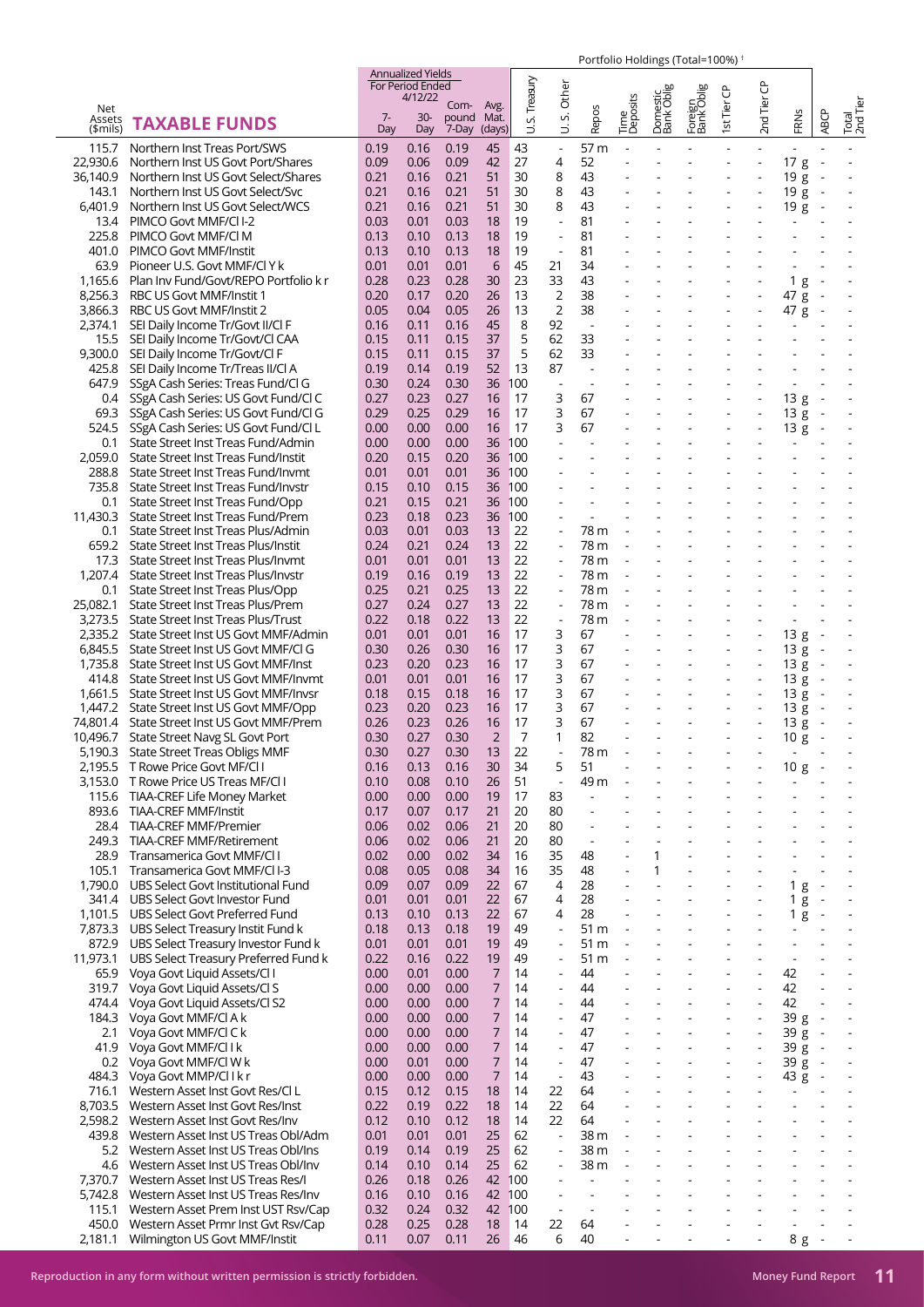| Net Assets ($mils) | TAXABLE FUNDS | Annualized Yields For Period Ended 4/12/22 7-Day | 30-Day | Com-pound 7-Day | Avg. Mat. (days) | Portfolio Holdings (Total=100%) [†] U.S. Treasury | U.S. Other | Repos | Time Deposits | Domestic Bank Oblig | Foreign Bank Oblig | 1st Tier CP | 2nd Tier CP | FRNs | ABCP | Total 2nd Tier |
|---|---|---|---|---|---|---|---|---|---|---|---|---|---|---|---|---|
| 115.7 | Northern Inst Treas Port/SWS | 0.19 | 0.16 | 0.19 | 45 | 43 | - | 57 m | - | - | - | - | - | - | - | - |
| 22,930.6 | Northern Inst US Govt Port/Shares | 0.09 | 0.06 | 0.09 | 42 | 27 | 4 | 52 | - | - | - | - | - | 17 g | - | - |
| 36,140.9 | Northern Inst US Govt Select/Shares | 0.21 | 0.16 | 0.21 | 51 | 30 | 8 | 43 | - | - | - | - | - | 19 g | - | - |
| 143.1 | Northern Inst US Govt Select/Svc | 0.21 | 0.16 | 0.21 | 51 | 30 | 8 | 43 | - | - | - | - | - | 19 g | - | - |
| 6,401.9 | Northern Inst US Govt Select/WCS | 0.21 | 0.16 | 0.21 | 51 | 30 | 8 | 43 | - | - | - | - | - | 19 g | - | - |
| 13.4 | PIMCO Govt MMF/Cl I-2 | 0.03 | 0.01 | 0.03 | 18 | 19 | - | 81 | - | - | - | - | - | - | - | - |
| 225.8 | PIMCO Govt MMF/Cl M | 0.13 | 0.10 | 0.13 | 18 | 19 | - | 81 | - | - | - | - | - | - | - | - |
| 401.0 | PIMCO Govt MMF/Instit | 0.13 | 0.10 | 0.13 | 18 | 19 | - | 81 | - | - | - | - | - | - | - | - |
| 63.9 | Pioneer U.S. Govt MMF/Cl Y k | 0.01 | 0.01 | 0.01 | 6 | 45 | 21 | 34 | - | - | - | - | - | - | - | - |
| 1,165.6 | Plan Inv Fund/Govt/REPO Portfolio k r | 0.28 | 0.23 | 0.28 | 30 | 23 | 33 | 43 | - | - | - | - | - | 1 g | - | - |
| 8,256.3 | RBC US Govt MMF/Instit 1 | 0.20 | 0.17 | 0.20 | 26 | 13 | 2 | 38 | - | - | - | - | - | 47 g | - | - |
| 3,866.3 | RBC US Govt MMF/Instit 2 | 0.05 | 0.04 | 0.05 | 26 | 13 | 2 | 38 | - | - | - | - | - | 47 g | - | - |
| 2,374.1 | SEI Daily Income Tr/Govt II/Cl F | 0.16 | 0.11 | 0.16 | 45 | 8 | 92 | - | - | - | - | - | - | - | - | - |
| 15.5 | SEI Daily Income Tr/Govt/Cl CAA | 0.15 | 0.11 | 0.15 | 37 | 5 | 62 | 33 | - | - | - | - | - | - | - | - |
| 9,300.0 | SEI Daily Income Tr/Govt/Cl F | 0.15 | 0.11 | 0.15 | 37 | 5 | 62 | 33 | - | - | - | - | - | - | - | - |
| 425.8 | SEI Daily Income Tr/Treas II/Cl A | 0.19 | 0.14 | 0.19 | 52 | 13 | 87 | - | - | - | - | - | - | - | - | - |
| 647.9 | SSgA Cash Series: Treas Fund/Cl G | 0.30 | 0.24 | 0.30 | 36 | 100 | - | - | - | - | - | - | - | - | - | - |
| 0.4 | SSgA Cash Series: US Govt Fund/Cl C | 0.27 | 0.23 | 0.27 | 16 | 17 | 3 | 67 | - | - | - | - | - | 13 g | - | - |
| 69.3 | SSgA Cash Series: US Govt Fund/Cl G | 0.29 | 0.25 | 0.29 | 16 | 17 | 3 | 67 | - | - | - | - | - | 13 g | - | - |
| 524.5 | SSgA Cash Series: US Govt Fund/Cl L | 0.00 | 0.00 | 0.00 | 16 | 17 | 3 | 67 | - | - | - | - | - | 13 g | - | - |
| 0.1 | State Street Inst Treas Fund/Admin | 0.00 | 0.00 | 0.00 | 36 | 100 | - | - | - | - | - | - | - | - | - | - |
| 2,059.0 | State Street Inst Treas Fund/Instit | 0.20 | 0.15 | 0.20 | 36 | 100 | - | - | - | - | - | - | - | - | - | - |
| 288.8 | State Street Inst Treas Fund/Invmt | 0.01 | 0.01 | 0.01 | 36 | 100 | - | - | - | - | - | - | - | - | - | - |
| 735.8 | State Street Inst Treas Fund/Invstr | 0.15 | 0.10 | 0.15 | 36 | 100 | - | - | - | - | - | - | - | - | - | - |
| 0.1 | State Street Inst Treas Fund/Opp | 0.21 | 0.15 | 0.21 | 36 | 100 | - | - | - | - | - | - | - | - | - | - |
| 11,430.3 | State Street Inst Treas Fund/Prem | 0.23 | 0.18 | 0.23 | 36 | 100 | - | - | - | - | - | - | - | - | - | - |
| 0.1 | State Street Inst Treas Plus/Admin | 0.03 | 0.01 | 0.03 | 13 | 22 | - | 78 m | - | - | - | - | - | - | - | - |
| 659.2 | State Street Inst Treas Plus/Instit | 0.24 | 0.21 | 0.24 | 13 | 22 | - | 78 m | - | - | - | - | - | - | - | - |
| 17.3 | State Street Inst Treas Plus/Invmt | 0.01 | 0.01 | 0.01 | 13 | 22 | - | 78 m | - | - | - | - | - | - | - | - |
| 1,207.4 | State Street Inst Treas Plus/Invstr | 0.19 | 0.16 | 0.19 | 13 | 22 | - | 78 m | - | - | - | - | - | - | - | - |
| 0.1 | State Street Inst Treas Plus/Opp | 0.25 | 0.21 | 0.25 | 13 | 22 | - | 78 m | - | - | - | - | - | - | - | - |
| 25,082.1 | State Street Inst Treas Plus/Prem | 0.27 | 0.24 | 0.27 | 13 | 22 | - | 78 m | - | - | - | - | - | - | - | - |
| 3,273.5 | State Street Inst Treas Plus/Trust | 0.22 | 0.18 | 0.22 | 13 | 22 | - | 78 m | - | - | - | - | - | - | - | - |
| 2,335.2 | State Street Inst US Govt MMF/Admin | 0.01 | 0.01 | 0.01 | 16 | 17 | 3 | 67 | - | - | - | - | - | 13 g | - | - |
| 6,845.5 | State Street Inst US Govt MMF/Cl G | 0.30 | 0.26 | 0.30 | 16 | 17 | 3 | 67 | - | - | - | - | - | 13 g | - | - |
| 1,735.8 | State Street Inst US Govt MMF/Inst | 0.23 | 0.20 | 0.23 | 16 | 17 | 3 | 67 | - | - | - | - | - | 13 g | - | - |
| 414.8 | State Street Inst US Govt MMF/Invmt | 0.01 | 0.01 | 0.01 | 16 | 17 | 3 | 67 | - | - | - | - | - | 13 g | - | - |
| 1,661.5 | State Street Inst US Govt MMF/Invsr | 0.18 | 0.15 | 0.18 | 16 | 17 | 3 | 67 | - | - | - | - | - | 13 g | - | - |
| 1,447.2 | State Street Inst US Govt MMF/Opp | 0.23 | 0.20 | 0.23 | 16 | 17 | 3 | 67 | - | - | - | - | - | 13 g | - | - |
| 74,801.4 | State Street Inst US Govt MMF/Prem | 0.26 | 0.23 | 0.26 | 16 | 17 | 3 | 67 | - | - | - | - | - | 13 g | - | - |
| 10,496.7 | State Street Navg SL Govt Port | 0.30 | 0.27 | 0.30 | 2 | 7 | 1 | 82 | - | - | - | - | - | 10 g | - | - |
| 5,190.3 | State Street Treas Obligs MMF | 0.30 | 0.27 | 0.30 | 13 | 22 | - | 78 m | - | - | - | - | - | - | - | - |
| 2,195.5 | T Rowe Price Govt MF/Cl I | 0.16 | 0.13 | 0.16 | 30 | 34 | 5 | 51 | - | - | - | - | - | 10 g | - | - |
| 3,153.0 | T Rowe Price US Treas MF/Cl I | 0.10 | 0.08 | 0.10 | 26 | 51 | - | 49 m | - | - | - | - | - | - | - | - |
| 115.6 | TIAA-CREF Life Money Market | 0.00 | 0.00 | 0.00 | 19 | 17 | 83 | - | - | - | - | - | - | - | - | - |
| 893.6 | TIAA-CREF MMF/Instit | 0.17 | 0.07 | 0.17 | 21 | 20 | 80 | - | - | - | - | - | - | - | - | - |
| 28.4 | TIAA-CREF MMF/Premier | 0.06 | 0.02 | 0.06 | 21 | 20 | 80 | - | - | - | - | - | - | - | - | - |
| 249.3 | TIAA-CREF MMF/Retirement | 0.06 | 0.02 | 0.06 | 21 | 20 | 80 | - | - | - | - | - | - | - | - | - |
| 28.9 | Transamerica Govt MMF/Cl I | 0.02 | 0.00 | 0.02 | 34 | 16 | 35 | 48 | - | 1 | - | - | - | - | - | - |
| 105.1 | Transamerica Govt MMF/Cl I-3 | 0.08 | 0.05 | 0.08 | 34 | 16 | 35 | 48 | - | 1 | - | - | - | - | - | - |
| 1,790.0 | UBS Select Govt Institutional Fund | 0.09 | 0.07 | 0.09 | 22 | 67 | 4 | 28 | - | - | - | - | - | 1 g | - | - |
| 341.4 | UBS Select Govt Investor Fund | 0.01 | 0.01 | 0.01 | 22 | 67 | 4 | 28 | - | - | - | - | - | 1 g | - | - |
| 1,101.5 | UBS Select Govt Preferred Fund | 0.13 | 0.10 | 0.13 | 22 | 67 | 4 | 28 | - | - | - | - | - | 1 g | - | - |
| 7,873.3 | UBS Select Treasury Instit Fund k | 0.18 | 0.13 | 0.18 | 19 | 49 | - | 51 m | - | - | - | - | - | - | - | - |
| 872.9 | UBS Select Treasury Investor Fund k | 0.01 | 0.01 | 0.01 | 19 | 49 | - | 51 m | - | - | - | - | - | - | - | - |
| 11,973.1 | UBS Select Treasury Preferred Fund k | 0.22 | 0.16 | 0.22 | 19 | 49 | - | 51 m | - | - | - | - | - | - | - | - |
| 65.9 | Voya Govt Liquid Assets/Cl I | 0.00 | 0.01 | 0.00 | 7 | 14 | - | 44 | - | - | - | - | - | 42 | - | - |
| 319.7 | Voya Govt Liquid Assets/Cl S | 0.00 | 0.00 | 0.00 | 7 | 14 | - | 44 | - | - | - | - | - | 42 | - | - |
| 474.4 | Voya Govt Liquid Assets/Cl S2 | 0.00 | 0.00 | 0.00 | 7 | 14 | - | 44 | - | - | - | - | - | 42 | - | - |
| 184.3 | Voya Govt MMF/Cl A k | 0.00 | 0.00 | 0.00 | 7 | 14 | - | 47 | - | - | - | - | - | 39 g | - | - |
| 2.1 | Voya Govt MMF/Cl C k | 0.00 | 0.00 | 0.00 | 7 | 14 | - | 47 | - | - | - | - | - | 39 g | - | - |
| 41.9 | Voya Govt MMF/Cl I k | 0.00 | 0.00 | 0.00 | 7 | 14 | - | 47 | - | - | - | - | - | 39 g | - | - |
| 0.2 | Voya Govt MMF/Cl W k | 0.00 | 0.01 | 0.00 | 7 | 14 | - | 47 | - | - | - | - | - | 39 g | - | - |
| 484.3 | Voya Govt MMP/Cl I k r | 0.00 | 0.00 | 0.00 | 7 | 14 | - | 43 | - | - | - | - | - | 43 g | - | - |
| 716.1 | Western Asset Inst Govt Res/Cl L | 0.15 | 0.12 | 0.15 | 18 | 14 | 22 | 64 | - | - | - | - | - | - | - | - |
| 8,703.5 | Western Asset Inst Govt Res/Inst | 0.22 | 0.19 | 0.22 | 18 | 14 | 22 | 64 | - | - | - | - | - | - | - | - |
| 2,598.2 | Western Asset Inst Govt Res/Inv | 0.12 | 0.10 | 0.12 | 18 | 14 | 22 | 64 | - | - | - | - | - | - | - | - |
| 439.8 | Western Asset Inst US Treas Obl/Adm | 0.01 | 0.01 | 0.01 | 25 | 62 | - | 38 m | - | - | - | - | - | - | - | - |
| 5.2 | Western Asset Inst US Treas Obl/Ins | 0.19 | 0.14 | 0.19 | 25 | 62 | - | 38 m | - | - | - | - | - | - | - | - |
| 4.6 | Western Asset Inst US Treas Obl/Inv | 0.14 | 0.10 | 0.14 | 25 | 62 | - | 38 m | - | - | - | - | - | - | - | - |
| 7,370.7 | Western Asset Inst US Treas Res/I | 0.26 | 0.18 | 0.26 | 42 | 100 | - | - | - | - | - | - | - | - | - | - |
| 5,742.8 | Western Asset Inst US Treas Res/Inv | 0.16 | 0.10 | 0.16 | 42 | 100 | - | - | - | - | - | - | - | - | - | - |
| 115.1 | Western Asset Prem Inst UST Rsv/Cap | 0.32 | 0.24 | 0.32 | 42 | 100 | - | - | - | - | - | - | - | - | - | - |
| 450.0 | Western Asset Prmr Inst Gvt Rsv/Cap | 0.28 | 0.25 | 0.28 | 18 | 14 | 22 | 64 | - | - | - | - | - | - | - | - |
| 2,181.1 | Wilmington US Govt MMF/Instit | 0.11 | 0.07 | 0.11 | 26 | 46 | 6 | 40 | - | - | - | - | - | 8 g | - | - |

Reproduction in any form without written permission is strictly forbidden.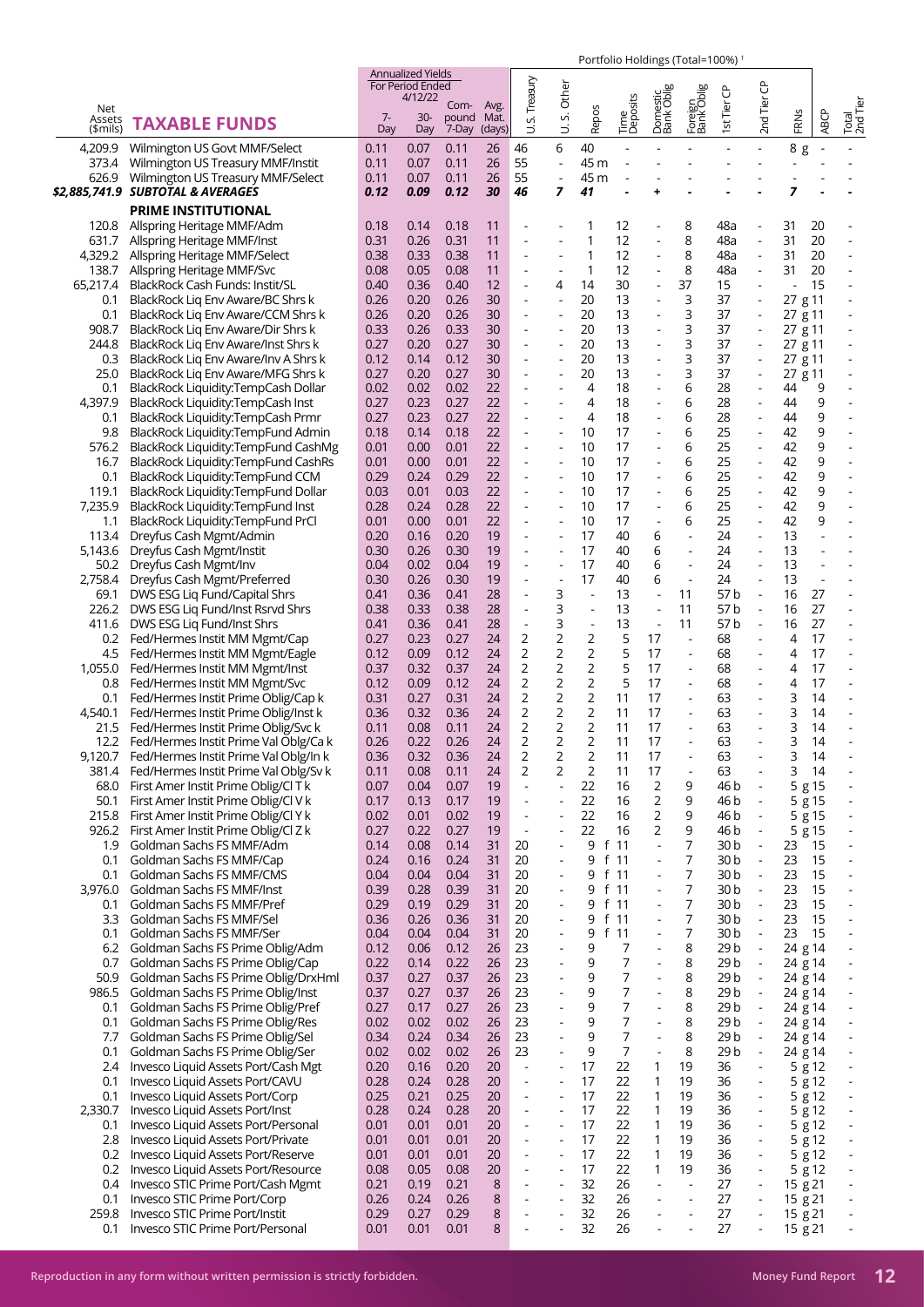| Net Assets ($mils) | TAXABLE FUNDS | Annualized Yields For Period Ended 4/12/22 7-Day | 30-Day | Com-pound 7-Day | Avg. Mat. (days) | Portfolio Holdings (Total=100%) † U.S. Treasury | U. S. Other | Repos | Time Deposits | Domestic Bank Oblig | Foreign Bank Oblig | 1st Tier CP | 2nd Tier CP | FRNs | ABCP | Total 2nd Tier |
|---|---|---|---|---|---|---|---|---|---|---|---|---|---|---|---|---|
| 4,209.9 | Wilmington US Govt MMF/Select | 0.11 | 0.07 | 0.11 | 26 | 46 | 6 | 40 | - | - | - | - | - | 8 g | - | - |
| 373.4 | Wilmington US Treasury MMF/Instit | 0.11 | 0.07 | 0.11 | 26 | 55 | - | 45 m | - | - | - | - | - | - | - | - |
| 626.9 | Wilmington US Treasury MMF/Select | 0.11 | 0.07 | 0.11 | 26 | 55 | - | 45 m | - | - | - | - | - | - | - | - |
| ***$2,885,741.9*** | ***SUBTOTAL & AVERAGES*** | ***0.12*** | ***0.09*** | ***0.12*** | ***30*** | ***46*** | ***7*** | ***41*** | ***-*** | ***+*** | ***-*** | ***-*** | ***-*** | ***7*** | ***-*** | ***-*** |
| | **PRIME INSTITUTIONAL** | | | | | | | | | | | | | | | |
| 120.8 | Allspring Heritage MMF/Adm | 0.18 | 0.14 | 0.18 | 11 | - | - | 1 | 12 | - | 8 | 48a | - | 31 | 20 | - |
| 631.7 | Allspring Heritage MMF/Inst | 0.31 | 0.26 | 0.31 | 11 | - | - | 1 | 12 | - | 8 | 48a | - | 31 | 20 | - |
| 4,329.2 | Allspring Heritage MMF/Select | 0.38 | 0.33 | 0.38 | 11 | - | - | 1 | 12 | - | 8 | 48a | - | 31 | 20 | - |
| 138.7 | Allspring Heritage MMF/Svc | 0.08 | 0.05 | 0.08 | 11 | - | - | 1 | 12 | - | 8 | 48a | - | 31 | 20 | - |
| 65,217.4 | BlackRock Cash Funds: Instit/SL | 0.40 | 0.36 | 0.40 | 12 | - | 4 | 14 | 30 | - | 37 | 15 | - | - | 15 | - |
| 0.1 | BlackRock Liq Env Aware/BC Shrs k | 0.26 | 0.20 | 0.26 | 30 | - | - | 20 | 13 | - | 3 | 37 | - | 27 g | 11 | - |
| 0.1 | BlackRock Liq Env Aware/CCM Shrs k | 0.26 | 0.20 | 0.26 | 30 | - | - | 20 | 13 | - | 3 | 37 | - | 27 g | 11 | - |
| 908.7 | BlackRock Liq Env Aware/Dir Shrs k | 0.33 | 0.26 | 0.33 | 30 | - | - | 20 | 13 | - | 3 | 37 | - | 27 g | 11 | - |
| 244.8 | BlackRock Liq Env Aware/Inst Shrs k | 0.27 | 0.20 | 0.27 | 30 | - | - | 20 | 13 | - | 3 | 37 | - | 27 g | 11 | - |
| 0.3 | BlackRock Liq Env Aware/Inv A Shrs k | 0.12 | 0.14 | 0.12 | 30 | - | - | 20 | 13 | - | 3 | 37 | - | 27 g | 11 | - |
| 25.0 | BlackRock Liq Env Aware/MFG Shrs k | 0.27 | 0.20 | 0.27 | 30 | - | - | 20 | 13 | - | 3 | 37 | - | 27 g | 11 | - |
| 0.1 | BlackRock Liquidity:TempCash Dollar | 0.02 | 0.02 | 0.02 | 22 | - | - | 4 | 18 | - | 6 | 28 | - | 44 | 9 | - |
| 4,397.9 | BlackRock Liquidity:TempCash Inst | 0.27 | 0.23 | 0.27 | 22 | - | - | 4 | 18 | - | 6 | 28 | - | 44 | 9 | - |
| 0.1 | BlackRock Liquidity:TempCash Prmr | 0.27 | 0.23 | 0.27 | 22 | - | - | 4 | 18 | - | 6 | 28 | - | 44 | 9 | - |
| 9.8 | BlackRock Liquidity:TempFund Admin | 0.18 | 0.14 | 0.18 | 22 | - | - | 10 | 17 | - | 6 | 25 | - | 42 | 9 | - |
| 576.2 | BlackRock Liquidity:TempFund CashMg | 0.01 | 0.00 | 0.01 | 22 | - | - | 10 | 17 | - | 6 | 25 | - | 42 | 9 | - |
| 16.7 | BlackRock Liquidity:TempFund CashRs | 0.01 | 0.00 | 0.01 | 22 | - | - | 10 | 17 | - | 6 | 25 | - | 42 | 9 | - |
| 0.1 | BlackRock Liquidity:TempFund CCM | 0.29 | 0.24 | 0.29 | 22 | - | - | 10 | 17 | - | 6 | 25 | - | 42 | 9 | - |
| 119.1 | BlackRock Liquidity:TempFund Dollar | 0.03 | 0.01 | 0.03 | 22 | - | - | 10 | 17 | - | 6 | 25 | - | 42 | 9 | - |
| 7,235.9 | BlackRock Liquidity:TempFund Inst | 0.28 | 0.24 | 0.28 | 22 | - | - | 10 | 17 | - | 6 | 25 | - | 42 | 9 | - |
| 1.1 | BlackRock Liquidity:TempFund PrCl | 0.01 | 0.00 | 0.01 | 22 | - | - | 10 | 17 | - | 6 | 25 | - | 42 | 9 | - |
| 113.4 | Dreyfus Cash Mgmt/Admin | 0.20 | 0.16 | 0.20 | 19 | - | - | 17 | 40 | 6 | - | 24 | - | 13 | - | - |
| 5,143.6 | Dreyfus Cash Mgmt/Instit | 0.30 | 0.26 | 0.30 | 19 | - | - | 17 | 40 | 6 | - | 24 | - | 13 | - | - |
| 50.2 | Dreyfus Cash Mgmt/Inv | 0.04 | 0.02 | 0.04 | 19 | - | - | 17 | 40 | 6 | - | 24 | - | 13 | - | - |
| 2,758.4 | Dreyfus Cash Mgmt/Preferred | 0.30 | 0.26 | 0.30 | 19 | - | - | 17 | 40 | 6 | - | 24 | - | 13 | - | - |
| 69.1 | DWS ESG Liq Fund/Capital Shrs | 0.41 | 0.36 | 0.41 | 28 | - | 3 | - | 13 | - | 11 | 57 b | - | 16 | 27 | - |
| 226.2 | DWS ESG Liq Fund/Inst Rsrvd Shrs | 0.38 | 0.33 | 0.38 | 28 | - | 3 | - | 13 | - | 11 | 57 b | - | 16 | 27 | - |
| 411.6 | DWS ESG Liq Fund/Inst Shrs | 0.41 | 0.36 | 0.41 | 28 | - | 3 | - | 13 | - | 11 | 57 b | - | 16 | 27 | - |
| 0.2 | Fed/Hermes Instit MM Mgmt/Cap | 0.27 | 0.23 | 0.27 | 24 | 2 | 2 | 2 | 5 | 17 | - | 68 | - | 4 | 17 | - |
| 4.5 | Fed/Hermes Instit MM Mgmt/Eagle | 0.12 | 0.09 | 0.12 | 24 | 2 | 2 | 2 | 5 | 17 | - | 68 | - | 4 | 17 | - |
| 1,055.0 | Fed/Hermes Instit MM Mgmt/Inst | 0.37 | 0.32 | 0.37 | 24 | 2 | 2 | 2 | 5 | 17 | - | 68 | - | 4 | 17 | - |
| 0.8 | Fed/Hermes Instit MM Mgmt/Svc | 0.12 | 0.09 | 0.12 | 24 | 2 | 2 | 2 | 5 | 17 | - | 68 | - | 4 | 17 | - |
| 0.1 | Fed/Hermes Instit Prime Oblig/Cap k | 0.31 | 0.27 | 0.31 | 24 | 2 | 2 | 2 | 11 | 17 | - | 63 | - | 3 | 14 | - |
| 4,540.1 | Fed/Hermes Instit Prime Oblig/Inst k | 0.36 | 0.32 | 0.36 | 24 | 2 | 2 | 2 | 11 | 17 | - | 63 | - | 3 | 14 | - |
| 21.5 | Fed/Hermes Instit Prime Oblig/Svc k | 0.11 | 0.08 | 0.11 | 24 | 2 | 2 | 2 | 11 | 17 | - | 63 | - | 3 | 14 | - |
| 12.2 | Fed/Hermes Instit Prime Val Oblg/Ca k | 0.26 | 0.22 | 0.26 | 24 | 2 | 2 | 2 | 11 | 17 | - | 63 | - | 3 | 14 | - |
| 9,120.7 | Fed/Hermes Instit Prime Val Oblg/In k | 0.36 | 0.32 | 0.36 | 24 | 2 | 2 | 2 | 11 | 17 | - | 63 | - | 3 | 14 | - |
| 381.4 | Fed/Hermes Instit Prime Val Oblg/Sv k | 0.11 | 0.08 | 0.11 | 24 | 2 | 2 | 2 | 11 | 17 | - | 63 | - | 3 | 14 | - |
| 68.0 | First Amer Instit Prime Oblig/Cl T k | 0.07 | 0.04 | 0.07 | 19 | - | - | 22 | 16 | 2 | 9 | 46 b | - | 5 g | 15 | - |
| 50.1 | First Amer Instit Prime Oblig/Cl V k | 0.17 | 0.13 | 0.17 | 19 | - | - | 22 | 16 | 2 | 9 | 46 b | - | 5 g | 15 | - |
| 215.8 | First Amer Instit Prime Oblig/Cl Y k | 0.02 | 0.01 | 0.02 | 19 | - | - | 22 | 16 | 2 | 9 | 46 b | - | 5 g | 15 | - |
| 926.2 | First Amer Instit Prime Oblig/Cl Z k | 0.27 | 0.22 | 0.27 | 19 | - | - | 22 | 16 | 2 | 9 | 46 b | - | 5 g | 15 | - |
| 1.9 | Goldman Sachs FS MMF/Adm | 0.14 | 0.08 | 0.14 | 31 | 20 | - | 9 f | 11 | - | 7 | 30 b | - | 23 | 15 | - |
| 0.1 | Goldman Sachs FS MMF/Cap | 0.24 | 0.16 | 0.24 | 31 | 20 | - | 9 f | 11 | - | 7 | 30 b | - | 23 | 15 | - |
| 0.1 | Goldman Sachs FS MMF/CMS | 0.04 | 0.04 | 0.04 | 31 | 20 | - | 9 f | 11 | - | 7 | 30 b | - | 23 | 15 | - |
| 3,976.0 | Goldman Sachs FS MMF/Inst | 0.39 | 0.28 | 0.39 | 31 | 20 | - | 9 f | 11 | - | 7 | 30 b | - | 23 | 15 | - |
| 0.1 | Goldman Sachs FS MMF/Pref | 0.29 | 0.19 | 0.29 | 31 | 20 | - | 9 f | 11 | - | 7 | 30 b | - | 23 | 15 | - |
| 3.3 | Goldman Sachs FS MMF/Sel | 0.36 | 0.26 | 0.36 | 31 | 20 | - | 9 f | 11 | - | 7 | 30 b | - | 23 | 15 | - |
| 0.1 | Goldman Sachs FS MMF/Ser | 0.04 | 0.04 | 0.04 | 31 | 20 | - | 9 f | 11 | - | 7 | 30 b | - | 23 | 15 | - |
| 6.2 | Goldman Sachs FS Prime Oblig/Adm | 0.12 | 0.06 | 0.12 | 26 | 23 | - | 9 | 7 | - | 8 | 29 b | - | 24 g | 14 | - |
| 0.7 | Goldman Sachs FS Prime Oblig/Cap | 0.22 | 0.14 | 0.22 | 26 | 23 | - | 9 | 7 | - | 8 | 29 b | - | 24 g | 14 | - |
| 50.9 | Goldman Sachs FS Prime Oblig/DrxHml | 0.37 | 0.27 | 0.37 | 26 | 23 | - | 9 | 7 | - | 8 | 29 b | - | 24 g | 14 | - |
| 986.5 | Goldman Sachs FS Prime Oblig/Inst | 0.37 | 0.27 | 0.37 | 26 | 23 | - | 9 | 7 | - | 8 | 29 b | - | 24 g | 14 | - |
| 0.1 | Goldman Sachs FS Prime Oblig/Pref | 0.27 | 0.17 | 0.27 | 26 | 23 | - | 9 | 7 | - | 8 | 29 b | - | 24 g | 14 | - |
| 0.1 | Goldman Sachs FS Prime Oblig/Res | 0.02 | 0.02 | 0.02 | 26 | 23 | - | 9 | 7 | - | 8 | 29 b | - | 24 g | 14 | - |
| 7.7 | Goldman Sachs FS Prime Oblig/Sel | 0.34 | 0.24 | 0.34 | 26 | 23 | - | 9 | 7 | - | 8 | 29 b | - | 24 g | 14 | - |
| 0.1 | Goldman Sachs FS Prime Oblig/Ser | 0.02 | 0.02 | 0.02 | 26 | 23 | - | 9 | 7 | - | 8 | 29 b | - | 24 g | 14 | - |
| 2.4 | Invesco Liquid Assets Port/Cash Mgt | 0.20 | 0.16 | 0.20 | 20 | - | - | 17 | 22 | 1 | 19 | 36 | - | 5 g | 12 | - |
| 0.1 | Invesco Liquid Assets Port/CAVU | 0.28 | 0.24 | 0.28 | 20 | - | - | 17 | 22 | 1 | 19 | 36 | - | 5 g | 12 | - |
| 0.1 | Invesco Liquid Assets Port/Corp | 0.25 | 0.21 | 0.25 | 20 | - | - | 17 | 22 | 1 | 19 | 36 | - | 5 g | 12 | - |
| 2,330.7 | Invesco Liquid Assets Port/Inst | 0.28 | 0.24 | 0.28 | 20 | - | - | 17 | 22 | 1 | 19 | 36 | - | 5 g | 12 | - |
| 0.1 | Invesco Liquid Assets Port/Personal | 0.01 | 0.01 | 0.01 | 20 | - | - | 17 | 22 | 1 | 19 | 36 | - | 5 g | 12 | - |
| 2.8 | Invesco Liquid Assets Port/Private | 0.01 | 0.01 | 0.01 | 20 | - | - | 17 | 22 | 1 | 19 | 36 | - | 5 g | 12 | - |
| 0.2 | Invesco Liquid Assets Port/Reserve | 0.01 | 0.01 | 0.01 | 20 | - | - | 17 | 22 | 1 | 19 | 36 | - | 5 g | 12 | - |
| 0.2 | Invesco Liquid Assets Port/Resource | 0.08 | 0.05 | 0.08 | 20 | - | - | 17 | 22 | 1 | 19 | 36 | - | 5 g | 12 | - |
| 0.4 | Invesco STIC Prime Port/Cash Mgmt | 0.21 | 0.19 | 0.21 | 8 | - | - | 32 | 26 | - | - | 27 | - | 15 g | 21 | - |
| 0.1 | Invesco STIC Prime Port/Corp | 0.26 | 0.24 | 0.26 | 8 | - | - | 32 | 26 | - | - | 27 | - | 15 g | 21 | - |
| 259.8 | Invesco STIC Prime Port/Instit | 0.29 | 0.27 | 0.29 | 8 | - | - | 32 | 26 | - | - | 27 | - | 15 g | 21 | - |
| 0.1 | Invesco STIC Prime Port/Personal | 0.01 | 0.01 | 0.01 | 8 | - | - | 32 | 26 | - | - | 27 | - | 15 g | 21 | - |

Reproduction in any form without written permission is strictly forbidden.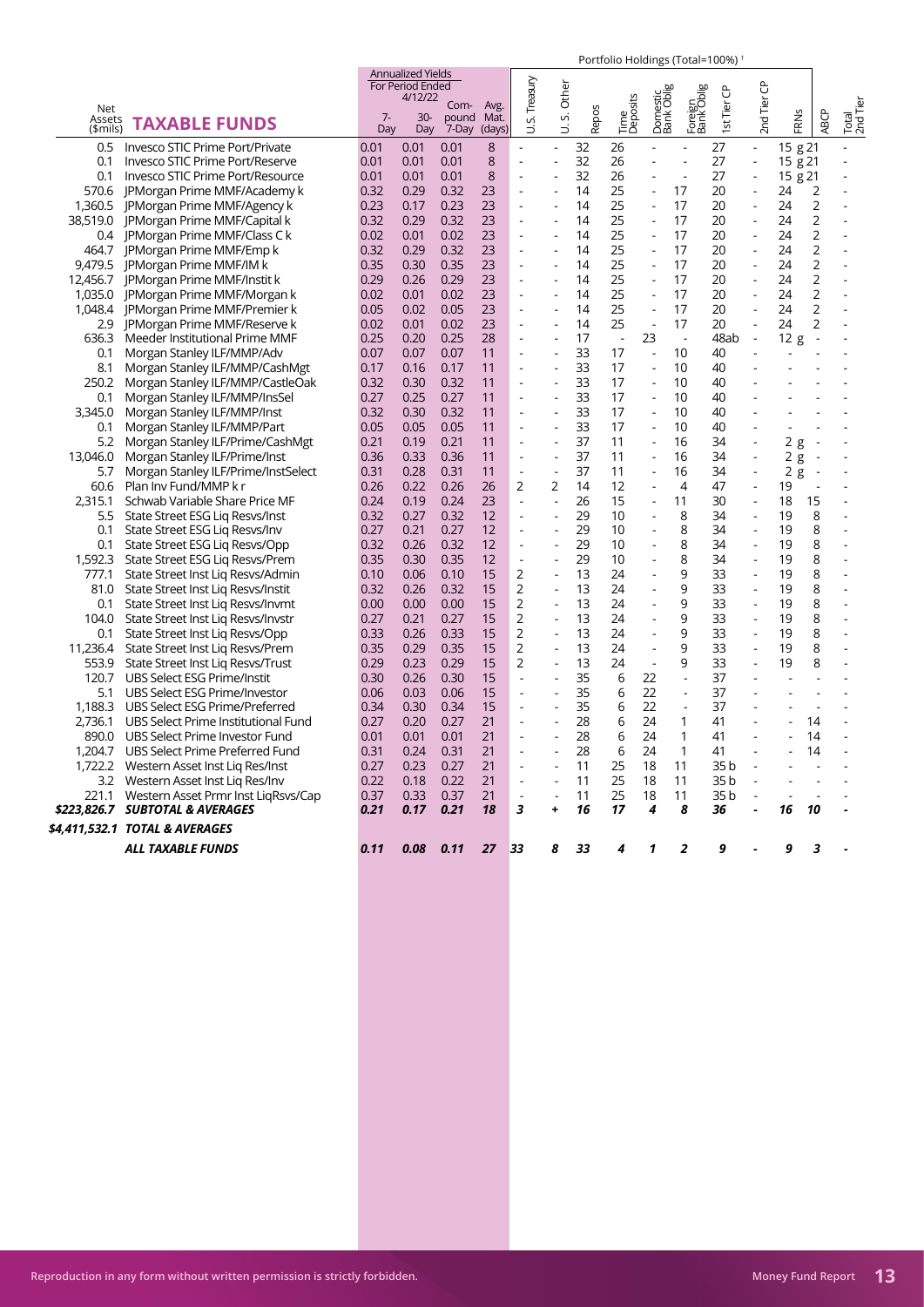| Net Assets ($mils) | TAXABLE FUNDS | Annualized Yields For Period Ended 4/12/22 | | | Avg. Mat. (days) | Portfolio Holdings (Total=100%) † | | | | | | | | | | |
|---|---|---|---|---|---|---|---|---|---|---|---|---|---|---|---|---|
| | | 7-Day | 30-Day | Compound 7-Day | | U.S. Treasury | U. S. Other | Repos | Time Deposits | Domestic Bank Oblig | Foreign Bank Oblig | 1st Tier CP | 2nd Tier CP | FRNs | ABCP | Total 2nd Tier |
| 0.5 | Invesco STIC Prime Port/Private | 0.01 | 0.01 | 0.01 | 8 | - | - | 32 | 26 | - | - | 27 | - | 15 g | 21 | - |
| 0.1 | Invesco STIC Prime Port/Reserve | 0.01 | 0.01 | 0.01 | 8 | - | - | 32 | 26 | - | - | 27 | - | 15 g | 21 | - |
| 0.1 | Invesco STIC Prime Port/Resource | 0.01 | 0.01 | 0.01 | 8 | - | - | 32 | 26 | - | - | 27 | - | 15 g | 21 | - |
| 570.6 | JPMorgan Prime MMF/Academy k | 0.32 | 0.29 | 0.32 | 23 | - | - | 14 | 25 | - | 17 | 20 | - | 24 | 2 | - |
| 1,360.5 | JPMorgan Prime MMF/Agency k | 0.23 | 0.17 | 0.23 | 23 | - | - | 14 | 25 | - | 17 | 20 | - | 24 | 2 | - |
| 38,519.0 | JPMorgan Prime MMF/Capital k | 0.32 | 0.29 | 0.32 | 23 | - | - | 14 | 25 | - | 17 | 20 | - | 24 | 2 | - |
| 0.4 | JPMorgan Prime MMF/Class C k | 0.02 | 0.01 | 0.02 | 23 | - | - | 14 | 25 | - | 17 | 20 | - | 24 | 2 | - |
| 464.7 | JPMorgan Prime MMF/Emp k | 0.32 | 0.29 | 0.32 | 23 | - | - | 14 | 25 | - | 17 | 20 | - | 24 | 2 | - |
| 9,479.5 | JPMorgan Prime MMF/IM k | 0.35 | 0.30 | 0.35 | 23 | - | - | 14 | 25 | - | 17 | 20 | - | 24 | 2 | - |
| 12,456.7 | JPMorgan Prime MMF/Instit k | 0.29 | 0.26 | 0.29 | 23 | - | - | 14 | 25 | - | 17 | 20 | - | 24 | 2 | - |
| 1,035.0 | JPMorgan Prime MMF/Morgan k | 0.02 | 0.01 | 0.02 | 23 | - | - | 14 | 25 | - | 17 | 20 | - | 24 | 2 | - |
| 1,048.4 | JPMorgan Prime MMF/Premier k | 0.05 | 0.02 | 0.05 | 23 | - | - | 14 | 25 | - | 17 | 20 | - | 24 | 2 | - |
| 2.9 | JPMorgan Prime MMF/Reserve k | 0.02 | 0.01 | 0.02 | 23 | - | - | 14 | 25 | - | 17 | 20 | - | 24 | 2 | - |
| 636.3 | Meeder Institutional Prime MMF | 0.25 | 0.20 | 0.25 | 28 | - | - | 17 | - | 23 | - | 48ab | - | 12 g | - | - |
| 0.1 | Morgan Stanley ILF/MMP/Adv | 0.07 | 0.07 | 0.07 | 11 | - | - | 33 | 17 | - | 10 | 40 | - | - | - | - |
| 8.1 | Morgan Stanley ILF/MMP/CashMgt | 0.17 | 0.16 | 0.17 | 11 | - | - | 33 | 17 | - | 10 | 40 | - | - | - | - |
| 250.2 | Morgan Stanley ILF/MMP/CastleOak | 0.32 | 0.30 | 0.32 | 11 | - | - | 33 | 17 | - | 10 | 40 | - | - | - | - |
| 0.1 | Morgan Stanley ILF/MMP/InsSel | 0.27 | 0.25 | 0.27 | 11 | - | - | 33 | 17 | - | 10 | 40 | - | - | - | - |
| 3,345.0 | Morgan Stanley ILF/MMP/Inst | 0.32 | 0.30 | 0.32 | 11 | - | - | 33 | 17 | - | 10 | 40 | - | - | - | - |
| 0.1 | Morgan Stanley ILF/MMP/Part | 0.05 | 0.05 | 0.05 | 11 | - | - | 33 | 17 | - | 10 | 40 | - | - | - | - |
| 5.2 | Morgan Stanley ILF/Prime/CashMgt | 0.21 | 0.19 | 0.21 | 11 | - | - | 37 | 11 | - | 16 | 34 | - | 2 g | - | - |
| 13,046.0 | Morgan Stanley ILF/Prime/Inst | 0.36 | 0.33 | 0.36 | 11 | - | - | 37 | 11 | - | 16 | 34 | - | 2 g | - | - |
| 5.7 | Morgan Stanley ILF/Prime/InstSelect | 0.31 | 0.28 | 0.31 | 11 | - | - | 37 | 11 | - | 16 | 34 | - | 2 g | - | - |
| 60.6 | Plan Inv Fund/MMP k r | 0.26 | 0.22 | 0.26 | 26 | 2 | 2 | 14 | 12 | - | 4 | 47 | - | 19 | - | - |
| 2,315.1 | Schwab Variable Share Price MF | 0.24 | 0.19 | 0.24 | 23 | - | - | 26 | 15 | - | 11 | 30 | - | 18 | 15 | - |
| 5.5 | State Street ESG Liq Resvs/Inst | 0.32 | 0.27 | 0.32 | 12 | - | - | 29 | 10 | - | 8 | 34 | - | 19 | 8 | - |
| 0.1 | State Street ESG Liq Resvs/Inv | 0.27 | 0.21 | 0.27 | 12 | - | - | 29 | 10 | - | 8 | 34 | - | 19 | 8 | - |
| 0.1 | State Street ESG Liq Resvs/Opp | 0.32 | 0.26 | 0.32 | 12 | - | - | 29 | 10 | - | 8 | 34 | - | 19 | 8 | - |
| 1,592.3 | State Street ESG Liq Resvs/Prem | 0.35 | 0.30 | 0.35 | 12 | - | - | 29 | 10 | - | 8 | 34 | - | 19 | 8 | - |
| 777.1 | State Street Inst Liq Resvs/Admin | 0.10 | 0.06 | 0.10 | 15 | 2 | - | 13 | 24 | - | 9 | 33 | - | 19 | 8 | - |
| 81.0 | State Street Inst Liq Resvs/Instit | 0.32 | 0.26 | 0.32 | 15 | 2 | - | 13 | 24 | - | 9 | 33 | - | 19 | 8 | - |
| 0.1 | State Street Inst Liq Resvs/Invmt | 0.00 | 0.00 | 0.00 | 15 | 2 | - | 13 | 24 | - | 9 | 33 | - | 19 | 8 | - |
| 104.0 | State Street Inst Liq Resvs/Invstr | 0.27 | 0.21 | 0.27 | 15 | 2 | - | 13 | 24 | - | 9 | 33 | - | 19 | 8 | - |
| 0.1 | State Street Inst Liq Resvs/Opp | 0.33 | 0.26 | 0.33 | 15 | 2 | - | 13 | 24 | - | 9 | 33 | - | 19 | 8 | - |
| 11,236.4 | State Street Inst Liq Resvs/Prem | 0.35 | 0.29 | 0.35 | 15 | 2 | - | 13 | 24 | - | 9 | 33 | - | 19 | 8 | - |
| 553.9 | State Street Inst Liq Resvs/Trust | 0.29 | 0.23 | 0.29 | 15 | 2 | - | 13 | 24 | - | 9 | 33 | - | 19 | 8 | - |
| 120.7 | UBS Select ESG Prime/Instit | 0.30 | 0.26 | 0.30 | 15 | - | - | 35 | 6 | 22 | - | 37 | - | - | - | - |
| 5.1 | UBS Select ESG Prime/Investor | 0.06 | 0.03 | 0.06 | 15 | - | - | 35 | 6 | 22 | - | 37 | - | - | - | - |
| 1,188.3 | UBS Select ESG Prime/Preferred | 0.34 | 0.30 | 0.34 | 15 | - | - | 35 | 6 | 22 | - | 37 | - | - | - | - |
| 2,736.1 | UBS Select Prime Institutional Fund | 0.27 | 0.20 | 0.27 | 21 | - | - | 28 | 6 | 24 | 1 | 41 | - | - | 14 | - |
| 890.0 | UBS Select Prime Investor Fund | 0.01 | 0.01 | 0.01 | 21 | - | - | 28 | 6 | 24 | 1 | 41 | - | - | 14 | - |
| 1,204.7 | UBS Select Prime Preferred Fund | 0.31 | 0.24 | 0.31 | 21 | - | - | 28 | 6 | 24 | 1 | 41 | - | - | 14 | - |
| 1,722.2 | Western Asset Inst Liq Res/Inst | 0.27 | 0.23 | 0.27 | 21 | - | - | 11 | 25 | 18 | 11 | 35 b | - | - | - | - |
| 3.2 | Western Asset Inst Liq Res/Inv | 0.22 | 0.18 | 0.22 | 21 | - | - | 11 | 25 | 18 | 11 | 35 b | - | - | - | - |
| 221.1 | Western Asset Prmr Inst LiqRsvs/Cap | 0.37 | 0.33 | 0.37 | 21 | - | - | 11 | 25 | 18 | 11 | 35 b | - | - | - | - |
| ***$223,826.7*** | ***SUBTOTAL & AVERAGES*** | ***0.21*** | ***0.17*** | ***0.21*** | ***18*** | ***3*** | ***+*** | ***16*** | ***17*** | ***4*** | ***8*** | ***36*** | ***-*** | ***16*** | ***10*** | ***-*** |
| ***$4,411,532.1*** | ***TOTAL & AVERAGES*** | | | | | | | | | | | | | | | |
| | ***ALL TAXABLE FUNDS*** | ***0.11*** | ***0.08*** | ***0.11*** | ***27*** | ***33*** | ***8*** | ***33*** | ***4*** | ***1*** | ***2*** | ***9*** | ***-*** | ***9*** | ***3*** | ***-*** |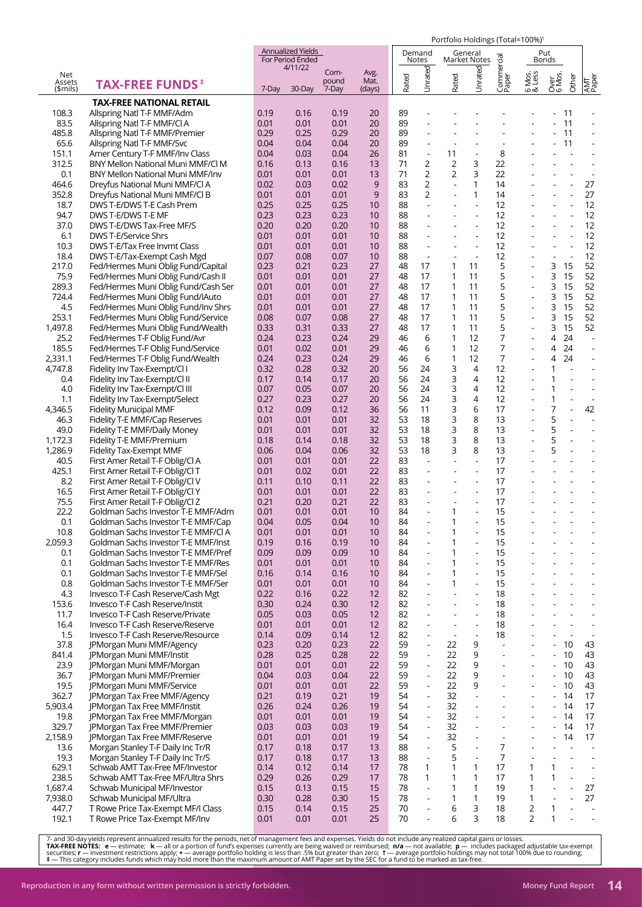| Net Assets ($mils) | TAX-FREE FUNDS ‡ | Annualized Yields For Period Ended 4/11/22 | | | Avg. Mat. (days) | Portfolio Holdings (Total=100%)† | | | | | | | | |
|---|---|---|---|---|---|---|---|---|---|---|---|---|---|---|
| | | | | | | Demand Notes | | General Market Notes | | Commercial Paper | Put Bonds | | | AMT Paper |
| | | 7-Day | 30-Day | Compound 7-Day | | Rated | Unrated | Rated | Unrated | | 6 Mos. & Less | Over 6 Mos. | Other | |
| | **TAX-FREE NATIONAL RETAIL** | | | | | | | | | | | | | |
| 108.3 | Allspring Natl T-F MMF/Adm | 0.19 | 0.16 | 0.19 | 20 | 89 | - | - | - | - | - | - | 11 | - |
| 83.5 | Allspring Natl T-F MMF/Cl A | 0.01 | 0.01 | 0.01 | 20 | 89 | - | - | - | - | - | - | 11 | - |
| 485.8 | Allspring Natl T-F MMF/Premier | 0.29 | 0.25 | 0.29 | 20 | 89 | - | - | - | - | - | - | 11 | - |
| 65.6 | Allspring Natl T-F MMF/Svc | 0.04 | 0.04 | 0.04 | 20 | 89 | - | - | - | - | - | - | 11 | - |
| 151.1 | Amer Century T-F MMF/Inv Class | 0.04 | 0.03 | 0.04 | 26 | 81 | - | 11 | - | 8 | - | - | - | - |
| 312.5 | BNY Mellon National Muni MMF/Cl M | 0.16 | 0.13 | 0.16 | 13 | 71 | 2 | 2 | 3 | 22 | - | - | - | - |
| 0.1 | BNY Mellon National Muni MMF/Inv | 0.01 | 0.01 | 0.01 | 13 | 71 | 2 | 2 | 3 | 22 | - | - | - | - |
| 464.6 | Dreyfus National Muni MMF/Cl A | 0.02 | 0.03 | 0.02 | 9 | 83 | 2 | - | 1 | 14 | - | - | - | 27 |
| 352.8 | Dreyfus National Muni MMF/Cl B | 0.01 | 0.01 | 0.01 | 9 | 83 | 2 | - | 1 | 14 | - | - | - | 27 |
| 18.7 | DWS T-E/DWS T-E Cash Prem | 0.25 | 0.25 | 0.25 | 10 | 88 | - | - | - | 12 | - | - | - | 12 |
| 94.7 | DWS T-E/DWS T-E MF | 0.23 | 0.23 | 0.23 | 10 | 88 | - | - | - | 12 | - | - | - | 12 |
| 37.0 | DWS T-E/DWS Tax-Free MF/S | 0.20 | 0.20 | 0.20 | 10 | 88 | - | - | - | 12 | - | - | - | 12 |
| 6.1 | DWS T-E/Service Shrs | 0.01 | 0.01 | 0.01 | 10 | 88 | - | - | - | 12 | - | - | - | 12 |
| 10.3 | DWS T-E/Tax Free Invmt Class | 0.01 | 0.01 | 0.01 | 10 | 88 | - | - | - | 12 | - | - | - | 12 |
| 18.4 | DWS T-E/Tax-Exempt Cash Mgd | 0.07 | 0.08 | 0.07 | 10 | 88 | - | - | - | 12 | - | - | - | 12 |
| 217.0 | Fed/Hermes Muni Oblig Fund/Capital | 0.23 | 0.21 | 0.23 | 27 | 48 | 17 | 1 | 11 | 5 | - | 3 | 15 | 52 |
| 75.9 | Fed/Hermes Muni Oblig Fund/Cash II | 0.01 | 0.01 | 0.01 | 27 | 48 | 17 | 1 | 11 | 5 | - | 3 | 15 | 52 |
| 289.3 | Fed/Hermes Muni Oblig Fund/Cash Ser | 0.01 | 0.01 | 0.01 | 27 | 48 | 17 | 1 | 11 | 5 | - | 3 | 15 | 52 |
| 724.4 | Fed/Hermes Muni Oblig Fund/IAuto | 0.01 | 0.01 | 0.01 | 27 | 48 | 17 | 1 | 11 | 5 | - | 3 | 15 | 52 |
| 4.5 | Fed/Hermes Muni Oblig Fund/Inv Shrs | 0.01 | 0.01 | 0.01 | 27 | 48 | 17 | 1 | 11 | 5 | - | 3 | 15 | 52 |
| 253.1 | Fed/Hermes Muni Oblig Fund/Service | 0.08 | 0.07 | 0.08 | 27 | 48 | 17 | 1 | 11 | 5 | - | 3 | 15 | 52 |
| 1,497.8 | Fed/Hermes Muni Oblig Fund/Wealth | 0.33 | 0.31 | 0.33 | 27 | 48 | 17 | 1 | 11 | 5 | - | 3 | 15 | 52 |
| 25.2 | Fed/Hermes T-F Oblig Fund/Avr | 0.24 | 0.23 | 0.24 | 29 | 46 | 6 | 1 | 12 | 7 | - | 4 | 24 | - |
| 185.5 | Fed/Hermes T-F Oblig Fund/Service | 0.01 | 0.02 | 0.01 | 29 | 46 | 6 | 1 | 12 | 7 | - | 4 | 24 | - |
| 2,331.1 | Fed/Hermes T-F Oblig Fund/Wealth | 0.24 | 0.23 | 0.24 | 29 | 46 | 6 | 1 | 12 | 7 | - | 4 | 24 | - |
| 4,747.8 | Fidelity Inv Tax-Exempt/Cl I | 0.32 | 0.28 | 0.32 | 20 | 56 | 24 | 3 | 4 | 12 | - | 1 | - | - |
| 0.4 | Fidelity Inv Tax-Exempt/Cl II | 0.17 | 0.14 | 0.17 | 20 | 56 | 24 | 3 | 4 | 12 | - | 1 | - | - |
| 4.0 | Fidelity Inv Tax-Exempt/Cl III | 0.07 | 0.05 | 0.07 | 20 | 56 | 24 | 3 | 4 | 12 | - | 1 | - | - |
| 1.1 | Fidelity Inv Tax-Exempt/Select | 0.27 | 0.23 | 0.27 | 20 | 56 | 24 | 3 | 4 | 12 | - | 1 | - | - |
| 4,346.5 | Fidelity Municipal MMF | 0.12 | 0.09 | 0.12 | 36 | 56 | 11 | 3 | 6 | 17 | - | 7 | - | 42 |
| 46.3 | Fidelity T-E MMF/Cap Reserves | 0.01 | 0.01 | 0.01 | 32 | 53 | 18 | 3 | 8 | 13 | - | 5 | - | - |
| 49.0 | Fidelity T-E MMF/Daily Money | 0.01 | 0.01 | 0.01 | 32 | 53 | 18 | 3 | 8 | 13 | - | 5 | - | - |
| 1,172.3 | Fidelity T-E MMF/Premium | 0.18 | 0.14 | 0.18 | 32 | 53 | 18 | 3 | 8 | 13 | - | 5 | - | - |
| 1,286.9 | Fidelity Tax-Exempt MMF | 0.06 | 0.04 | 0.06 | 32 | 53 | 18 | 3 | 8 | 13 | - | 5 | - | - |
| 40.5 | First Amer Retail T-F Oblig/Cl A | 0.01 | 0.01 | 0.01 | 22 | 83 | - | - | - | 17 | - | - | - | - |
| 425.1 | First Amer Retail T-F Oblig/Cl T | 0.01 | 0.02 | 0.01 | 22 | 83 | - | - | - | 17 | - | - | - | - |
| 8.2 | First Amer Retail T-F Oblig/Cl V | 0.11 | 0.10 | 0.11 | 22 | 83 | - | - | - | 17 | - | - | - | - |
| 16.5 | First Amer Retail T-F Oblig/Cl Y | 0.01 | 0.01 | 0.01 | 22 | 83 | - | - | - | 17 | - | - | - | - |
| 75.5 | First Amer Retail T-F Oblig/Cl Z | 0.21 | 0.20 | 0.21 | 22 | 83 | - | - | - | 17 | - | - | - | - |
| 22.2 | Goldman Sachs Investor T-E MMF/Adm | 0.01 | 0.01 | 0.01 | 10 | 84 | - | 1 | - | 15 | - | - | - | - |
| 0.1 | Goldman Sachs Investor T-E MMF/Cap | 0.04 | 0.05 | 0.04 | 10 | 84 | - | 1 | - | 15 | - | - | - | - |
| 10.8 | Goldman Sachs Investor T-E MMF/Cl A | 0.01 | 0.01 | 0.01 | 10 | 84 | - | 1 | - | 15 | - | - | - | - |
| 2,059.3 | Goldman Sachs Investor T-E MMF/Inst | 0.19 | 0.16 | 0.19 | 10 | 84 | - | 1 | - | 15 | - | - | - | - |
| 0.1 | Goldman Sachs Investor T-E MMF/Pref | 0.09 | 0.09 | 0.09 | 10 | 84 | - | 1 | - | 15 | - | - | - | - |
| 0.1 | Goldman Sachs Investor T-E MMF/Res | 0.01 | 0.01 | 0.01 | 10 | 84 | - | 1 | - | 15 | - | - | - | - |
| 0.1 | Goldman Sachs Investor T-E MMF/Sel | 0.16 | 0.14 | 0.16 | 10 | 84 | - | 1 | - | 15 | - | - | - | - |
| 0.8 | Goldman Sachs Investor T-E MMF/Ser | 0.01 | 0.01 | 0.01 | 10 | 84 | - | 1 | - | 15 | - | - | - | - |
| 4.3 | Invesco T-F Cash Reserve/Cash Mgt | 0.22 | 0.16 | 0.22 | 12 | 82 | - | - | - | 18 | - | - | - | - |
| 153.6 | Invesco T-F Cash Reserve/Instit | 0.30 | 0.24 | 0.30 | 12 | 82 | - | - | - | 18 | - | - | - | - |
| 11.7 | Invesco T-F Cash Reserve/Private | 0.05 | 0.03 | 0.05 | 12 | 82 | - | - | - | 18 | - | - | - | - |
| 16.4 | Invesco T-F Cash Reserve/Reserve | 0.01 | 0.01 | 0.01 | 12 | 82 | - | - | - | 18 | - | - | - | - |
| 1.5 | Invesco T-F Cash Reserve/Resource | 0.14 | 0.09 | 0.14 | 12 | 82 | - | - | - | 18 | - | - | - | - |
| 37.8 | JPMorgan Muni MMF/Agency | 0.23 | 0.20 | 0.23 | 22 | 59 | - | 22 | 9 | - | - | - | 10 | 43 |
| 841.4 | JPMorgan Muni MMF/Instit | 0.28 | 0.25 | 0.28 | 22 | 59 | - | 22 | 9 | - | - | - | 10 | 43 |
| 23.9 | JPMorgan Muni MMF/Morgan | 0.01 | 0.01 | 0.01 | 22 | 59 | - | 22 | 9 | - | - | - | 10 | 43 |
| 36.7 | JPMorgan Muni MMF/Premier | 0.04 | 0.03 | 0.04 | 22 | 59 | - | 22 | 9 | - | - | - | 10 | 43 |
| 19.5 | JPMorgan Muni MMF/Service | 0.01 | 0.01 | 0.01 | 22 | 59 | - | 22 | 9 | - | - | - | 10 | 43 |
| 362.7 | JPMorgan Tax Free MMF/Agency | 0.21 | 0.19 | 0.21 | 19 | 54 | - | 32 | - | - | - | - | 14 | 17 |
| 5,903.4 | JPMorgan Tax Free MMF/Instit | 0.26 | 0.24 | 0.26 | 19 | 54 | - | 32 | - | - | - | - | 14 | 17 |
| 19.8 | JPMorgan Tax Free MMF/Morgan | 0.01 | 0.01 | 0.01 | 19 | 54 | - | 32 | - | - | - | - | 14 | 17 |
| 329.7 | JPMorgan Tax Free MMF/Premier | 0.03 | 0.03 | 0.03 | 19 | 54 | - | 32 | - | - | - | - | 14 | 17 |
| 2,158.9 | JPMorgan Tax Free MMF/Reserve | 0.01 | 0.01 | 0.01 | 19 | 54 | - | 32 | - | - | - | - | 14 | 17 |
| 13.6 | Morgan Stanley T-F Daily Inc Tr/R | 0.17 | 0.18 | 0.17 | 13 | 88 | - | 5 | - | 7 | - | - | - | - |
| 19.3 | Morgan Stanley T-F Daily Inc Tr/S | 0.17 | 0.18 | 0.17 | 13 | 88 | - | 5 | - | 7 | - | - | - | - |
| 629.1 | Schwab AMT Tax-Free MF/Investor | 0.14 | 0.12 | 0.14 | 17 | 78 | 1 | 1 | 1 | 17 | 1 | 1 | - | - |
| 238.5 | Schwab AMT Tax-Free MF/Ultra Shrs | 0.29 | 0.26 | 0.29 | 17 | 78 | 1 | 1 | 1 | 17 | 1 | 1 | - | - |
| 1,687.4 | Schwab Municipal MF/Investor | 0.15 | 0.13 | 0.15 | 15 | 78 | - | 1 | 1 | 19 | 1 | - | - | 27 |
| 7,938.0 | Schwab Municipal MF/Ultra | 0.30 | 0.28 | 0.30 | 15 | 78 | - | 1 | 1 | 19 | 1 | - | - | 27 |
| 447.7 | T Rowe Price Tax-Exempt MF/I Class | 0.15 | 0.14 | 0.15 | 25 | 70 | - | 6 | 3 | 18 | 2 | 1 | - | - |
| 192.1 | T Rowe Price Tax-Exempt MF/Inv | 0.01 | 0.01 | 0.01 | 25 | 70 | - | 6 | 3 | 18 | 2 | 1 | - | - |

7- and 30-day yields represent annualized results for the periods, net of management fees and expenses. Yields do not include any realized capital gains or losses.
**TAX-FREE NOTES:** **e** — estimate; **k** — all or a portion of fund's expenses currently are being waived or reimbursed; **n/a** — not available; **p** — includes packaged adjustable tax-exempt securities; **r** — investment restrictions apply; **+** — average portfolio holding is less than .5% but greater than zero; **†** — average portfolio holdings may not total 100% due to rounding;
**‡** — This category includes funds which may hold more than the maximum amount of AMT Paper set by the SEC for a fund to be marked as tax-free.

Reproduction in any form without written permission is strictly forbidden.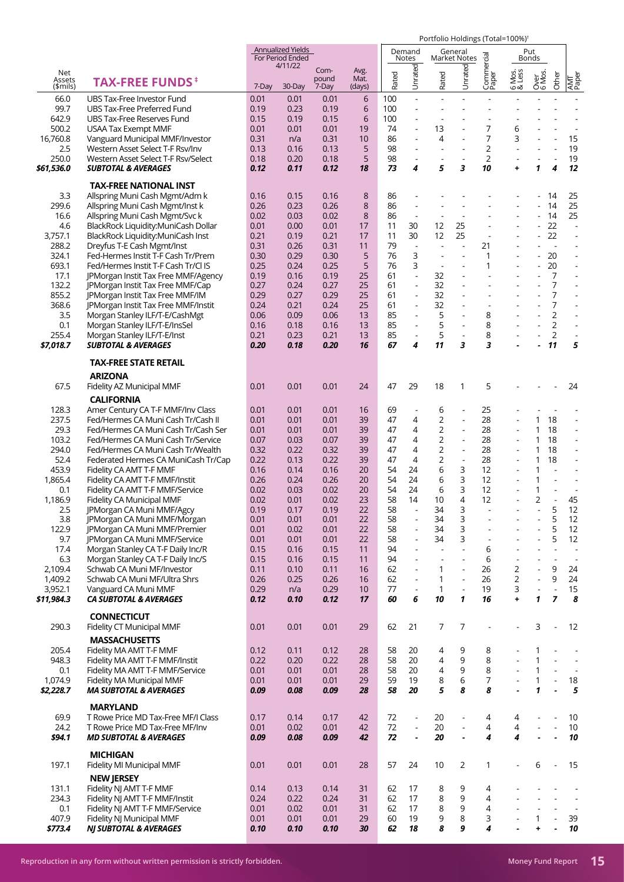| Net Assets ($mils) | TAX-FREE FUNDS‡ | Annualized Yields For Period Ended 4/11/22 7-Day | 30-Day | Compound 7-Day | Avg. Mat. (days) | Portfolio Holdings (Total=100%)† Demand Notes Rated | Demand Notes Unrated | General Market Notes Rated | General Market Notes Unrated | Commercial Paper | Put Bonds 6 Mos. & Less | Put Bonds Over 6 Mos. | Other | AMT Paper |
|---|---|---|---|---|---|---|---|---|---|---|---|---|---|---|
| 66.0 | UBS Tax-Free Investor Fund | 0.01 | 0.01 | 0.01 | 6 | 100 | - | - | - | - | - | - | - | - |
| 99.7 | UBS Tax-Free Preferred Fund | 0.19 | 0.23 | 0.19 | 6 | 100 | - | - | - | - | - | - | - | - |
| 642.9 | UBS Tax-Free Reserves Fund | 0.15 | 0.19 | 0.15 | 6 | 100 | - | - | - | - | - | - | - | - |
| 500.2 | USAA Tax Exempt MMF | 0.01 | 0.01 | 0.01 | 19 | 74 | - | 13 | - | 7 | 6 | - | - | - |
| 16,760.8 | Vanguard Municipal MMF/Investor | 0.31 | n/a | 0.31 | 10 | 86 | - | 4 | - | 7 | 3 | - | - | 15 |
| 2.5 | Western Asset Select T-F Rsv/Inv | 0.13 | 0.16 | 0.13 | 5 | 98 | - | - | - | 2 | - | - | - | 19 |
| 250.0 | Western Asset Select T-F Rsv/Select | 0.18 | 0.20 | 0.18 | 5 | 98 | - | - | - | 2 | - | - | - | 19 |
| ***$61,536.0*** | ***SUBTOTAL & AVERAGES*** | ***0.12*** | ***0.11*** | ***0.12*** | ***18*** | ***73*** | ***4*** | ***5*** | ***3*** | ***10*** | ***+*** | ***1*** | ***4*** | ***12*** |
| | **TAX-FREE NATIONAL INST** | | | | | | | | | | | | | |
| 3.3 | Allspring Muni Cash Mgmt/Adm k | 0.16 | 0.15 | 0.16 | 8 | 86 | - | - | - | - | - | - | 14 | 25 |
| 299.6 | Allspring Muni Cash Mgmt/Inst k | 0.26 | 0.23 | 0.26 | 8 | 86 | - | - | - | - | - | - | 14 | 25 |
| 16.6 | Allspring Muni Cash Mgmt/Svc k | 0.02 | 0.03 | 0.02 | 8 | 86 | - | - | - | - | - | - | 14 | 25 |
| 4.6 | BlackRock Liquidity:MuniCash Dollar | 0.01 | 0.00 | 0.01 | 17 | 11 | 30 | 12 | 25 | - | - | - | 22 | - |
| 3,757.1 | BlackRock Liquidity:MuniCash Inst | 0.21 | 0.19 | 0.21 | 17 | 11 | 30 | 12 | 25 | - | - | - | 22 | - |
| 288.2 | Dreyfus T-E Cash Mgmt/Inst | 0.31 | 0.26 | 0.31 | 11 | 79 | - | - | - | 21 | - | - | - | - |
| 324.1 | Fed-Hermes Instit T-F Cash Tr/Prem | 0.30 | 0.29 | 0.30 | 5 | 76 | 3 | - | - | 1 | - | - | 20 | - |
| 693.1 | Fed-Hermes Instit T-F Cash Tr/Cl IS | 0.25 | 0.24 | 0.25 | 5 | 76 | 3 | - | - | 1 | - | - | 20 | - |
| 17.1 | JPMorgan Instit Tax Free MMF/Agency | 0.19 | 0.16 | 0.19 | 25 | 61 | - | 32 | - | - | - | - | 7 | - |
| 132.2 | JPMorgan Instit Tax Free MMF/Cap | 0.27 | 0.24 | 0.27 | 25 | 61 | - | 32 | - | - | - | - | 7 | - |
| 855.2 | JPMorgan Instit Tax Free MMF/IM | 0.29 | 0.27 | 0.29 | 25 | 61 | - | 32 | - | - | - | - | 7 | - |
| 368.6 | JPMorgan Instit Tax Free MMF/Instit | 0.24 | 0.21 | 0.24 | 25 | 61 | - | 32 | - | - | - | - | 7 | - |
| 3.5 | Morgan Stanley ILF/T-E/CashMgt | 0.06 | 0.09 | 0.06 | 13 | 85 | - | 5 | - | 8 | - | - | 2 | - |
| 0.1 | Morgan Stanley ILF/T-E/InsSel | 0.16 | 0.18 | 0.16 | 13 | 85 | - | 5 | - | 8 | - | - | 2 | - |
| 255.4 | Morgan Stanley ILF/T-E/Inst | 0.21 | 0.23 | 0.21 | 13 | 85 | - | 5 | - | 8 | - | - | 2 | - |
| ***$7,018.7*** | ***SUBTOTAL & AVERAGES*** | ***0.20*** | ***0.18*** | ***0.20*** | ***16*** | ***67*** | ***4*** | ***11*** | ***3*** | ***3*** | ***-*** | ***-*** | ***11*** | ***5*** |
| | **TAX-FREE STATE RETAIL** | | | | | | | | | | | | | |
| | **ARIZONA** | | | | | | | | | | | | | |
| 67.5 | Fidelity AZ Municipal MMF | 0.01 | 0.01 | 0.01 | 24 | 47 | 29 | 18 | 1 | 5 | - | - | - | 24 |
| | **CALIFORNIA** | | | | | | | | | | | | | |
| 128.3 | Amer Century CA T-F MMF/Inv Class | 0.01 | 0.01 | 0.01 | 16 | 69 | - | 6 | - | 25 | - | - | - | - |
| 237.5 | Fed/Hermes CA Muni Cash Tr/Cash II | 0.01 | 0.01 | 0.01 | 39 | 47 | 4 | 2 | - | 28 | - | 1 | 18 | - |
| 29.3 | Fed/Hermes CA Muni Cash Tr/Cash Ser | 0.01 | 0.01 | 0.01 | 39 | 47 | 4 | 2 | - | 28 | - | 1 | 18 | - |
| 103.2 | Fed/Hermes CA Muni Cash Tr/Service | 0.07 | 0.03 | 0.07 | 39 | 47 | 4 | 2 | - | 28 | - | 1 | 18 | - |
| 294.0 | Fed/Hermes CA Muni Cash Tr/Wealth | 0.32 | 0.22 | 0.32 | 39 | 47 | 4 | 2 | - | 28 | - | 1 | 18 | - |
| 52.4 | Federated Hermes CA MuniCash Tr/Cap | 0.22 | 0.13 | 0.22 | 39 | 47 | 4 | 2 | - | 28 | - | 1 | 18 | - |
| 453.9 | Fidelity CA AMT T-F MMF | 0.16 | 0.14 | 0.16 | 20 | 54 | 24 | 6 | 3 | 12 | - | 1 | - | - |
| 1,865.4 | Fidelity CA AMT T-F MMF/Instit | 0.26 | 0.24 | 0.26 | 20 | 54 | 24 | 6 | 3 | 12 | - | 1 | - | - |
| 0.1 | Fidelity CA AMT T-F MMF/Service | 0.02 | 0.03 | 0.02 | 20 | 54 | 24 | 6 | 3 | 12 | - | 1 | - | - |
| 1,186.9 | Fidelity CA Municipal MMF | 0.02 | 0.01 | 0.02 | 23 | 58 | 14 | 10 | 4 | 12 | - | 2 | - | 45 |
| 2.5 | JPMorgan CA Muni MMF/Agcy | 0.19 | 0.17 | 0.19 | 22 | 58 | - | 34 | 3 | - | - | - | 5 | 12 |
| 3.8 | JPMorgan CA Muni MMF/Morgan | 0.01 | 0.01 | 0.01 | 22 | 58 | - | 34 | 3 | - | - | - | 5 | 12 |
| 122.9 | JPMorgan CA Muni MMF/Premier | 0.01 | 0.02 | 0.01 | 22 | 58 | - | 34 | 3 | - | - | - | 5 | 12 |
| 9.7 | JPMorgan CA Muni MMF/Service | 0.01 | 0.01 | 0.01 | 22 | 58 | - | 34 | 3 | - | - | - | 5 | 12 |
| 17.4 | Morgan Stanley CA T-F Daily Inc/R | 0.15 | 0.16 | 0.15 | 11 | 94 | - | - | - | 6 | - | - | - | - |
| 6.3 | Morgan Stanley CA T-F Daily Inc/S | 0.15 | 0.16 | 0.15 | 11 | 94 | - | - | - | 6 | - | - | - | - |
| 2,109.4 | Schwab CA Muni MF/Investor | 0.11 | 0.10 | 0.11 | 16 | 62 | - | 1 | - | 26 | 2 | - | 9 | 24 |
| 1,409.2 | Schwab CA Muni MF/Ultra Shrs | 0.26 | 0.25 | 0.26 | 16 | 62 | - | 1 | - | 26 | 2 | - | 9 | 24 |
| 3,952.1 | Vanguard CA Muni MMF | 0.29 | n/a | 0.29 | 10 | 77 | - | 1 | - | 19 | 3 | - | - | 15 |
| ***$11,984.3*** | ***CA SUBTOTAL & AVERAGES*** | ***0.12*** | ***0.10*** | ***0.12*** | ***17*** | ***60*** | ***6*** | ***10*** | ***1*** | ***16*** | ***+*** | ***1*** | ***7*** | ***8*** |
| | **CONNECTICUT** | | | | | | | | | | | | | |
| 290.3 | Fidelity CT Municipal MMF | 0.01 | 0.01 | 0.01 | 29 | 62 | 21 | 7 | 7 | - | - | 3 | - | 12 |
| | **MASSACHUSETTS** | | | | | | | | | | | | | |
| 205.4 | Fidelity MA AMT T-F MMF | 0.12 | 0.11 | 0.12 | 28 | 58 | 20 | 4 | 9 | 8 | - | 1 | - | - |
| 948.3 | Fidelity MA AMT T-F MMF/Instit | 0.22 | 0.20 | 0.22 | 28 | 58 | 20 | 4 | 9 | 8 | - | 1 | - | - |
| 0.1 | Fidelity MA AMT T-F MMF/Service | 0.01 | 0.01 | 0.01 | 28 | 58 | 20 | 4 | 9 | 8 | - | 1 | - | - |
| 1,074.9 | Fidelity MA Municipal MMF | 0.01 | 0.01 | 0.01 | 29 | 59 | 19 | 8 | 6 | 7 | - | 1 | - | 18 |
| ***$2,228.7*** | ***MA SUBTOTAL & AVERAGES*** | ***0.09*** | ***0.08*** | ***0.09*** | ***28*** | ***58*** | ***20*** | ***5*** | ***8*** | ***8*** | ***-*** | ***1*** | ***-*** | ***5*** |
| | **MARYLAND** | | | | | | | | | | | | | |
| 69.9 | T Rowe Price MD Tax-Free MF/I Class | 0.17 | 0.14 | 0.17 | 42 | 72 | - | 20 | - | 4 | 4 | - | - | 10 |
| 24.2 | T Rowe Price MD Tax-Free MF/Inv | 0.01 | 0.02 | 0.01 | 42 | 72 | - | 20 | - | 4 | 4 | - | - | 10 |
| ***$94.1*** | ***MD SUBTOTAL & AVERAGES*** | ***0.09*** | ***0.08*** | ***0.09*** | ***42*** | ***72*** | ***-*** | ***20*** | ***-*** | ***4*** | ***4*** | ***-*** | ***-*** | ***10*** |
| | **MICHIGAN** | | | | | | | | | | | | | |
| 197.1 | Fidelity MI Municipal MMF | 0.01 | 0.01 | 0.01 | 28 | 57 | 24 | 10 | 2 | 1 | - | 6 | - | 15 |
| | **NEW JERSEY** | | | | | | | | | | | | | |
| 131.1 | Fidelity NJ AMT T-F MMF | 0.14 | 0.13 | 0.14 | 31 | 62 | 17 | 8 | 9 | 4 | - | - | - | - |
| 234.3 | Fidelity NJ AMT T-F MMF/Instit | 0.24 | 0.22 | 0.24 | 31 | 62 | 17 | 8 | 9 | 4 | - | - | - | - |
| 0.1 | Fidelity NJ AMT T-F MMF/Service | 0.01 | 0.02 | 0.01 | 31 | 62 | 17 | 8 | 9 | 4 | - | - | - | - |
| 407.9 | Fidelity NJ Municipal MMF | 0.01 | 0.01 | 0.01 | 29 | 60 | 19 | 9 | 8 | 3 | - | 1 | - | 39 |
| ***$773.4*** | ***NJ SUBTOTAL & AVERAGES*** | ***0.10*** | ***0.10*** | ***0.10*** | ***30*** | ***62*** | ***18*** | ***8*** | ***9*** | ***4*** | ***-*** | ***+*** | ***-*** | ***10*** |

Reproduction in any form without written permission is strictly forbidden.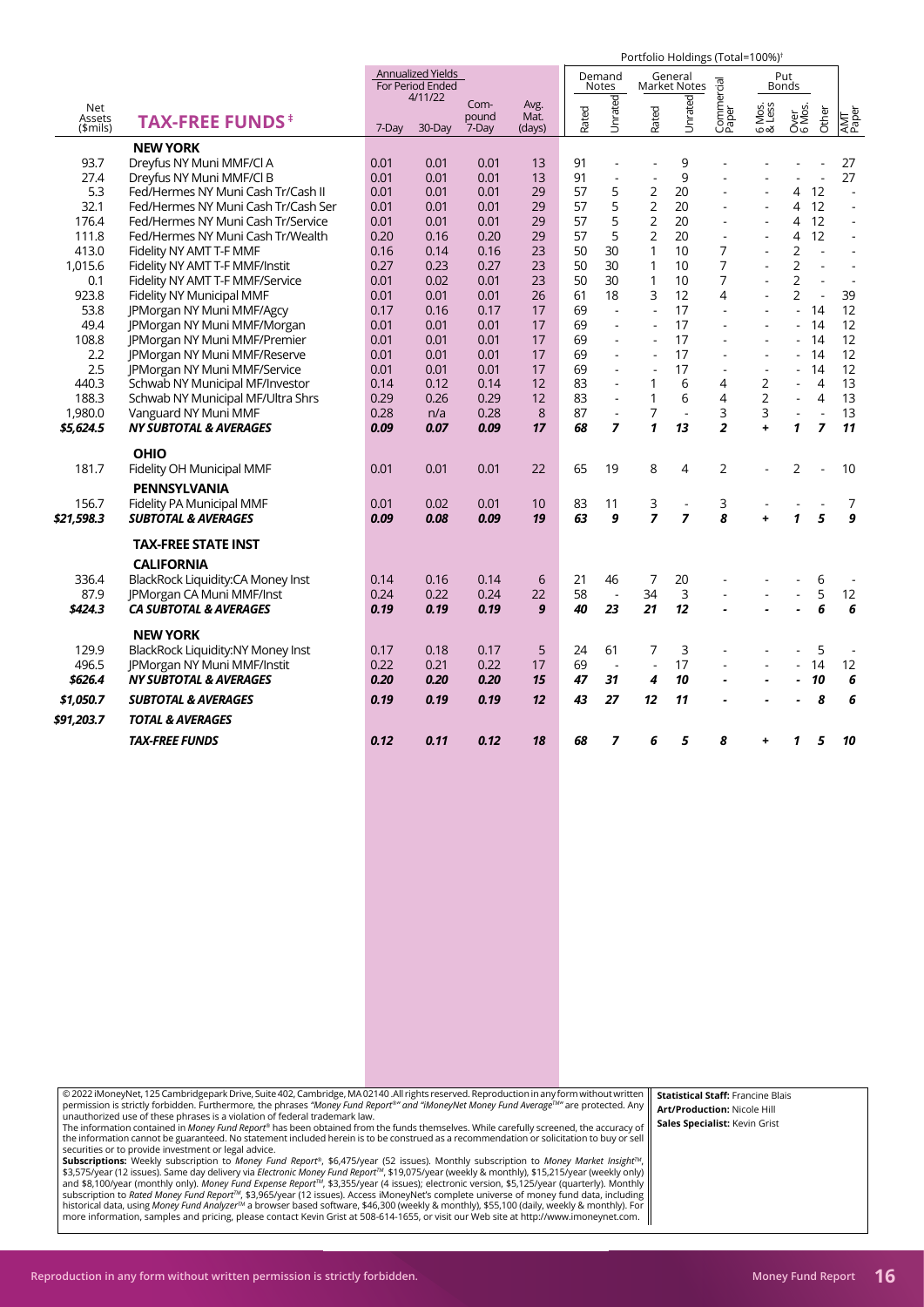| Net Assets ($mils) | TAX-FREE FUNDS ‡ | Annualized Yields For Period Ended 4/11/22 | | Com-pound | Avg. Mat. | Portfolio Holdings (Total=100%)† | | | | | | | | | |
|---|---|---|---|---|---|---|---|---|---|---|---|---|---|---|---|
| | | | | | | Demand Notes | | General Market Notes | | | Put Bonds | | | | |
| | | 7-Day | 30-Day | 7-Day | (days) | Rated | Unrated | Rated | Unrated | Commercial Paper | 6 Mos. & Less | Over 6 Mos. | Other | AMT Paper |
| | **NEW YORK** | | | | | | | | | | | | | |
| 93.7 | Dreyfus NY Muni MMF/Cl A | 0.01 | 0.01 | 0.01 | 13 | 91 | - | - | 9 | - | - | - | - | 27 |
| 27.4 | Dreyfus NY Muni MMF/Cl B | 0.01 | 0.01 | 0.01 | 13 | 91 | - | - | 9 | - | - | - | - | 27 |
| 5.3 | Fed/Hermes NY Muni Cash Tr/Cash II | 0.01 | 0.01 | 0.01 | 29 | 57 | 5 | 2 | 20 | - | - | 4 | 12 | - |
| 32.1 | Fed/Hermes NY Muni Cash Tr/Cash Ser | 0.01 | 0.01 | 0.01 | 29 | 57 | 5 | 2 | 20 | - | - | 4 | 12 | - |
| 176.4 | Fed/Hermes NY Muni Cash Tr/Service | 0.01 | 0.01 | 0.01 | 29 | 57 | 5 | 2 | 20 | - | - | 4 | 12 | - |
| 111.8 | Fed/Hermes NY Muni Cash Tr/Wealth | 0.20 | 0.16 | 0.20 | 29 | 57 | 5 | 2 | 20 | - | - | 4 | 12 | - |
| 413.0 | Fidelity NY AMT T-F MMF | 0.16 | 0.14 | 0.16 | 23 | 50 | 30 | 1 | 10 | 7 | - | 2 | - | - |
| 1,015.6 | Fidelity NY AMT T-F MMF/Instit | 0.27 | 0.23 | 0.27 | 23 | 50 | 30 | 1 | 10 | 7 | - | 2 | - | - |
| 0.1 | Fidelity NY AMT T-F MMF/Service | 0.01 | 0.02 | 0.01 | 23 | 50 | 30 | 1 | 10 | 7 | - | 2 | - | - |
| 923.8 | Fidelity NY Municipal MMF | 0.01 | 0.01 | 0.01 | 26 | 61 | 18 | 3 | 12 | 4 | - | 2 | - | 39 |
| 53.8 | JPMorgan NY Muni MMF/Agcy | 0.17 | 0.16 | 0.17 | 17 | 69 | - | - | 17 | - | - | - | 14 | 12 |
| 49.4 | JPMorgan NY Muni MMF/Morgan | 0.01 | 0.01 | 0.01 | 17 | 69 | - | - | 17 | - | - | - | 14 | 12 |
| 108.8 | JPMorgan NY Muni MMF/Premier | 0.01 | 0.01 | 0.01 | 17 | 69 | - | - | 17 | - | - | - | 14 | 12 |
| 2.2 | JPMorgan NY Muni MMF/Reserve | 0.01 | 0.01 | 0.01 | 17 | 69 | - | - | 17 | - | - | - | 14 | 12 |
| 2.5 | JPMorgan NY Muni MMF/Service | 0.01 | 0.01 | 0.01 | 17 | 69 | - | - | 17 | - | - | - | 14 | 12 |
| 440.3 | Schwab NY Municipal MF/Investor | 0.14 | 0.12 | 0.14 | 12 | 83 | - | 1 | 6 | 4 | 2 | - | 4 | 13 |
| 188.3 | Schwab NY Municipal MF/Ultra Shrs | 0.29 | 0.26 | 0.29 | 12 | 83 | - | 1 | 6 | 4 | 2 | - | 4 | 13 |
| 1,980.0 | Vanguard NY Muni MMF | 0.28 | n/a | 0.28 | 8 | 87 | - | 7 | - | 3 | 3 | - | - | 13 |
| ***$5,624.5*** | ***NY SUBTOTAL & AVERAGES*** | ***0.09*** | ***0.07*** | ***0.09*** | ***17*** | ***68*** | ***7*** | ***1*** | ***13*** | ***2*** | ***+*** | ***1*** | ***7*** | ***11*** |
| | **OHIO** | | | | | | | | | | | | | |
| 181.7 | Fidelity OH Municipal MMF | 0.01 | 0.01 | 0.01 | 22 | 65 | 19 | 8 | 4 | 2 | - | 2 | - | 10 |
| | **PENNSYLVANIA** | | | | | | | | | | | | | |
| 156.7 | Fidelity PA Municipal MMF | 0.01 | 0.02 | 0.01 | 10 | 83 | 11 | 3 | - | 3 | - | - | - | 7 |
| ***$21,598.3*** | ***SUBTOTAL & AVERAGES*** | ***0.09*** | ***0.08*** | ***0.09*** | ***19*** | ***63*** | ***9*** | ***7*** | ***7*** | ***8*** | ***+*** | ***1*** | ***5*** | ***9*** |
| | **TAX-FREE STATE INST** | | | | | | | | | | | | | |
| | **CALIFORNIA** | | | | | | | | | | | | | |
| 336.4 | BlackRock Liquidity:CA Money Inst | 0.14 | 0.16 | 0.14 | 6 | 21 | 46 | 7 | 20 | - | - | - | 6 | - |
| 87.9 | JPMorgan CA Muni MMF/Inst | 0.24 | 0.22 | 0.24 | 22 | 58 | - | 34 | 3 | - | - | - | 5 | 12 |
| ***$424.3*** | ***CA SUBTOTAL & AVERAGES*** | ***0.19*** | ***0.19*** | ***0.19*** | ***9*** | ***40*** | ***23*** | ***21*** | ***12*** | ***-*** | ***-*** | ***-*** | ***6*** | ***6*** |
| | **NEW YORK** | | | | | | | | | | | | | |
| 129.9 | BlackRock Liquidity:NY Money Inst | 0.17 | 0.18 | 0.17 | 5 | 24 | 61 | 7 | 3 | - | - | - | 5 | - |
| 496.5 | JPMorgan NY Muni MMF/Instit | 0.22 | 0.21 | 0.22 | 17 | 69 | - | - | 17 | - | - | - | 14 | 12 |
| ***$626.4*** | ***NY SUBTOTAL & AVERAGES*** | ***0.20*** | ***0.20*** | ***0.20*** | ***15*** | ***47*** | ***31*** | ***4*** | ***10*** | ***-*** | ***-*** | ***-*** | ***10*** | ***6*** |
| ***$1,050.7*** | ***SUBTOTAL & AVERAGES*** | ***0.19*** | ***0.19*** | ***0.19*** | ***12*** | ***43*** | ***27*** | ***12*** | ***11*** | ***-*** | ***-*** | ***-*** | ***8*** | ***6*** |
| ***$91,203.7*** | ***TOTAL & AVERAGES*** | | | | | | | | | | | | | |
| | ***TAX-FREE FUNDS*** | ***0.12*** | ***0.11*** | ***0.12*** | ***18*** | ***68*** | ***7*** | ***6*** | ***5*** | ***8*** | ***+*** | ***1*** | ***5*** | ***10*** |

© 2022 iMoneyNet, 125 Cambridgepark Drive, Suite 402, Cambridge, MA 02140 .All rights reserved. Reproduction in any form without written permission is strictly forbidden. Furthermore, the phrases *"Money Fund Report®" and "iMoneyNet Money Fund Average™"* are protected. Any unauthorized use of these phrases is a violation of federal trademark law.
The information contained in *Money Fund Report®* has been obtained from the funds themselves. While carefully screened, the accuracy of the information cannot be guaranteed. No statement included herein is to be construed as a recommendation or solicitation to buy or sell securities or to provide investment or legal advice.
**Subscriptions:** Weekly subscription to *Money Fund Report®*, $6,475/year (52 issues). Monthly subscription to *Money Market Insight™*, $3,575/year (12 issues). Same day delivery via *Electronic Money Fund Report™*, $19,075/year (weekly & monthly), $15,215/year (weekly only) and $8,100/year (monthly only). *Money Fund Expense Report™*, $3,355/year (4 issues); electronic version, $5,125/year (quarterly). Monthly subscription to *Rated Money Fund Report™*, $3,965/year (12 issues). Access iMoneyNet's complete universe of money fund data, including historical data, using *Money Fund Analyzer™* a browser based software, $46,300 (weekly & monthly), $55,100 (daily, weekly & monthly). For more information, samples and pricing, please contact Kevin Grist at 508-614-1655, or visit our Web site at http://www.imoneynet.com.

**Statistical Staff:** Francine Blais
**Art/Production:** Nicole Hill
**Sales Specialist:** Kevin Grist